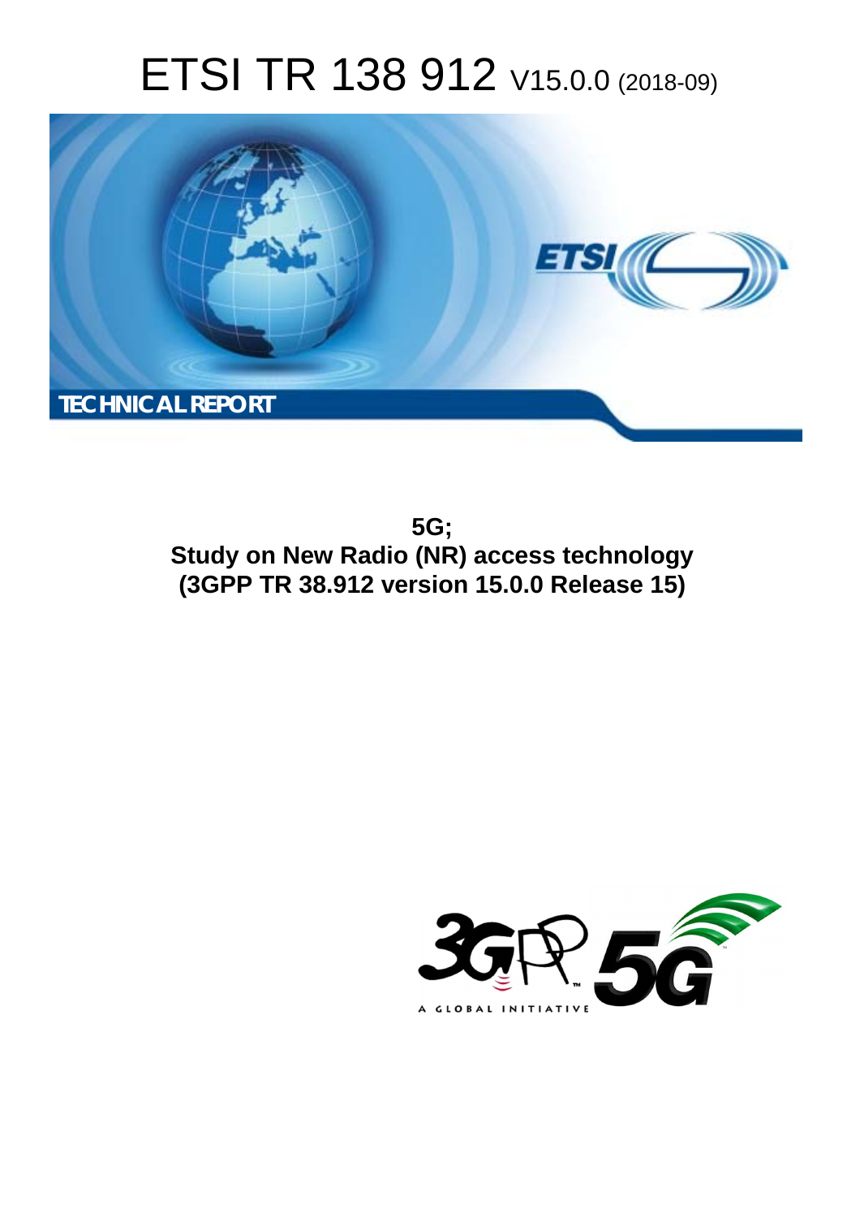# ETSI TR 138 912 V15.0.0 (2018-09)

TECHNICAL REPORT

**5G;**
**Study on New Radio (NR) access technology**
**(3GPP TR 38.912 version 15.0.0 Release 15)**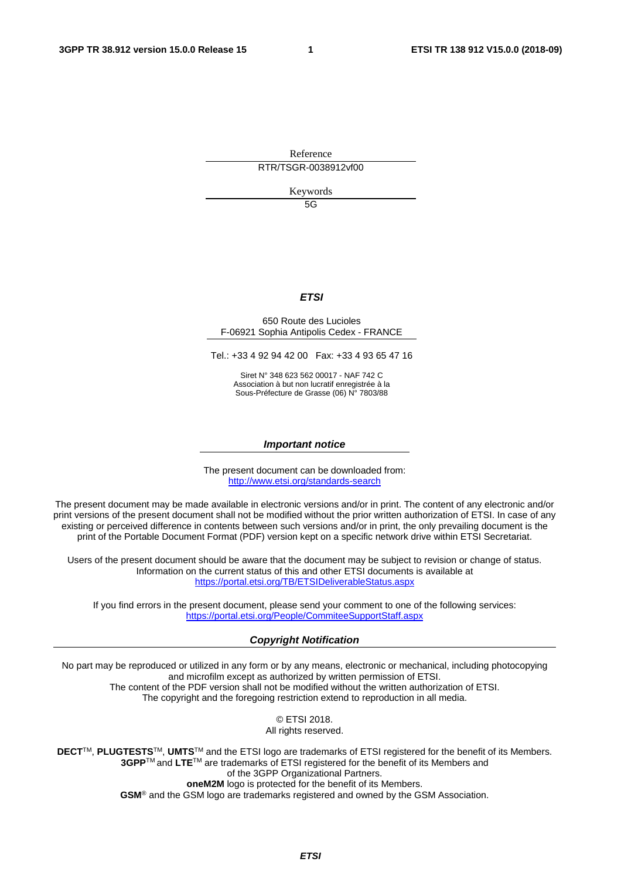Reference

RTR/TSGR-0038912vf00

Keywords

5G

***ETSI***

650 Route des Lucioles
F-06921 Sophia Antipolis Cedex - FRANCE

Tel.: +33 4 92 94 42 00 Fax: +33 4 93 65 47 16

Siret N° 348 623 562 00017 - NAF 742 C
Association à but non lucratif enregistrée à la
Sous-Préfecture de Grasse (06) N° 7803/88

***Important notice***

The present document can be downloaded from:
http://www.etsi.org/standards-search

The present document may be made available in electronic versions and/or in print. The content of any electronic and/or print versions of the present document shall not be modified without the prior written authorization of ETSI. In case of any existing or perceived difference in contents between such versions and/or in print, the only prevailing document is the print of the Portable Document Format (PDF) version kept on a specific network drive within ETSI Secretariat.

Users of the present document should be aware that the document may be subject to revision or change of status. Information on the current status of this and other ETSI documents is available at https://portal.etsi.org/TB/ETSIDeliverableStatus.aspx

If you find errors in the present document, please send your comment to one of the following services:
https://portal.etsi.org/People/CommiteeSupportStaff.aspx

***Copyright Notification***

No part may be reproduced or utilized in any form or by any means, electronic or mechanical, including photocopying and microfilm except as authorized by written permission of ETSI.
The content of the PDF version shall not be modified without the written authorization of ETSI.
The copyright and the foregoing restriction extend to reproduction in all media.

© ETSI 2018.
All rights reserved.

**DECT**™, **PLUGTESTS**™, **UMTS**™ and the ETSI logo are trademarks of ETSI registered for the benefit of its Members.
**3GPP**™ and **LTE**™ are trademarks of ETSI registered for the benefit of its Members and of the 3GPP Organizational Partners.
**oneM2M** logo is protected for the benefit of its Members.
**GSM**® and the GSM logo are trademarks registered and owned by the GSM Association.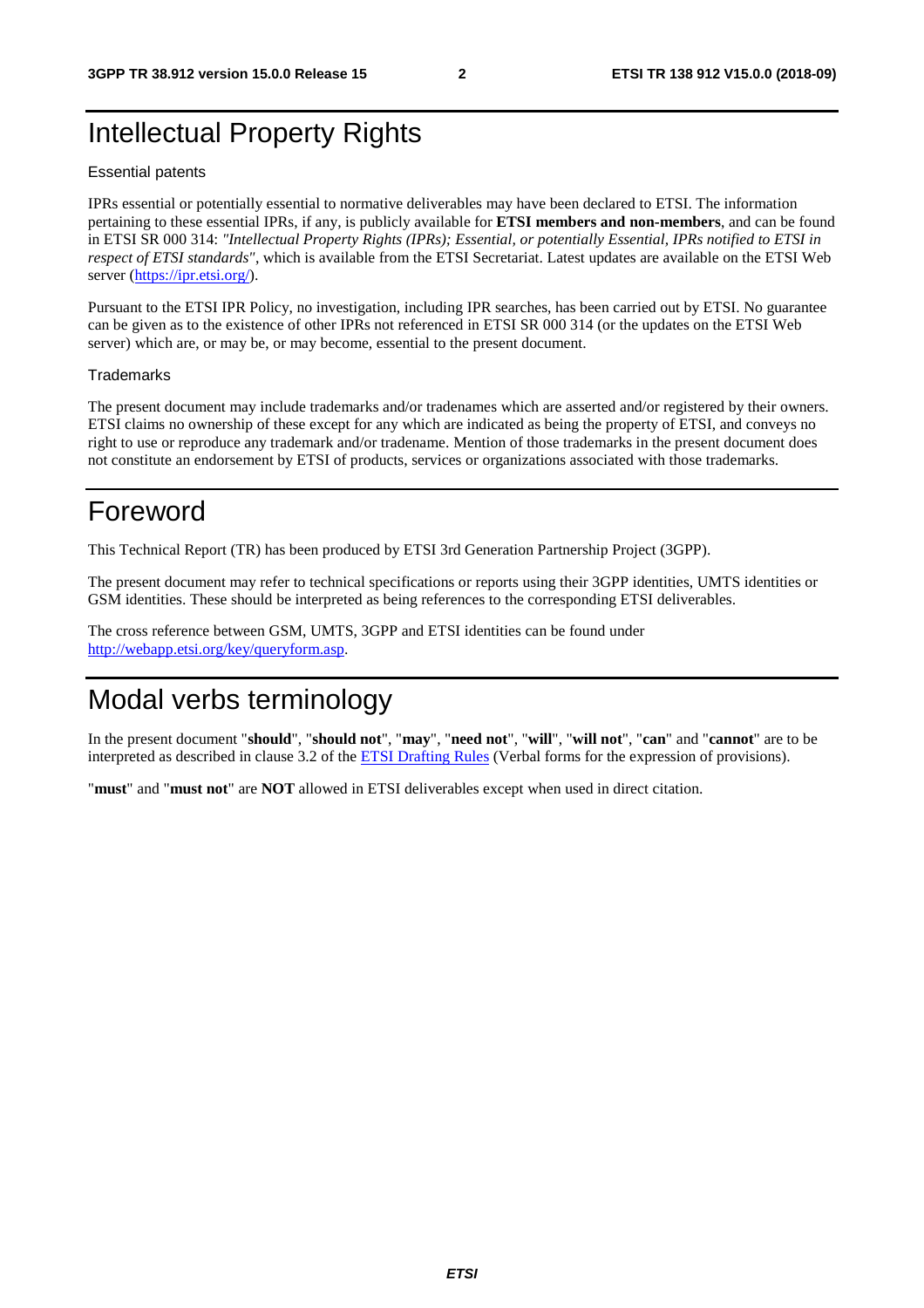# Intellectual Property Rights

Essential patents

IPRs essential or potentially essential to normative deliverables may have been declared to ETSI. The information pertaining to these essential IPRs, if any, is publicly available for **ETSI members and non-members**, and can be found in ETSI SR 000 314: *"Intellectual Property Rights (IPRs); Essential, or potentially Essential, IPRs notified to ETSI in respect of ETSI standards"*, which is available from the ETSI Secretariat. Latest updates are available on the ETSI Web server (https://ipr.etsi.org/).

Pursuant to the ETSI IPR Policy, no investigation, including IPR searches, has been carried out by ETSI. No guarantee can be given as to the existence of other IPRs not referenced in ETSI SR 000 314 (or the updates on the ETSI Web server) which are, or may be, or may become, essential to the present document.

Trademarks

The present document may include trademarks and/or tradenames which are asserted and/or registered by their owners. ETSI claims no ownership of these except for any which are indicated as being the property of ETSI, and conveys no right to use or reproduce any trademark and/or tradename. Mention of those trademarks in the present document does not constitute an endorsement by ETSI of products, services or organizations associated with those trademarks.

# Foreword

This Technical Report (TR) has been produced by ETSI 3rd Generation Partnership Project (3GPP).

The present document may refer to technical specifications or reports using their 3GPP identities, UMTS identities or GSM identities. These should be interpreted as being references to the corresponding ETSI deliverables.

The cross reference between GSM, UMTS, 3GPP and ETSI identities can be found under http://webapp.etsi.org/key/queryform.asp.

# Modal verbs terminology

In the present document "**should**", "**should not**", "**may**", "**need not**", "**will**", "**will not**", "**can**" and "**cannot**" are to be interpreted as described in clause 3.2 of the ETSI Drafting Rules (Verbal forms for the expression of provisions).

"**must**" and "**must not**" are **NOT** allowed in ETSI deliverables except when used in direct citation.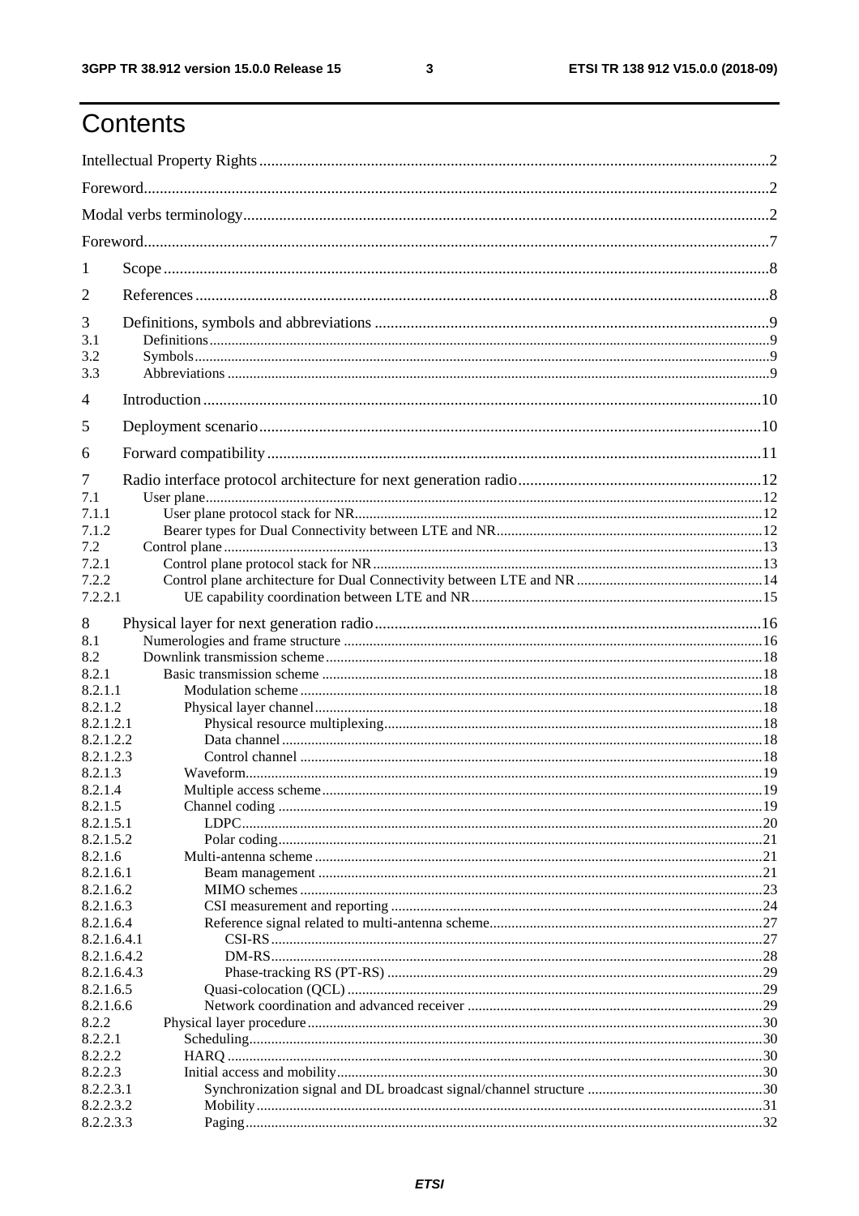# Contents

Intellectual Property Rights ........................................................................................................................ 2

Foreword ..................................................................................................................................................... 2

Modal verbs terminology ............................................................................................................................ 2

Foreword ..................................................................................................................................................... 7

1 Scope ....................................................................................................................................................... 8

2 References ............................................................................................................................................... 8

3 Definitions, symbols and abbreviations .................................................................................................. 9
3.1 Definitions .............................................................................................................................................. 9
3.2 Symbols .................................................................................................................................................. 9
3.3 Abbreviations ......................................................................................................................................... 9

4 Introduction ........................................................................................................................................... 10

5 Deployment scenario ............................................................................................................................. 10

6 Forward compatibility ........................................................................................................................... 11

7 Radio interface protocol architecture for next generation radio ........................................................... 12
7.1 User plane ............................................................................................................................................. 12
7.1.1 User plane protocol stack for NR ....................................................................................................... 12
7.1.2 Bearer types for Dual Connectivity between LTE and NR ................................................................ 12
7.2 Control plane ........................................................................................................................................ 13
7.2.1 Control plane protocol stack for NR .................................................................................................. 13
7.2.2 Control plane architecture for Dual Connectivity between LTE and NR .......................................... 14
7.2.2.1 UE capability coordination between LTE and NR ......................................................................... 15

8 Physical layer for next generation radio ................................................................................................ 16
8.1 Numerologies and frame structure ....................................................................................................... 16
8.2 Downlink transmission scheme ............................................................................................................ 18
8.2.1 Basic transmission scheme ................................................................................................................ 18
8.2.1.1 Modulation scheme ........................................................................................................................ 18
8.2.1.2 Physical layer channel .................................................................................................................... 18
8.2.1.2.1 Physical resource multiplexing .................................................................................................... 18
8.2.1.2.2 Data channel ................................................................................................................................ 18
8.2.1.2.3 Control channel ........................................................................................................................... 18
8.2.1.3 Waveform ....................................................................................................................................... 19
8.2.1.4 Multiple access scheme .................................................................................................................. 19
8.2.1.5 Channel coding ............................................................................................................................... 19
8.2.1.5.1 LDPC ........................................................................................................................................... 20
8.2.1.5.2 Polar coding ................................................................................................................................. 21
8.2.1.6 Multi-antenna scheme .................................................................................................................... 21
8.2.1.6.1 Beam management ....................................................................................................................... 21
8.2.1.6.2 MIMO schemes ............................................................................................................................ 23
8.2.1.6.3 CSI measurement and reporting ................................................................................................... 24
8.2.1.6.4 Reference signal related to multi-antenna scheme ........................................................................ 27
8.2.1.6.4.1 CSI-RS ..................................................................................................................................... 27
8.2.1.6.4.2 DM-RS ..................................................................................................................................... 28
8.2.1.6.4.3 Phase-tracking RS (PT-RS) ..................................................................................................... 29
8.2.1.6.5 Quasi-colocation (QCL) ............................................................................................................... 29
8.2.1.6.6 Network coordination and advanced receiver ............................................................................... 29
8.2.2 Physical layer procedure .................................................................................................................... 30
8.2.2.1 Scheduling ...................................................................................................................................... 30
8.2.2.2 HARQ ............................................................................................................................................. 30
8.2.2.3 Initial access and mobility .............................................................................................................. 30
8.2.2.3.1 Synchronization signal and DL broadcast signal/channel structure ............................................. 30
8.2.2.3.2 Mobility ....................................................................................................................................... 31
8.2.2.3.3 Paging .......................................................................................................................................... 32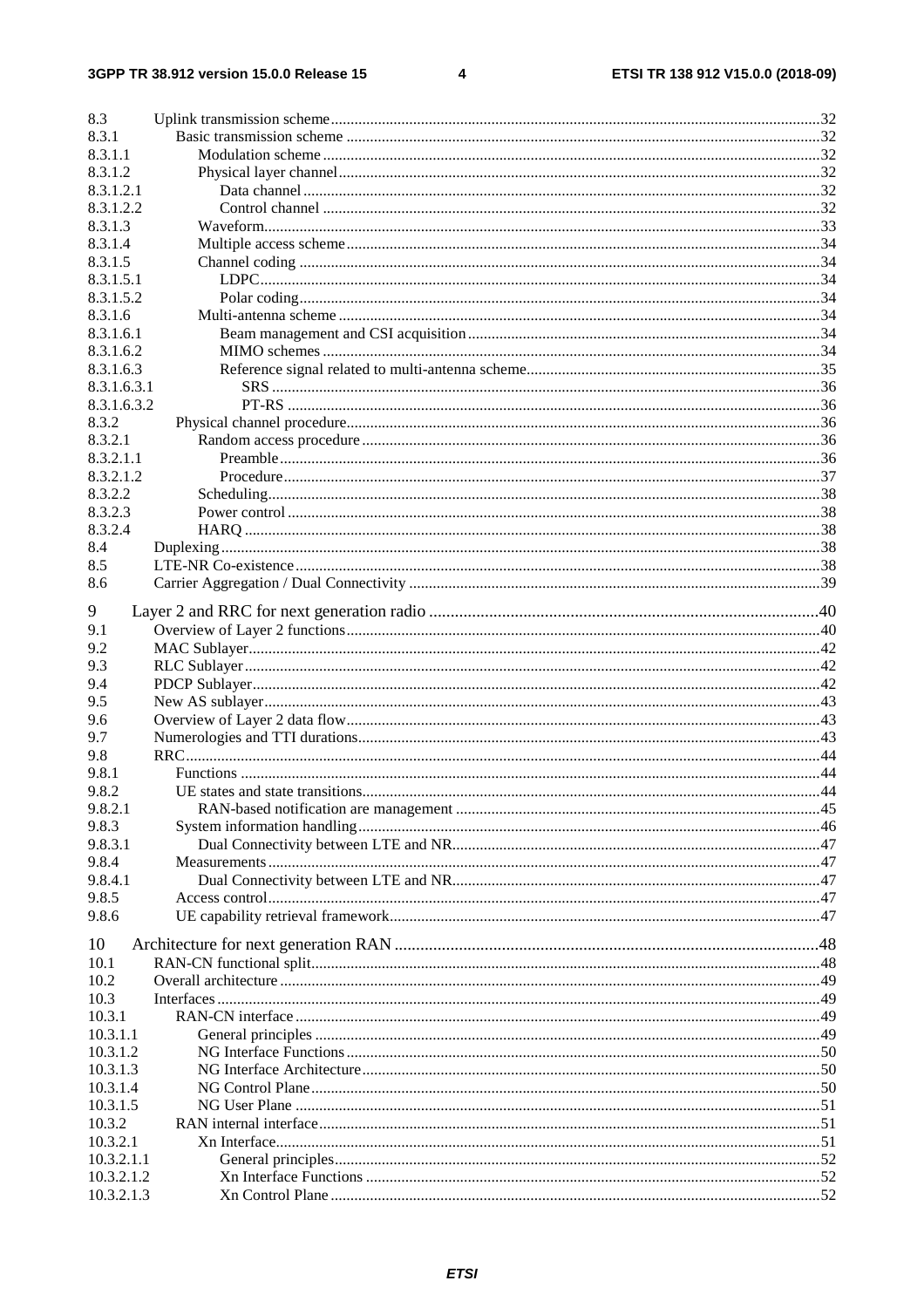8.3 Uplink transmission scheme ....32
8.3.1 Basic transmission scheme ....32
8.3.1.1 Modulation scheme ....32
8.3.1.2 Physical layer channel ....32
8.3.1.2.1 Data channel ....32
8.3.1.2.2 Control channel ....32
8.3.1.3 Waveform ....33
8.3.1.4 Multiple access scheme ....34
8.3.1.5 Channel coding ....34
8.3.1.5.1 LDPC ....34
8.3.1.5.2 Polar coding ....34
8.3.1.6 Multi-antenna scheme ....34
8.3.1.6.1 Beam management and CSI acquisition ....34
8.3.1.6.2 MIMO schemes ....34
8.3.1.6.3 Reference signal related to multi-antenna scheme ....35
8.3.1.6.3.1 SRS ....36
8.3.1.6.3.2 PT-RS ....36
8.3.2 Physical channel procedure ....36
8.3.2.1 Random access procedure ....36
8.3.2.1.1 Preamble ....36
8.3.2.1.2 Procedure ....37
8.3.2.2 Scheduling ....38
8.3.2.3 Power control ....38
8.3.2.4 HARQ ....38
8.4 Duplexing ....38
8.5 LTE-NR Co-existence ....38
8.6 Carrier Aggregation / Dual Connectivity ....39

9 Layer 2 and RRC for next generation radio ....40
9.1 Overview of Layer 2 functions ....40
9.2 MAC Sublayer ....42
9.3 RLC Sublayer ....42
9.4 PDCP Sublayer ....42
9.5 New AS sublayer ....43
9.6 Overview of Layer 2 data flow ....43
9.7 Numerologies and TTI durations ....43
9.8 RRC ....44
9.8.1 Functions ....44
9.8.2 UE states and state transitions ....44
9.8.2.1 RAN-based notification are management ....45
9.8.3 System information handling ....46
9.8.3.1 Dual Connectivity between LTE and NR ....47
9.8.4 Measurements ....47
9.8.4.1 Dual Connectivity between LTE and NR ....47
9.8.5 Access control ....47
9.8.6 UE capability retrieval framework ....47

10 Architecture for next generation RAN ....48
10.1 RAN-CN functional split ....48
10.2 Overall architecture ....49
10.3 Interfaces ....49
10.3.1 RAN-CN interface ....49
10.3.1.1 General principles ....49
10.3.1.2 NG Interface Functions ....50
10.3.1.3 NG Interface Architecture ....50
10.3.1.4 NG Control Plane ....50
10.3.1.5 NG User Plane ....51
10.3.2 RAN internal interface ....51
10.3.2.1 Xn Interface ....51
10.3.2.1.1 General principles ....52
10.3.2.1.2 Xn Interface Functions ....52
10.3.2.1.3 Xn Control Plane ....52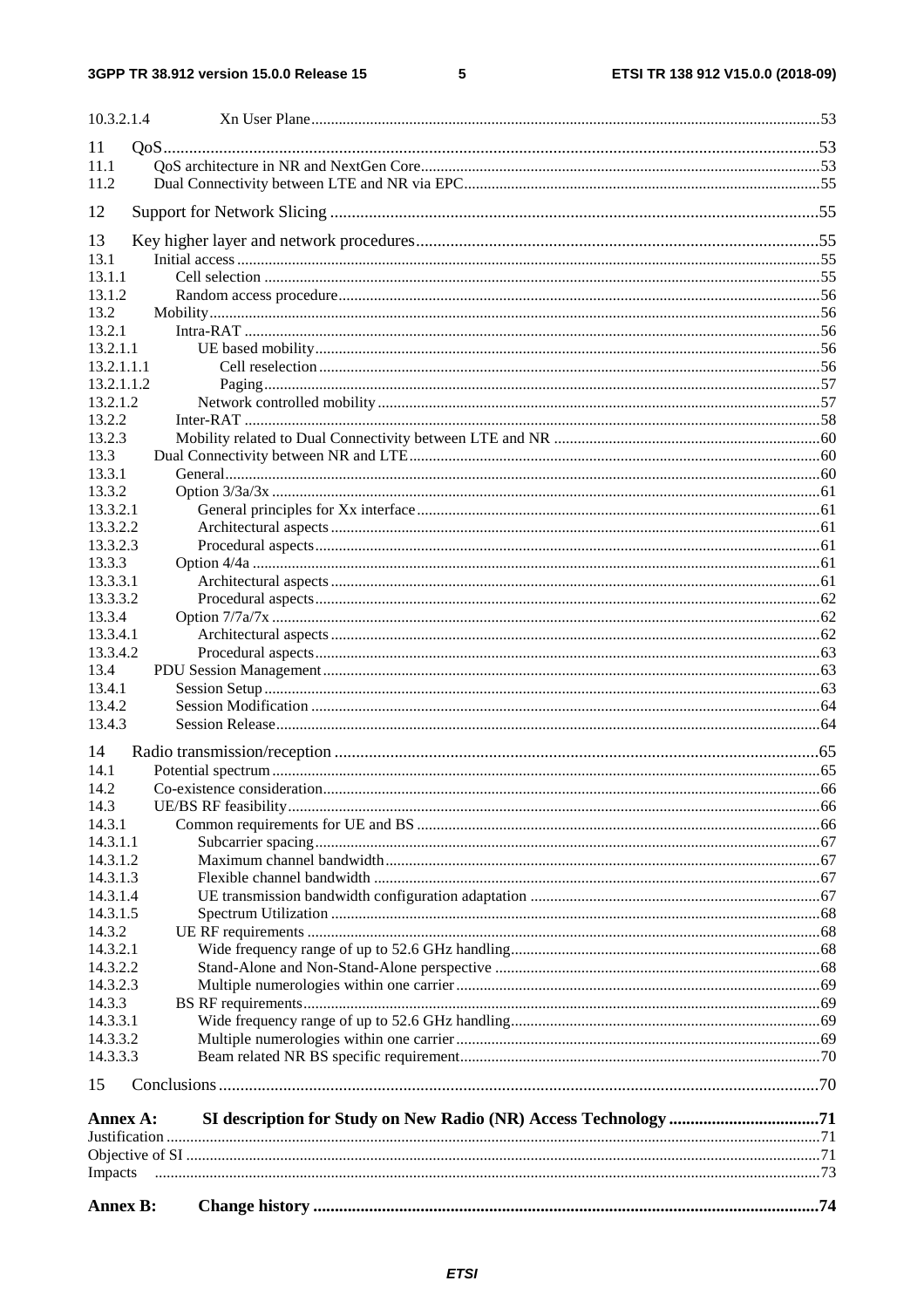10.3.2.1.4 Xn User Plane ... 53

11 QoS ... 53

11.1 QoS architecture in NR and NextGen Core ... 53

11.2 Dual Connectivity between LTE and NR via EPC ... 55

12 Support for Network Slicing ... 55

13 Key higher layer and network procedures ... 55

13.1 Initial access ... 55

13.1.1 Cell selection ... 55

13.1.2 Random access procedure ... 56

13.2 Mobility ... 56

13.2.1 Intra-RAT ... 56

13.2.1.1 UE based mobility ... 56

13.2.1.1.1 Cell reselection ... 56

13.2.1.1.2 Paging ... 57

13.2.1.2 Network controlled mobility ... 57

13.2.2 Inter-RAT ... 58

13.2.3 Mobility related to Dual Connectivity between LTE and NR ... 60

13.3 Dual Connectivity between NR and LTE ... 60

13.3.1 General ... 60

13.3.2 Option 3/3a/3x ... 61

13.3.2.1 General principles for Xx interface ... 61

13.3.2.2 Architectural aspects ... 61

13.3.2.3 Procedural aspects ... 61

13.3.3 Option 4/4a ... 61

13.3.3.1 Architectural aspects ... 61

13.3.3.2 Procedural aspects ... 62

13.3.4 Option 7/7a/7x ... 62

13.3.4.1 Architectural aspects ... 62

13.3.4.2 Procedural aspects ... 63

13.4 PDU Session Management ... 63

13.4.1 Session Setup ... 63

13.4.2 Session Modification ... 64

13.4.3 Session Release ... 64

14 Radio transmission/reception ... 65

14.1 Potential spectrum ... 65

14.2 Co-existence consideration ... 66

14.3 UE/BS RF feasibility ... 66

14.3.1 Common requirements for UE and BS ... 66

14.3.1.1 Subcarrier spacing ... 67

14.3.1.2 Maximum channel bandwidth ... 67

14.3.1.3 Flexible channel bandwidth ... 67

14.3.1.4 UE transmission bandwidth configuration adaptation ... 67

14.3.1.5 Spectrum Utilization ... 68

14.3.2 UE RF requirements ... 68

14.3.2.1 Wide frequency range of up to 52.6 GHz handling ... 68

14.3.2.2 Stand-Alone and Non-Stand-Alone perspective ... 68

14.3.2.3 Multiple numerologies within one carrier ... 69

14.3.3 BS RF requirements ... 69

14.3.3.1 Wide frequency range of up to 52.6 GHz handling ... 69

14.3.3.2 Multiple numerologies within one carrier ... 69

14.3.3.3 Beam related NR BS specific requirement ... 70

15 Conclusions ... 70

**Annex A: SI description for Study on New Radio (NR) Access Technology ... 71**

Justification ... 71

Objective of SI ... 71

Impacts ... 73

**Annex B: Change history ... 74**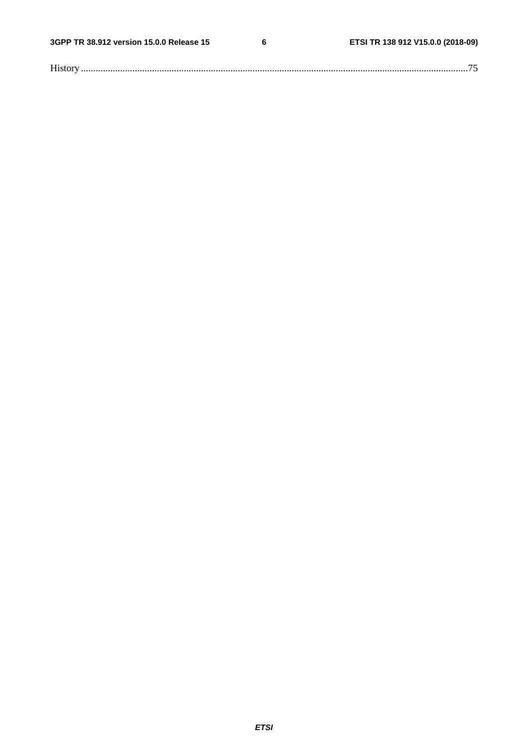History ............................................................................................................................................................75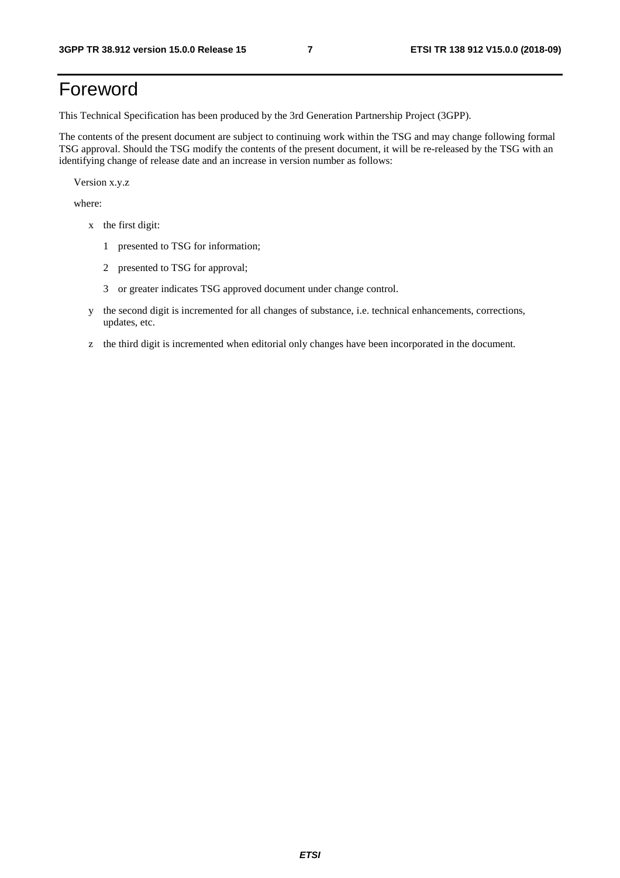# Foreword

This Technical Specification has been produced by the 3rd Generation Partnership Project (3GPP).

The contents of the present document are subject to continuing work within the TSG and may change following formal TSG approval. Should the TSG modify the contents of the present document, it will be re-released by the TSG with an identifying change of release date and an increase in version number as follows:

Version x.y.z

where:

- x the first digit:
  - 1 presented to TSG for information;
  - 2 presented to TSG for approval;
  - 3 or greater indicates TSG approved document under change control.
- y the second digit is incremented for all changes of substance, i.e. technical enhancements, corrections, updates, etc.
- z the third digit is incremented when editorial only changes have been incorporated in the document.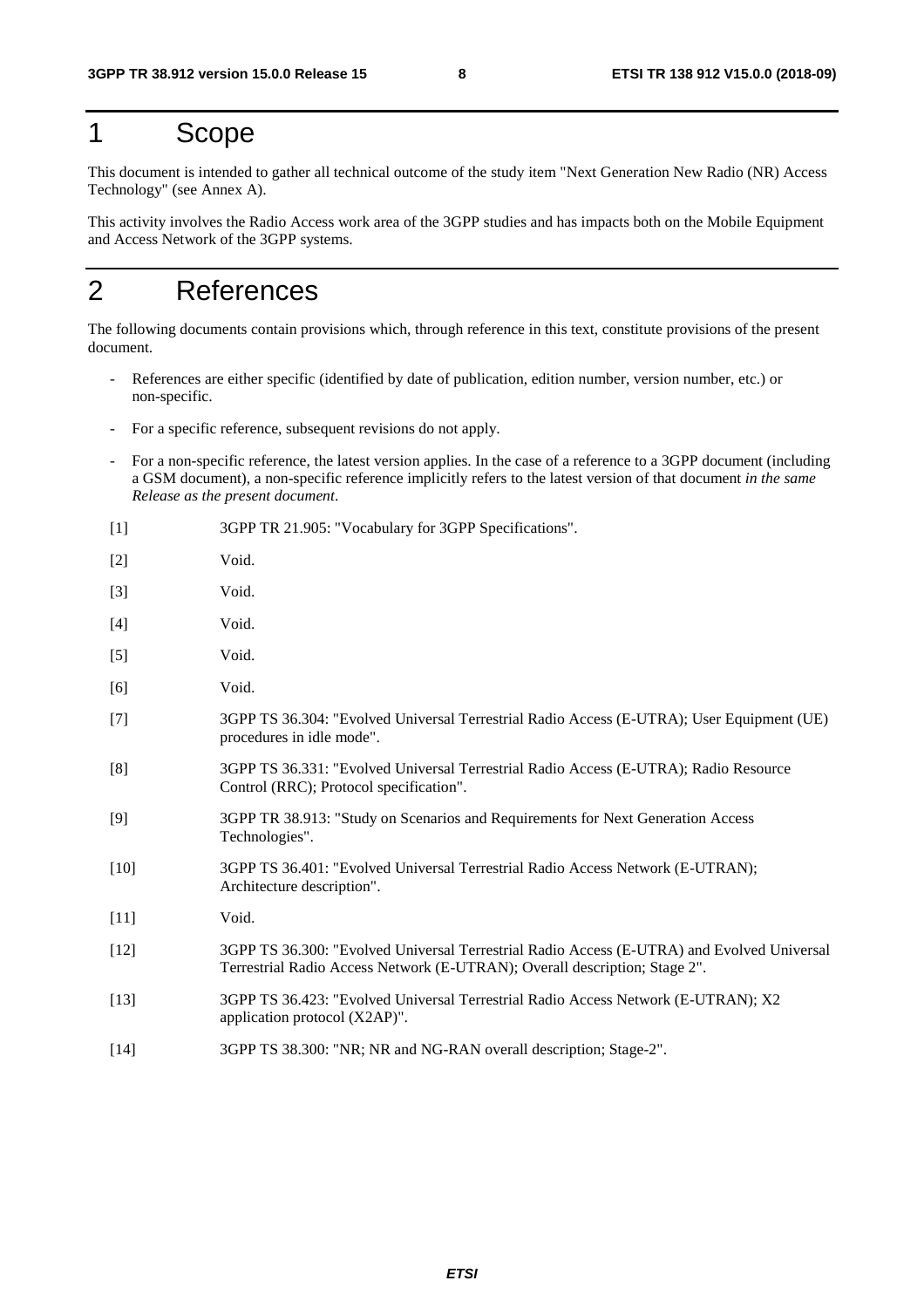# 1 Scope

This document is intended to gather all technical outcome of the study item "Next Generation New Radio (NR) Access Technology" (see Annex A).

This activity involves the Radio Access work area of the 3GPP studies and has impacts both on the Mobile Equipment and Access Network of the 3GPP systems.

# 2 References

The following documents contain provisions which, through reference in this text, constitute provisions of the present document.

- References are either specific (identified by date of publication, edition number, version number, etc.) or non-specific.
- For a specific reference, subsequent revisions do not apply.
- For a non-specific reference, the latest version applies. In the case of a reference to a 3GPP document (including a GSM document), a non-specific reference implicitly refers to the latest version of that document *in the same Release as the present document*.

[1] 3GPP TR 21.905: "Vocabulary for 3GPP Specifications".

[2] Void.

[3] Void.

[4] Void.

[5] Void.

[6] Void.

[7] 3GPP TS 36.304: "Evolved Universal Terrestrial Radio Access (E-UTRA); User Equipment (UE) procedures in idle mode".

[8] 3GPP TS 36.331: "Evolved Universal Terrestrial Radio Access (E-UTRA); Radio Resource Control (RRC); Protocol specification".

[9] 3GPP TR 38.913: "Study on Scenarios and Requirements for Next Generation Access Technologies".

[10] 3GPP TS 36.401: "Evolved Universal Terrestrial Radio Access Network (E-UTRAN); Architecture description".

[11] Void.

[12] 3GPP TS 36.300: "Evolved Universal Terrestrial Radio Access (E-UTRA) and Evolved Universal Terrestrial Radio Access Network (E-UTRAN); Overall description; Stage 2".

[13] 3GPP TS 36.423: "Evolved Universal Terrestrial Radio Access Network (E-UTRAN); X2 application protocol (X2AP)".

[14] 3GPP TS 38.300: "NR; NR and NG-RAN overall description; Stage-2".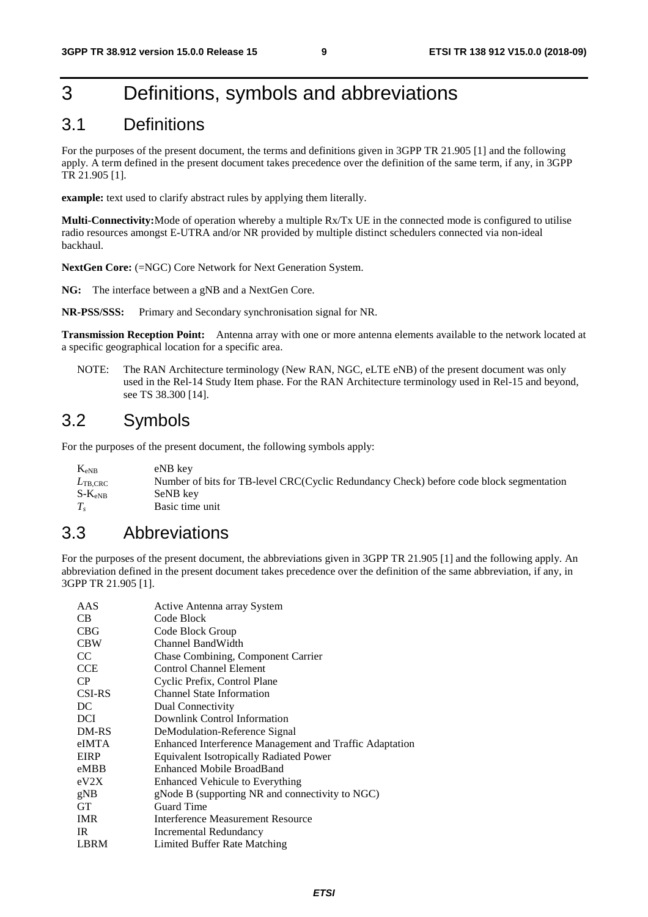# 3 Definitions, symbols and abbreviations

## 3.1 Definitions

For the purposes of the present document, the terms and definitions given in 3GPP TR 21.905 [1] and the following apply. A term defined in the present document takes precedence over the definition of the same term, if any, in 3GPP TR 21.905 [1].

**example:** text used to clarify abstract rules by applying them literally.

**Multi-Connectivity:**Mode of operation whereby a multiple Rx/Tx UE in the connected mode is configured to utilise radio resources amongst E-UTRA and/or NR provided by multiple distinct schedulers connected via non-ideal backhaul.

**NextGen Core:** (=NGC) Core Network for Next Generation System.

**NG:** The interface between a gNB and a NextGen Core.

**NR-PSS/SSS:** Primary and Secondary synchronisation signal for NR.

**Transmission Reception Point:** Antenna array with one or more antenna elements available to the network located at a specific geographical location for a specific area.

NOTE: The RAN Architecture terminology (New RAN, NGC, eLTE eNB) of the present document was only used in the Rel-14 Study Item phase. For the RAN Architecture terminology used in Rel-15 and beyond, see TS 38.300 [14].

## 3.2 Symbols

For the purposes of the present document, the following symbols apply:

| | |
|---|---|
| $K_{eNB}$ | eNB key |
| $L_{TB,CRC}$ | Number of bits for TB-level CRC(Cyclic Redundancy Check) before code block segmentation |
| $S\text{-}K_{eNB}$ | SeNB key |
| $T_s$ | Basic time unit |

## 3.3 Abbreviations

For the purposes of the present document, the abbreviations given in 3GPP TR 21.905 [1] and the following apply. An abbreviation defined in the present document takes precedence over the definition of the same abbreviation, if any, in 3GPP TR 21.905 [1].

| | |
|---|---|
| AAS | Active Antenna array System |
| CB | Code Block |
| CBG | Code Block Group |
| CBW | Channel BandWidth |
| CC | Chase Combining, Component Carrier |
| CCE | Control Channel Element |
| CP | Cyclic Prefix, Control Plane |
| CSI-RS | Channel State Information |
| DC | Dual Connectivity |
| DCI | Downlink Control Information |
| DM-RS | DeModulation-Reference Signal |
| eIMTA | Enhanced Interference Management and Traffic Adaptation |
| EIRP | Equivalent Isotropically Radiated Power |
| eMBB | Enhanced Mobile BroadBand |
| eV2X | Enhanced Vehicule to Everything |
| gNB | gNode B (supporting NR and connectivity to NGC) |
| GT | Guard Time |
| IMR | Interference Measurement Resource |
| IR | Incremental Redundancy |
| LBRM | Limited Buffer Rate Matching |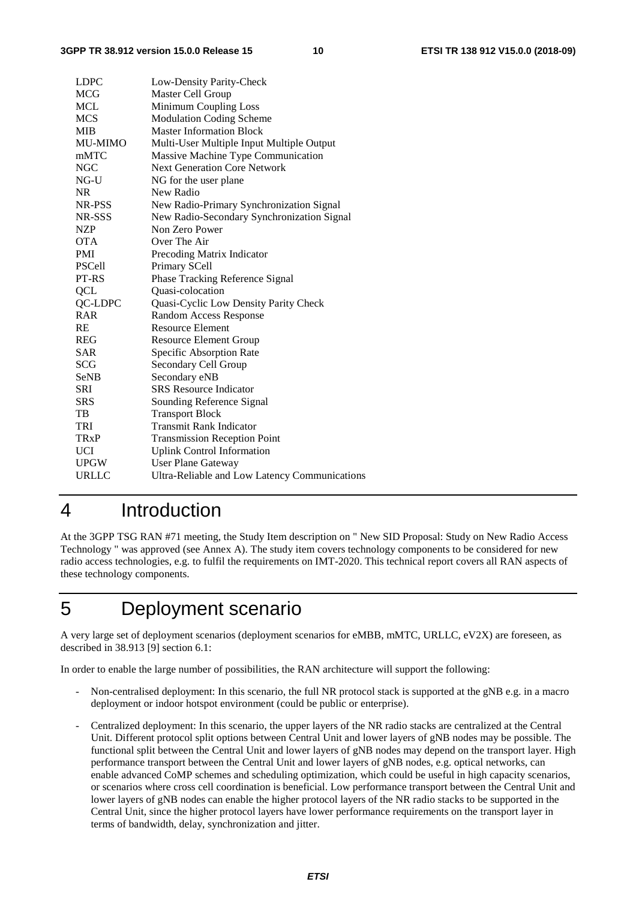| | |
|---|---|
| LDPC | Low-Density Parity-Check |
| MCG | Master Cell Group |
| MCL | Minimum Coupling Loss |
| MCS | Modulation Coding Scheme |
| MIB | Master Information Block |
| MU-MIMO | Multi-User Multiple Input Multiple Output |
| mMTC | Massive Machine Type Communication |
| NGC | Next Generation Core Network |
| NG-U | NG for the user plane |
| NR | New Radio |
| NR-PSS | New Radio-Primary Synchronization Signal |
| NR-SSS | New Radio-Secondary Synchronization Signal |
| NZP | Non Zero Power |
| OTA | Over The Air |
| PMI | Precoding Matrix Indicator |
| PSCell | Primary SCell |
| PT-RS | Phase Tracking Reference Signal |
| QCL | Quasi-colocation |
| QC-LDPC | Quasi-Cyclic Low Density Parity Check |
| RAR | Random Access Response |
| RE | Resource Element |
| REG | Resource Element Group |
| SAR | Specific Absorption Rate |
| SCG | Secondary Cell Group |
| SeNB | Secondary eNB |
| SRI | SRS Resource Indicator |
| SRS | Sounding Reference Signal |
| TB | Transport Block |
| TRI | Transmit Rank Indicator |
| TRxP | Transmission Reception Point |
| UCI | Uplink Control Information |
| UPGW | User Plane Gateway |
| URLLC | Ultra-Reliable and Low Latency Communications |

# 4 Introduction

At the 3GPP TSG RAN #71 meeting, the Study Item description on " New SID Proposal: Study on New Radio Access Technology " was approved (see Annex A). The study item covers technology components to be considered for new radio access technologies, e.g. to fulfil the requirements on IMT-2020. This technical report covers all RAN aspects of these technology components.

# 5 Deployment scenario

A very large set of deployment scenarios (deployment scenarios for eMBB, mMTC, URLLC, eV2X) are foreseen, as described in 38.913 [9] section 6.1:

In order to enable the large number of possibilities, the RAN architecture will support the following:

- Non-centralised deployment: In this scenario, the full NR protocol stack is supported at the gNB e.g. in a macro deployment or indoor hotspot environment (could be public or enterprise).
- Centralized deployment: In this scenario, the upper layers of the NR radio stacks are centralized at the Central Unit. Different protocol split options between Central Unit and lower layers of gNB nodes may be possible. The functional split between the Central Unit and lower layers of gNB nodes may depend on the transport layer. High performance transport between the Central Unit and lower layers of gNB nodes, e.g. optical networks, can enable advanced CoMP schemes and scheduling optimization, which could be useful in high capacity scenarios, or scenarios where cross cell coordination is beneficial. Low performance transport between the Central Unit and lower layers of gNB nodes can enable the higher protocol layers of the NR radio stacks to be supported in the Central Unit, since the higher protocol layers have lower performance requirements on the transport layer in terms of bandwidth, delay, synchronization and jitter.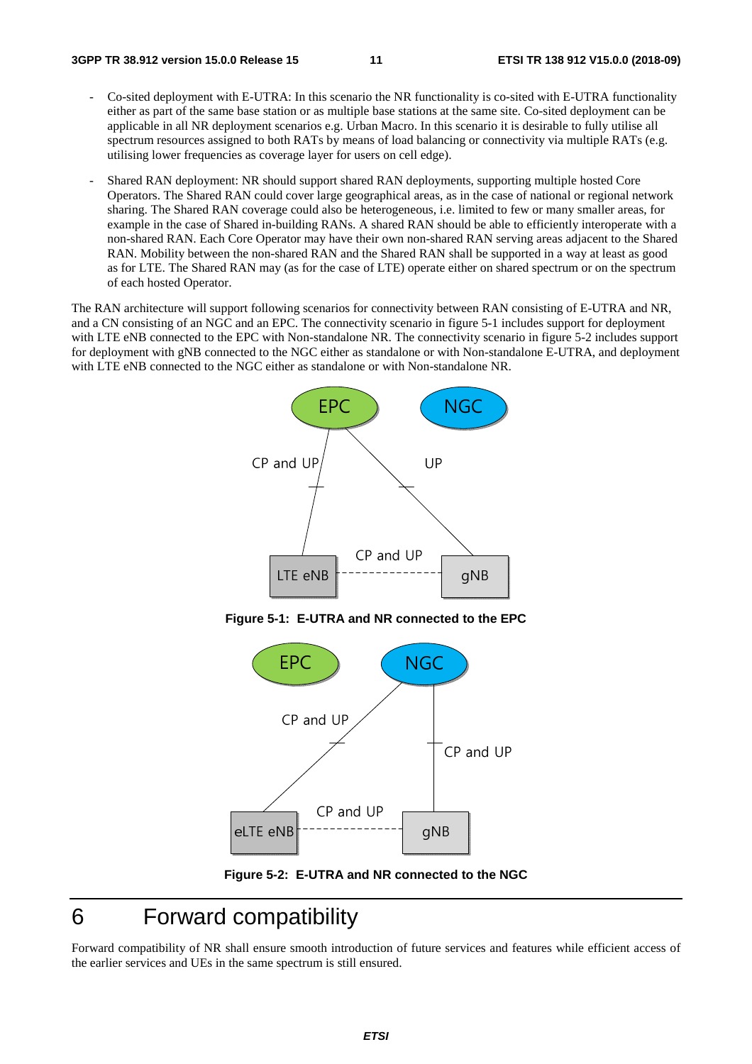- Co-sited deployment with E-UTRA: In this scenario the NR functionality is co-sited with E-UTRA functionality either as part of the same base station or as multiple base stations at the same site. Co-sited deployment can be applicable in all NR deployment scenarios e.g. Urban Macro. In this scenario it is desirable to fully utilise all spectrum resources assigned to both RATs by means of load balancing or connectivity via multiple RATs (e.g. utilising lower frequencies as coverage layer for users on cell edge).

- Shared RAN deployment: NR should support shared RAN deployments, supporting multiple hosted Core Operators. The Shared RAN could cover large geographical areas, as in the case of national or regional network sharing. The Shared RAN coverage could also be heterogeneous, i.e. limited to few or many smaller areas, for example in the case of Shared in-building RANs. A shared RAN should be able to efficiently interoperate with a non-shared RAN. Each Core Operator may have their own non-shared RAN serving areas adjacent to the Shared RAN. Mobility between the non-shared RAN and the Shared RAN shall be supported in a way at least as good as for LTE. The Shared RAN may (as for the case of LTE) operate either on shared spectrum or on the spectrum of each hosted Operator.

The RAN architecture will support following scenarios for connectivity between RAN consisting of E-UTRA and NR, and a CN consisting of an NGC and an EPC. The connectivity scenario in figure 5-1 includes support for deployment with LTE eNB connected to the EPC with Non-standalone NR. The connectivity scenario in figure 5-2 includes support for deployment with gNB connected to the NGC either as standalone or with Non-standalone E-UTRA, and deployment with LTE eNB connected to the NGC either as standalone or with Non-standalone NR.

**Figure 5-1: E-UTRA and NR connected to the EPC**

**Figure 5-2: E-UTRA and NR connected to the NGC**

# 6 Forward compatibility

Forward compatibility of NR shall ensure smooth introduction of future services and features while efficient access of the earlier services and UEs in the same spectrum is still ensured.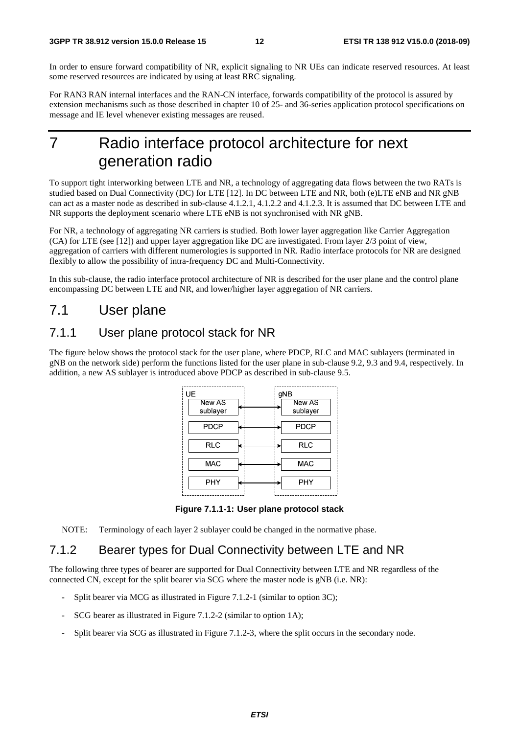In order to ensure forward compatibility of NR, explicit signaling to NR UEs can indicate reserved resources. At least some reserved resources are indicated by using at least RRC signaling.

For RAN3 RAN internal interfaces and the RAN-CN interface, forwards compatibility of the protocol is assured by extension mechanisms such as those described in chapter 10 of 25- and 36-series application protocol specifications on message and IE level whenever existing messages are reused.

# 7 Radio interface protocol architecture for next generation radio

To support tight interworking between LTE and NR, a technology of aggregating data flows between the two RATs is studied based on Dual Connectivity (DC) for LTE [12]. In DC between LTE and NR, both (e)LTE eNB and NR gNB can act as a master node as described in sub-clause 4.1.2.1, 4.1.2.2 and 4.1.2.3. It is assumed that DC between LTE and NR supports the deployment scenario where LTE eNB is not synchronised with NR gNB.

For NR, a technology of aggregating NR carriers is studied. Both lower layer aggregation like Carrier Aggregation (CA) for LTE (see [12]) and upper layer aggregation like DC are investigated. From layer 2/3 point of view, aggregation of carriers with different numerologies is supported in NR. Radio interface protocols for NR are designed flexibly to allow the possibility of intra-frequency DC and Multi-Connectivity.

In this sub-clause, the radio interface protocol architecture of NR is described for the user plane and the control plane encompassing DC between LTE and NR, and lower/higher layer aggregation of NR carriers.

## 7.1 User plane

### 7.1.1 User plane protocol stack for NR

The figure below shows the protocol stack for the user plane, where PDCP, RLC and MAC sublayers (terminated in gNB on the network side) perform the functions listed for the user plane in sub-clause 9.2, 9.3 and 9.4, respectively. In addition, a new AS sublayer is introduced above PDCP as described in sub-clause 9.5.

| UE | | gNB |
|---|---|---|
| New AS sublayer | ↔ | New AS sublayer |
| PDCP | ↔ | PDCP |
| RLC | ↔ | RLC |
| MAC | ↔ | MAC |
| PHY | ↔ | PHY |

**Figure 7.1.1-1: User plane protocol stack**

NOTE: Terminology of each layer 2 sublayer could be changed in the normative phase.

### 7.1.2 Bearer types for Dual Connectivity between LTE and NR

The following three types of bearer are supported for Dual Connectivity between LTE and NR regardless of the connected CN, except for the split bearer via SCG where the master node is gNB (i.e. NR):

- Split bearer via MCG as illustrated in Figure 7.1.2-1 (similar to option 3C);
- SCG bearer as illustrated in Figure 7.1.2-2 (similar to option 1A);
- Split bearer via SCG as illustrated in Figure 7.1.2-3, where the split occurs in the secondary node.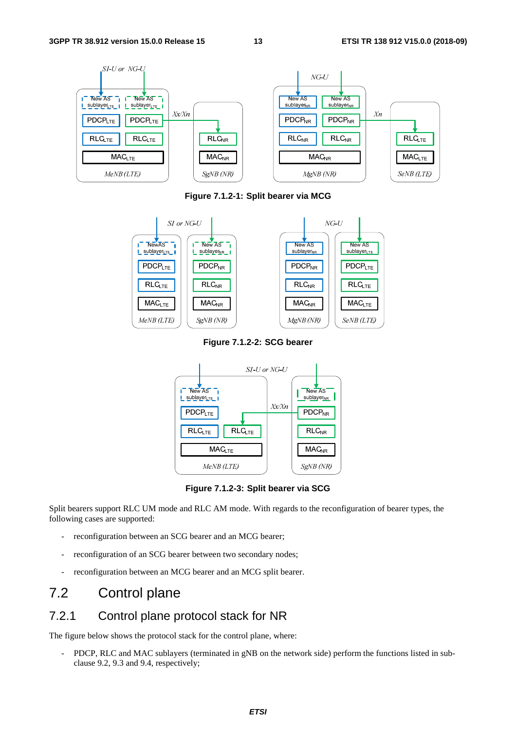**Figure 7.1.2-1: Split bearer via MCG**

**Figure 7.1.2-2: SCG bearer**

**Figure 7.1.2-3: Split bearer via SCG**

Split bearers support RLC UM mode and RLC AM mode. With regards to the reconfiguration of bearer types, the following cases are supported:

- reconfiguration between an SCG bearer and an MCG bearer;
- reconfiguration of an SCG bearer between two secondary nodes;
- reconfiguration between an MCG bearer and an MCG split bearer.

# 7.2 Control plane

## 7.2.1 Control plane protocol stack for NR

The figure below shows the protocol stack for the control plane, where:

- PDCP, RLC and MAC sublayers (terminated in gNB on the network side) perform the functions listed in sub-clause 9.2, 9.3 and 9.4, respectively;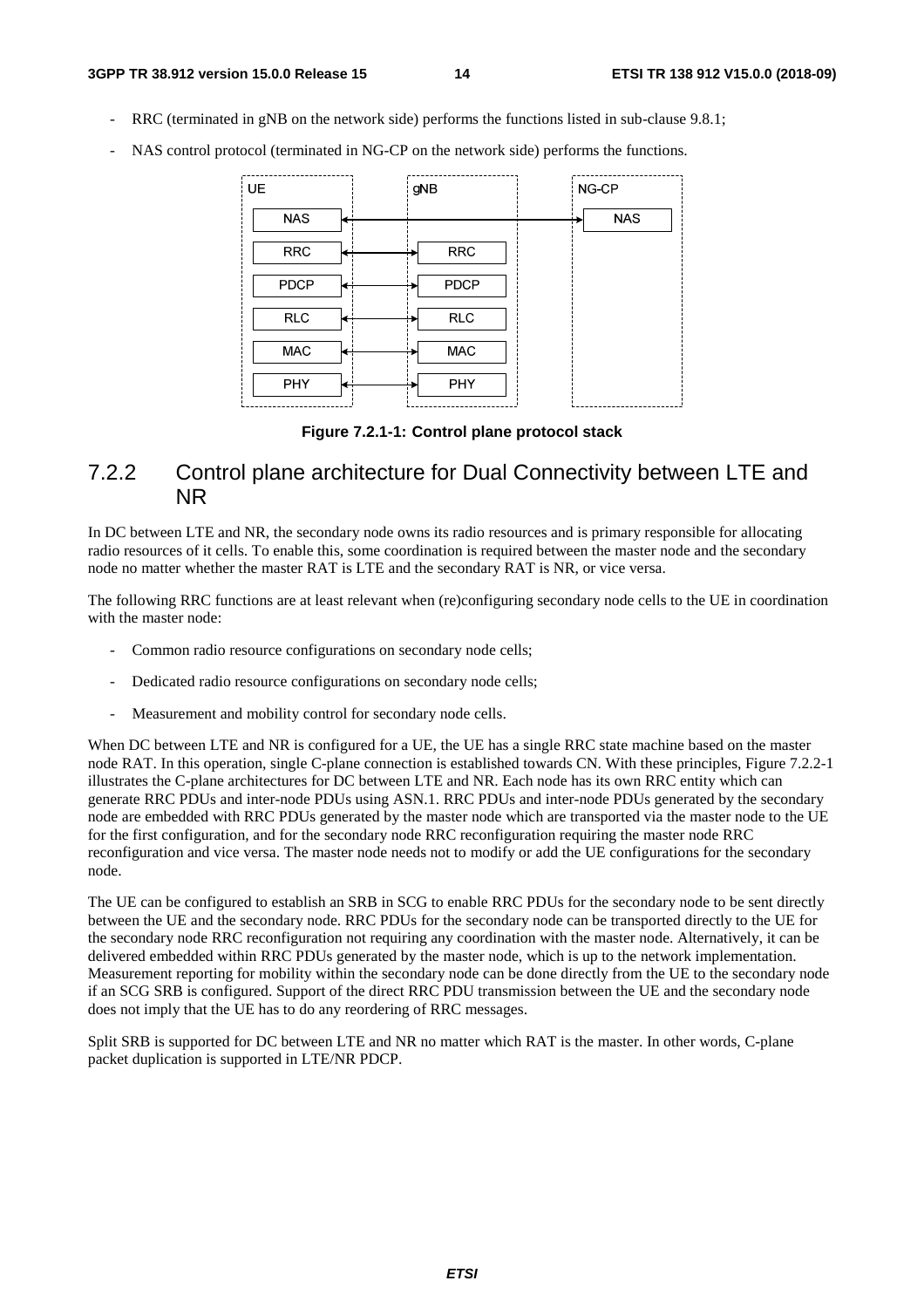- RRC (terminated in gNB on the network side) performs the functions listed in sub-clause 9.8.1;
- NAS control protocol (terminated in NG-CP on the network side) performs the functions.

Figure 7.2.1-1: Control plane protocol stack

### 7.2.2 Control plane architecture for Dual Connectivity between LTE and NR

In DC between LTE and NR, the secondary node owns its radio resources and is primary responsible for allocating radio resources of it cells. To enable this, some coordination is required between the master node and the secondary node no matter whether the master RAT is LTE and the secondary RAT is NR, or vice versa.

The following RRC functions are at least relevant when (re)configuring secondary node cells to the UE in coordination with the master node:

- Common radio resource configurations on secondary node cells;
- Dedicated radio resource configurations on secondary node cells;
- Measurement and mobility control for secondary node cells.

When DC between LTE and NR is configured for a UE, the UE has a single RRC state machine based on the master node RAT. In this operation, single C-plane connection is established towards CN. With these principles, Figure 7.2.2-1 illustrates the C-plane architectures for DC between LTE and NR. Each node has its own RRC entity which can generate RRC PDUs and inter-node PDUs using ASN.1. RRC PDUs and inter-node PDUs generated by the secondary node are embedded with RRC PDUs generated by the master node which are transported via the master node to the UE for the first configuration, and for the secondary node RRC reconfiguration requiring the master node RRC reconfiguration and vice versa. The master node needs not to modify or add the UE configurations for the secondary node.

The UE can be configured to establish an SRB in SCG to enable RRC PDUs for the secondary node to be sent directly between the UE and the secondary node. RRC PDUs for the secondary node can be transported directly to the UE for the secondary node RRC reconfiguration not requiring any coordination with the master node. Alternatively, it can be delivered embedded within RRC PDUs generated by the master node, which is up to the network implementation. Measurement reporting for mobility within the secondary node can be done directly from the UE to the secondary node if an SCG SRB is configured. Support of the direct RRC PDU transmission between the UE and the secondary node does not imply that the UE has to do any reordering of RRC messages.

Split SRB is supported for DC between LTE and NR no matter which RAT is the master. In other words, C-plane packet duplication is supported in LTE/NR PDCP.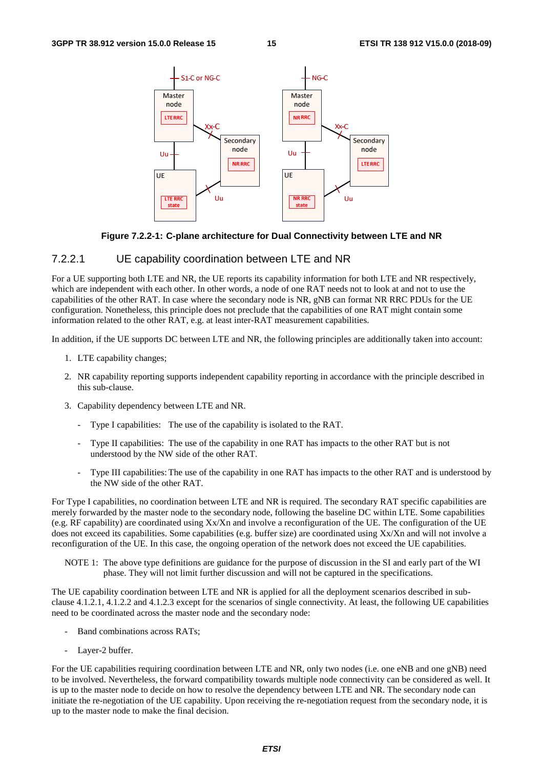**Figure 7.2.2-1: C-plane architecture for Dual Connectivity between LTE and NR**

### 7.2.2.1 UE capability coordination between LTE and NR

For a UE supporting both LTE and NR, the UE reports its capability information for both LTE and NR respectively, which are independent with each other. In other words, a node of one RAT needs not to look at and not to use the capabilities of the other RAT. In case where the secondary node is NR, gNB can format NR RRC PDUs for the UE configuration. Nonetheless, this principle does not preclude that the capabilities of one RAT might contain some information related to the other RAT, e.g. at least inter-RAT measurement capabilities.

In addition, if the UE supports DC between LTE and NR, the following principles are additionally taken into account:

1. LTE capability changes;
2. NR capability reporting supports independent capability reporting in accordance with the principle described in this sub-clause.
3. Capability dependency between LTE and NR.
   - Type I capabilities: The use of the capability is isolated to the RAT.
   - Type II capabilities: The use of the capability in one RAT has impacts to the other RAT but is not understood by the NW side of the other RAT.
   - Type III capabilities: The use of the capability in one RAT has impacts to the other RAT and is understood by the NW side of the other RAT.

For Type I capabilities, no coordination between LTE and NR is required. The secondary RAT specific capabilities are merely forwarded by the master node to the secondary node, following the baseline DC within LTE. Some capabilities (e.g. RF capability) are coordinated using Xx/Xn and involve a reconfiguration of the UE. The configuration of the UE does not exceed its capabilities. Some capabilities (e.g. buffer size) are coordinated using Xx/Xn and will not involve a reconfiguration of the UE. In this case, the ongoing operation of the network does not exceed the UE capabilities.

NOTE 1: The above type definitions are guidance for the purpose of discussion in the SI and early part of the WI phase. They will not limit further discussion and will not be captured in the specifications.

The UE capability coordination between LTE and NR is applied for all the deployment scenarios described in sub-clause 4.1.2.1, 4.1.2.2 and 4.1.2.3 except for the scenarios of single connectivity. At least, the following UE capabilities need to be coordinated across the master node and the secondary node:

- Band combinations across RATs;
- Layer-2 buffer.

For the UE capabilities requiring coordination between LTE and NR, only two nodes (i.e. one eNB and one gNB) need to be involved. Nevertheless, the forward compatibility towards multiple node connectivity can be considered as well. It is up to the master node to decide on how to resolve the dependency between LTE and NR. The secondary node can initiate the re-negotiation of the UE capability. Upon receiving the re-negotiation request from the secondary node, it is up to the master node to make the final decision.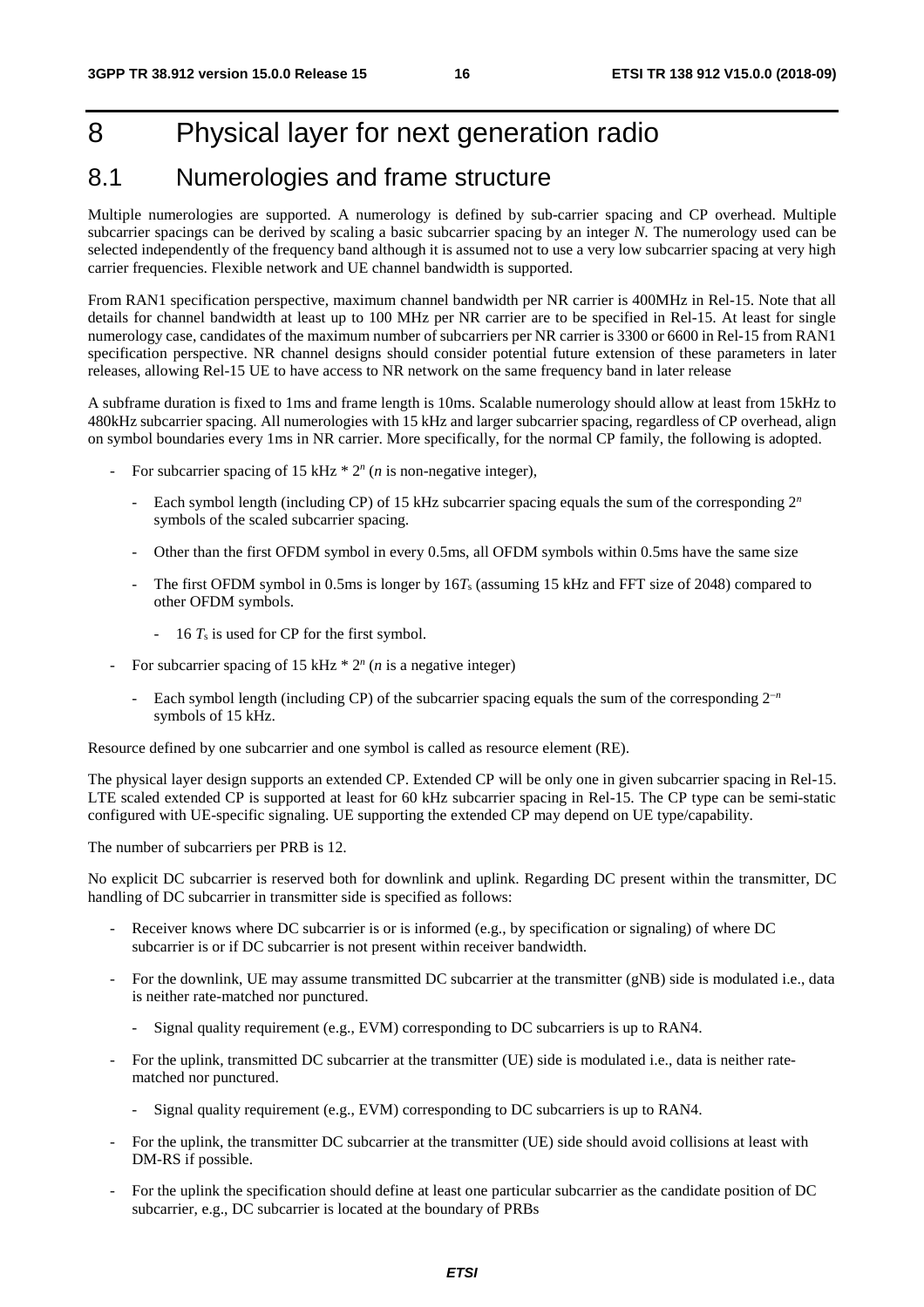# 8 Physical layer for next generation radio

## 8.1 Numerologies and frame structure

Multiple numerologies are supported. A numerology is defined by sub-carrier spacing and CP overhead. Multiple subcarrier spacings can be derived by scaling a basic subcarrier spacing by an integer *N*. The numerology used can be selected independently of the frequency band although it is assumed not to use a very low subcarrier spacing at very high carrier frequencies. Flexible network and UE channel bandwidth is supported.

From RAN1 specification perspective, maximum channel bandwidth per NR carrier is 400MHz in Rel-15. Note that all details for channel bandwidth at least up to 100 MHz per NR carrier are to be specified in Rel-15. At least for single numerology case, candidates of the maximum number of subcarriers per NR carrier is 3300 or 6600 in Rel-15 from RAN1 specification perspective. NR channel designs should consider potential future extension of these parameters in later releases, allowing Rel-15 UE to have access to NR network on the same frequency band in later release

A subframe duration is fixed to 1ms and frame length is 10ms. Scalable numerology should allow at least from 15kHz to 480kHz subcarrier spacing. All numerologies with 15 kHz and larger subcarrier spacing, regardless of CP overhead, align on symbol boundaries every 1ms in NR carrier. More specifically, for the normal CP family, the following is adopted.

- For subcarrier spacing of 15 kHz * $2^n$ (*n* is non-negative integer),
  - Each symbol length (including CP) of 15 kHz subcarrier spacing equals the sum of the corresponding $2^n$ symbols of the scaled subcarrier spacing.
  - Other than the first OFDM symbol in every 0.5ms, all OFDM symbols within 0.5ms have the same size
  - The first OFDM symbol in 0.5ms is longer by $16T_s$ (assuming 15 kHz and FFT size of 2048) compared to other OFDM symbols.
    - 16 $T_s$ is used for CP for the first symbol.
- For subcarrier spacing of 15 kHz * $2^n$ (*n* is a negative integer)
  - Each symbol length (including CP) of the subcarrier spacing equals the sum of the corresponding $2^{-n}$ symbols of 15 kHz.

Resource defined by one subcarrier and one symbol is called as resource element (RE).

The physical layer design supports an extended CP. Extended CP will be only one in given subcarrier spacing in Rel-15. LTE scaled extended CP is supported at least for 60 kHz subcarrier spacing in Rel-15. The CP type can be semi-static configured with UE-specific signaling. UE supporting the extended CP may depend on UE type/capability.

The number of subcarriers per PRB is 12.

No explicit DC subcarrier is reserved both for downlink and uplink. Regarding DC present within the transmitter, DC handling of DC subcarrier in transmitter side is specified as follows:

- Receiver knows where DC subcarrier is or is informed (e.g., by specification or signaling) of where DC subcarrier is or if DC subcarrier is not present within receiver bandwidth.
- For the downlink, UE may assume transmitted DC subcarrier at the transmitter (gNB) side is modulated i.e., data is neither rate-matched nor punctured.
  - Signal quality requirement (e.g., EVM) corresponding to DC subcarriers is up to RAN4.
- For the uplink, transmitted DC subcarrier at the transmitter (UE) side is modulated i.e., data is neither rate-matched nor punctured.
  - Signal quality requirement (e.g., EVM) corresponding to DC subcarriers is up to RAN4.
- For the uplink, the transmitter DC subcarrier at the transmitter (UE) side should avoid collisions at least with DM-RS if possible.
- For the uplink the specification should define at least one particular subcarrier as the candidate position of DC subcarrier, e.g., DC subcarrier is located at the boundary of PRBs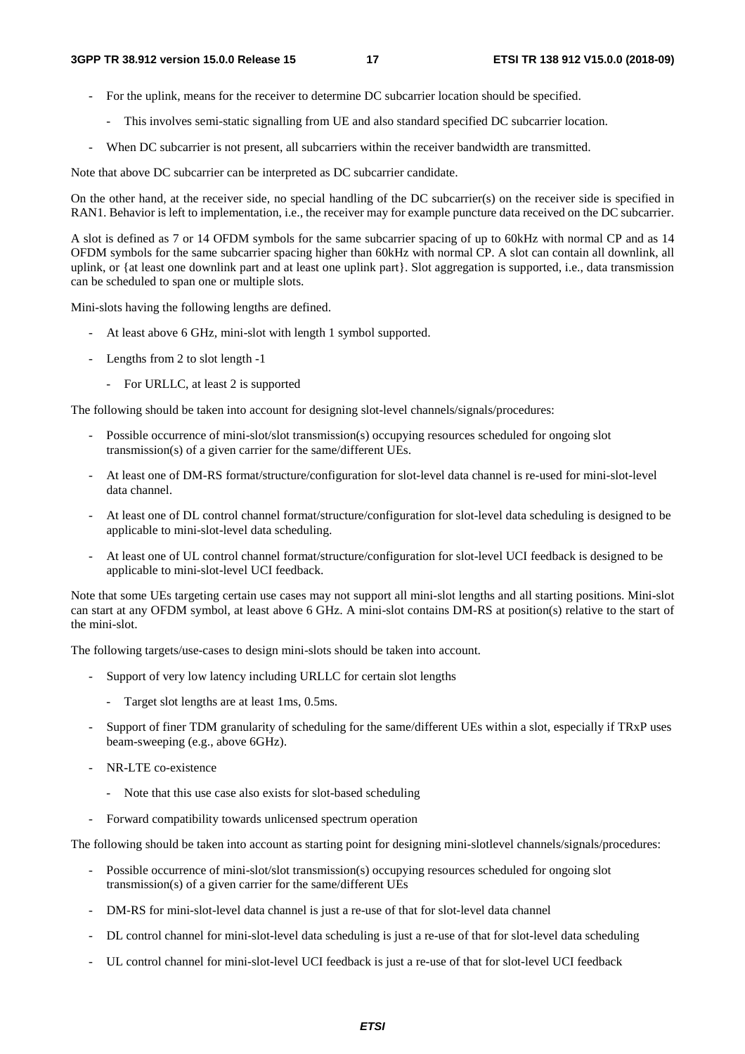- For the uplink, means for the receiver to determine DC subcarrier location should be specified.
    - This involves semi-static signalling from UE and also standard specified DC subcarrier location.
- When DC subcarrier is not present, all subcarriers within the receiver bandwidth are transmitted.

Note that above DC subcarrier can be interpreted as DC subcarrier candidate.

On the other hand, at the receiver side, no special handling of the DC subcarrier(s) on the receiver side is specified in RAN1. Behavior is left to implementation, i.e., the receiver may for example puncture data received on the DC subcarrier.

A slot is defined as 7 or 14 OFDM symbols for the same subcarrier spacing of up to 60kHz with normal CP and as 14 OFDM symbols for the same subcarrier spacing higher than 60kHz with normal CP. A slot can contain all downlink, all uplink, or {at least one downlink part and at least one uplink part}. Slot aggregation is supported, i.e., data transmission can be scheduled to span one or multiple slots.

Mini-slots having the following lengths are defined.

- At least above 6 GHz, mini-slot with length 1 symbol supported.
- Lengths from 2 to slot length -1
    - For URLLC, at least 2 is supported

The following should be taken into account for designing slot-level channels/signals/procedures:

- Possible occurrence of mini-slot/slot transmission(s) occupying resources scheduled for ongoing slot transmission(s) of a given carrier for the same/different UEs.
- At least one of DM-RS format/structure/configuration for slot-level data channel is re-used for mini-slot-level data channel.
- At least one of DL control channel format/structure/configuration for slot-level data scheduling is designed to be applicable to mini-slot-level data scheduling.
- At least one of UL control channel format/structure/configuration for slot-level UCI feedback is designed to be applicable to mini-slot-level UCI feedback.

Note that some UEs targeting certain use cases may not support all mini-slot lengths and all starting positions. Mini-slot can start at any OFDM symbol, at least above 6 GHz. A mini-slot contains DM-RS at position(s) relative to the start of the mini-slot.

The following targets/use-cases to design mini-slots should be taken into account.

- Support of very low latency including URLLC for certain slot lengths
    - Target slot lengths are at least 1ms, 0.5ms.
- Support of finer TDM granularity of scheduling for the same/different UEs within a slot, especially if TRxP uses beam-sweeping (e.g., above 6GHz).
- NR-LTE co-existence
    - Note that this use case also exists for slot-based scheduling
- Forward compatibility towards unlicensed spectrum operation

The following should be taken into account as starting point for designing mini-slotlevel channels/signals/procedures:

- Possible occurrence of mini-slot/slot transmission(s) occupying resources scheduled for ongoing slot transmission(s) of a given carrier for the same/different UEs
- DM-RS for mini-slot-level data channel is just a re-use of that for slot-level data channel
- DL control channel for mini-slot-level data scheduling is just a re-use of that for slot-level data scheduling
- UL control channel for mini-slot-level UCI feedback is just a re-use of that for slot-level UCI feedback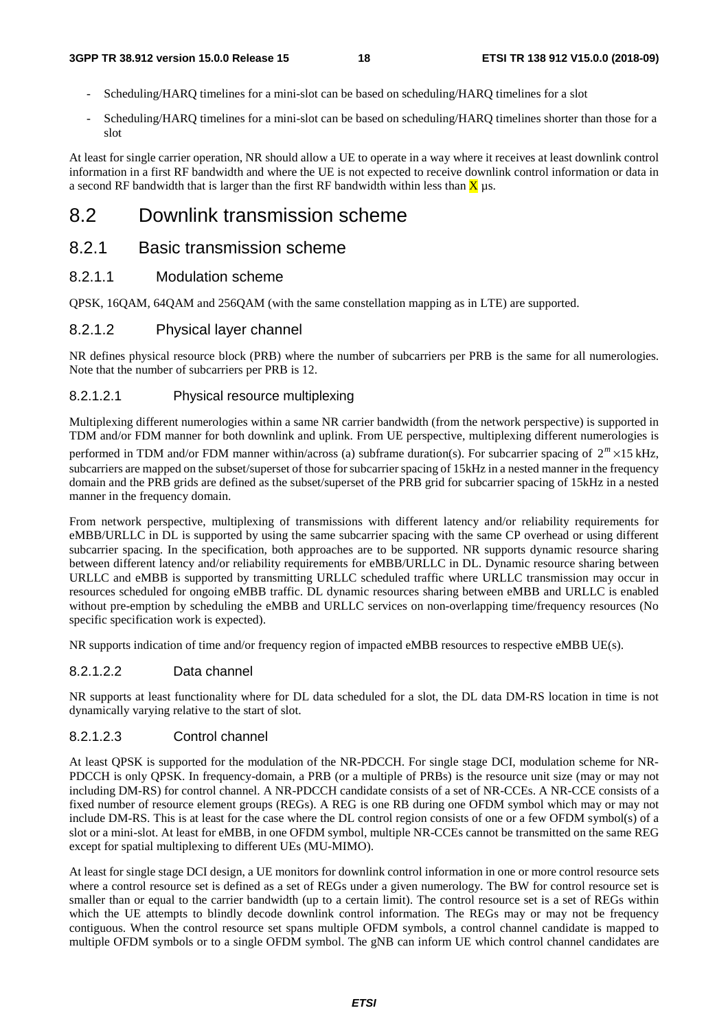- Scheduling/HARQ timelines for a mini-slot can be based on scheduling/HARQ timelines for a slot
- Scheduling/HARQ timelines for a mini-slot can be based on scheduling/HARQ timelines shorter than those for a slot

At least for single carrier operation, NR should allow a UE to operate in a way where it receives at least downlink control information in a first RF bandwidth and where the UE is not expected to receive downlink control information or data in a second RF bandwidth that is larger than the first RF bandwidth within less than X µs.

# 8.2 Downlink transmission scheme

## 8.2.1 Basic transmission scheme

### 8.2.1.1 Modulation scheme

QPSK, 16QAM, 64QAM and 256QAM (with the same constellation mapping as in LTE) are supported.

### 8.2.1.2 Physical layer channel

NR defines physical resource block (PRB) where the number of subcarriers per PRB is the same for all numerologies. Note that the number of subcarriers per PRB is 12.

#### 8.2.1.2.1 Physical resource multiplexing

Multiplexing different numerologies within a same NR carrier bandwidth (from the network perspective) is supported in TDM and/or FDM manner for both downlink and uplink. From UE perspective, multiplexing different numerologies is performed in TDM and/or FDM manner within/across (a) subframe duration(s). For subcarrier spacing of $2^m \times 15$ kHz, subcarriers are mapped on the subset/superset of those for subcarrier spacing of 15kHz in a nested manner in the frequency domain and the PRB grids are defined as the subset/superset of the PRB grid for subcarrier spacing of 15kHz in a nested manner in the frequency domain.

From network perspective, multiplexing of transmissions with different latency and/or reliability requirements for eMBB/URLLC in DL is supported by using the same subcarrier spacing with the same CP overhead or using different subcarrier spacing. In the specification, both approaches are to be supported. NR supports dynamic resource sharing between different latency and/or reliability requirements for eMBB/URLLC in DL. Dynamic resource sharing between URLLC and eMBB is supported by transmitting URLLC scheduled traffic where URLLC transmission may occur in resources scheduled for ongoing eMBB traffic. DL dynamic resources sharing between eMBB and URLLC is enabled without pre-emption by scheduling the eMBB and URLLC services on non-overlapping time/frequency resources (No specific specification work is expected).

NR supports indication of time and/or frequency region of impacted eMBB resources to respective eMBB UE(s).

#### 8.2.1.2.2 Data channel

NR supports at least functionality where for DL data scheduled for a slot, the DL data DM-RS location in time is not dynamically varying relative to the start of slot.

#### 8.2.1.2.3 Control channel

At least QPSK is supported for the modulation of the NR-PDCCH. For single stage DCI, modulation scheme for NR-PDCCH is only QPSK. In frequency-domain, a PRB (or a multiple of PRBs) is the resource unit size (may or may not including DM-RS) for control channel. A NR-PDCCH candidate consists of a set of NR-CCEs. A NR-CCE consists of a fixed number of resource element groups (REGs). A REG is one RB during one OFDM symbol which may or may not include DM-RS. This is at least for the case where the DL control region consists of one or a few OFDM symbol(s) of a slot or a mini-slot. At least for eMBB, in one OFDM symbol, multiple NR-CCEs cannot be transmitted on the same REG except for spatial multiplexing to different UEs (MU-MIMO).

At least for single stage DCI design, a UE monitors for downlink control information in one or more control resource sets where a control resource set is defined as a set of REGs under a given numerology. The BW for control resource set is smaller than or equal to the carrier bandwidth (up to a certain limit). The control resource set is a set of REGs within which the UE attempts to blindly decode downlink control information. The REGs may or may not be frequency contiguous. When the control resource set spans multiple OFDM symbols, a control channel candidate is mapped to multiple OFDM symbols or to a single OFDM symbol. The gNB can inform UE which control channel candidates are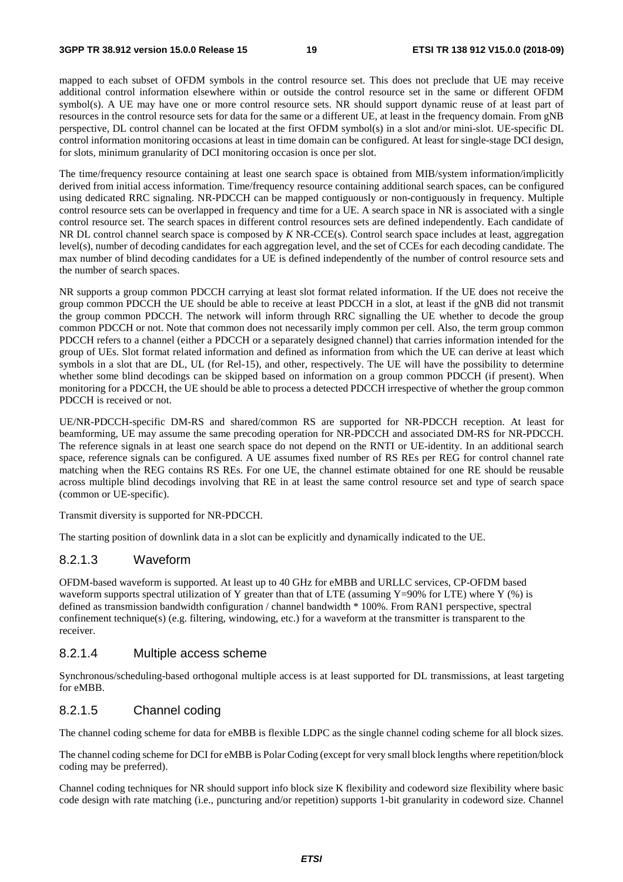mapped to each subset of OFDM symbols in the control resource set. This does not preclude that UE may receive additional control information elsewhere within or outside the control resource set in the same or different OFDM symbol(s). A UE may have one or more control resource sets. NR should support dynamic reuse of at least part of resources in the control resource sets for data for the same or a different UE, at least in the frequency domain. From gNB perspective, DL control channel can be located at the first OFDM symbol(s) in a slot and/or mini-slot. UE-specific DL control information monitoring occasions at least in time domain can be configured. At least for single-stage DCI design, for slots, minimum granularity of DCI monitoring occasion is once per slot.

The time/frequency resource containing at least one search space is obtained from MIB/system information/implicitly derived from initial access information. Time/frequency resource containing additional search spaces, can be configured using dedicated RRC signaling. NR-PDCCH can be mapped contiguously or non-contiguously in frequency. Multiple control resource sets can be overlapped in frequency and time for a UE. A search space in NR is associated with a single control resource set. The search spaces in different control resources sets are defined independently. Each candidate of NR DL control channel search space is composed by $K$ NR-CCE(s). Control search space includes at least, aggregation level(s), number of decoding candidates for each aggregation level, and the set of CCEs for each decoding candidate. The max number of blind decoding candidates for a UE is defined independently of the number of control resource sets and the number of search spaces.

NR supports a group common PDCCH carrying at least slot format related information. If the UE does not receive the group common PDCCH the UE should be able to receive at least PDCCH in a slot, at least if the gNB did not transmit the group common PDCCH. The network will inform through RRC signalling the UE whether to decode the group common PDCCH or not. Note that common does not necessarily imply common per cell. Also, the term group common PDCCH refers to a channel (either a PDCCH or a separately designed channel) that carries information intended for the group of UEs. Slot format related information and defined as information from which the UE can derive at least which symbols in a slot that are DL, UL (for Rel-15), and other, respectively. The UE will have the possibility to determine whether some blind decodings can be skipped based on information on a group common PDCCH (if present). When monitoring for a PDCCH, the UE should be able to process a detected PDCCH irrespective of whether the group common PDCCH is received or not.

UE/NR-PDCCH-specific DM-RS and shared/common RS are supported for NR-PDCCH reception. At least for beamforming, UE may assume the same precoding operation for NR-PDCCH and associated DM-RS for NR-PDCCH. The reference signals in at least one search space do not depend on the RNTI or UE-identity. In an additional search space, reference signals can be configured. A UE assumes fixed number of RS REs per REG for control channel rate matching when the REG contains RS REs. For one UE, the channel estimate obtained for one RE should be reusable across multiple blind decodings involving that RE in at least the same control resource set and type of search space (common or UE-specific).

Transmit diversity is supported for NR-PDCCH.

The starting position of downlink data in a slot can be explicitly and dynamically indicated to the UE.

#### 8.2.1.3 Waveform

OFDM-based waveform is supported. At least up to 40 GHz for eMBB and URLLC services, CP-OFDM based waveform supports spectral utilization of Y greater than that of LTE (assuming Y=90% for LTE) where Y (%) is defined as transmission bandwidth configuration / channel bandwidth * 100%. From RAN1 perspective, spectral confinement technique(s) (e.g. filtering, windowing, etc.) for a waveform at the transmitter is transparent to the receiver.

#### 8.2.1.4 Multiple access scheme

Synchronous/scheduling-based orthogonal multiple access is at least supported for DL transmissions, at least targeting for eMBB.

#### 8.2.1.5 Channel coding

The channel coding scheme for data for eMBB is flexible LDPC as the single channel coding scheme for all block sizes.

The channel coding scheme for DCI for eMBB is Polar Coding (except for very small block lengths where repetition/block coding may be preferred).

Channel coding techniques for NR should support info block size K flexibility and codeword size flexibility where basic code design with rate matching (i.e., puncturing and/or repetition) supports 1-bit granularity in codeword size. Channel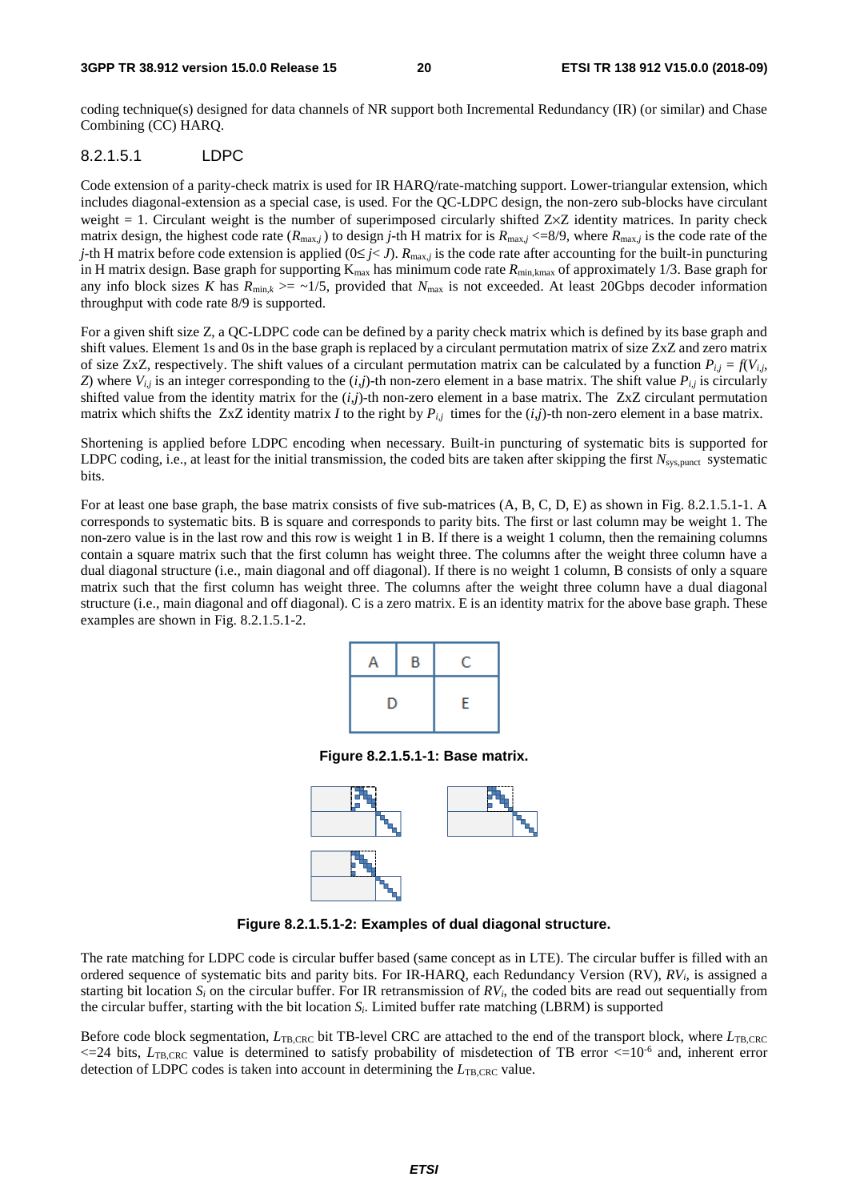coding technique(s) designed for data channels of NR support both Incremental Redundancy (IR) (or similar) and Chase Combining (CC) HARQ.

#### 8.2.1.5.1 LDPC

Code extension of a parity-check matrix is used for IR HARQ/rate-matching support. Lower-triangular extension, which includes diagonal-extension as a special case, is used. For the QC-LDPC design, the non-zero sub-blocks have circulant weight = 1. Circulant weight is the number of superimposed circularly shifted Z×Z identity matrices. In parity check matrix design, the highest code rate ($R_{\max,j}$) to design $j$-th H matrix for is $R_{\max,j}$ <=8/9, where $R_{\max,j}$ is the code rate of the $j$-th H matrix before code extension is applied ($0 \leq j < J$). $R_{\max,j}$ is the code rate after accounting for the built-in puncturing in H matrix design. Base graph for supporting $K_{\max}$ has minimum code rate $R_{\min,k\max}$ of approximately 1/3. Base graph for any info block sizes $K$ has $R_{\min,k}$ >= ~1/5, provided that $N_{\max}$ is not exceeded. At least 20Gbps decoder information throughput with code rate 8/9 is supported.

For a given shift size Z, a QC-LDPC code can be defined by a parity check matrix which is defined by its base graph and shift values. Element 1s and 0s in the base graph is replaced by a circulant permutation matrix of size ZxZ and zero matrix of size ZxZ, respectively. The shift values of a circulant permutation matrix can be calculated by a function $P_{i,j} = f(V_{i,j}, Z)$ where $V_{i,j}$ is an integer corresponding to the $(i,j)$-th non-zero element in a base matrix. The shift value $P_{i,j}$ is circularly shifted value from the identity matrix for the $(i,j)$-th non-zero element in a base matrix. The ZxZ circulant permutation matrix which shifts the ZxZ identity matrix $I$ to the right by $P_{i,j}$ times for the $(i,j)$-th non-zero element in a base matrix.

Shortening is applied before LDPC encoding when necessary. Built-in puncturing of systematic bits is supported for LDPC coding, i.e., at least for the initial transmission, the coded bits are taken after skipping the first $N_{\text{sys,punct}}$ systematic bits.

For at least one base graph, the base matrix consists of five sub-matrices (A, B, C, D, E) as shown in Fig. 8.2.1.5.1-1. A corresponds to systematic bits. B is square and corresponds to parity bits. The first or last column may be weight 1. The non-zero value is in the last row and this row is weight 1 in B. If there is a weight 1 column, then the remaining columns contain a square matrix such that the first column has weight three. The columns after the weight three column have a dual diagonal structure (i.e., main diagonal and off diagonal). If there is no weight 1 column, B consists of only a square matrix such that the first column has weight three. The columns after the weight three column have a dual diagonal structure (i.e., main diagonal and off diagonal). C is a zero matrix. E is an identity matrix for the above base graph. These examples are shown in Fig. 8.2.1.5.1-2.

| A | B | C |
|---|---|---|
| D | | E |

**Figure 8.2.1.5.1-1: Base matrix.**

**Figure 8.2.1.5.1-2: Examples of dual diagonal structure.**

The rate matching for LDPC code is circular buffer based (same concept as in LTE). The circular buffer is filled with an ordered sequence of systematic bits and parity bits. For IR-HARQ, each Redundancy Version (RV), $RV_i$, is assigned a starting bit location $S_i$ on the circular buffer. For IR retransmission of $RV_i$, the coded bits are read out sequentially from the circular buffer, starting with the bit location $S_i$. Limited buffer rate matching (LBRM) is supported

Before code block segmentation, $L_{\text{TB,CRC}}$ bit TB-level CRC are attached to the end of the transport block, where $L_{\text{TB,CRC}}$ <=24 bits, $L_{\text{TB,CRC}}$ value is determined to satisfy probability of misdetection of TB error <=$10^{-6}$ and, inherent error detection of LDPC codes is taken into account in determining the $L_{\text{TB,CRC}}$ value.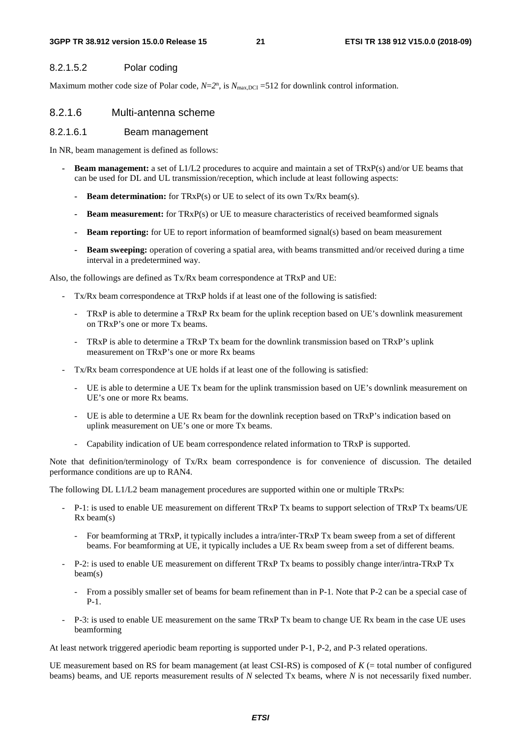#### 8.2.1.5.2 Polar coding

Maximum mother code size of Polar code, $N=2^n$, is $N_{max,DCI}$ =512 for downlink control information.

### 8.2.1.6 Multi-antenna scheme

#### 8.2.1.6.1 Beam management

In NR, beam management is defined as follows:

- **Beam management:** a set of L1/L2 procedures to acquire and maintain a set of TRxP(s) and/or UE beams that can be used for DL and UL transmission/reception, which include at least following aspects:
  - **Beam determination:** for TRxP(s) or UE to select of its own Tx/Rx beam(s).
  - **Beam measurement:** for TRxP(s) or UE to measure characteristics of received beamformed signals
  - **Beam reporting:** for UE to report information of beamformed signal(s) based on beam measurement
  - **Beam sweeping:** operation of covering a spatial area, with beams transmitted and/or received during a time interval in a predetermined way.

Also, the followings are defined as Tx/Rx beam correspondence at TRxP and UE:

- Tx/Rx beam correspondence at TRxP holds if at least one of the following is satisfied:
  - TRxP is able to determine a TRxP Rx beam for the uplink reception based on UE's downlink measurement on TRxP's one or more Tx beams.
  - TRxP is able to determine a TRxP Tx beam for the downlink transmission based on TRxP's uplink measurement on TRxP's one or more Rx beams
- Tx/Rx beam correspondence at UE holds if at least one of the following is satisfied:
  - UE is able to determine a UE Tx beam for the uplink transmission based on UE's downlink measurement on UE's one or more Rx beams.
  - UE is able to determine a UE Rx beam for the downlink reception based on TRxP's indication based on uplink measurement on UE's one or more Tx beams.
  - Capability indication of UE beam correspondence related information to TRxP is supported.

Note that definition/terminology of Tx/Rx beam correspondence is for convenience of discussion. The detailed performance conditions are up to RAN4.

The following DL L1/L2 beam management procedures are supported within one or multiple TRxPs:

- P-1: is used to enable UE measurement on different TRxP Tx beams to support selection of TRxP Tx beams/UE Rx beam(s)
  - For beamforming at TRxP, it typically includes a intra/inter-TRxP Tx beam sweep from a set of different beams. For beamforming at UE, it typically includes a UE Rx beam sweep from a set of different beams.
- P-2: is used to enable UE measurement on different TRxP Tx beams to possibly change inter/intra-TRxP Tx beam(s)
  - From a possibly smaller set of beams for beam refinement than in P-1. Note that P-2 can be a special case of P-1.
- P-3: is used to enable UE measurement on the same TRxP Tx beam to change UE Rx beam in the case UE uses beamforming

At least network triggered aperiodic beam reporting is supported under P-1, P-2, and P-3 related operations.

UE measurement based on RS for beam management (at least CSI-RS) is composed of $K$ (= total number of configured beams) beams, and UE reports measurement results of $N$ selected Tx beams, where $N$ is not necessarily fixed number.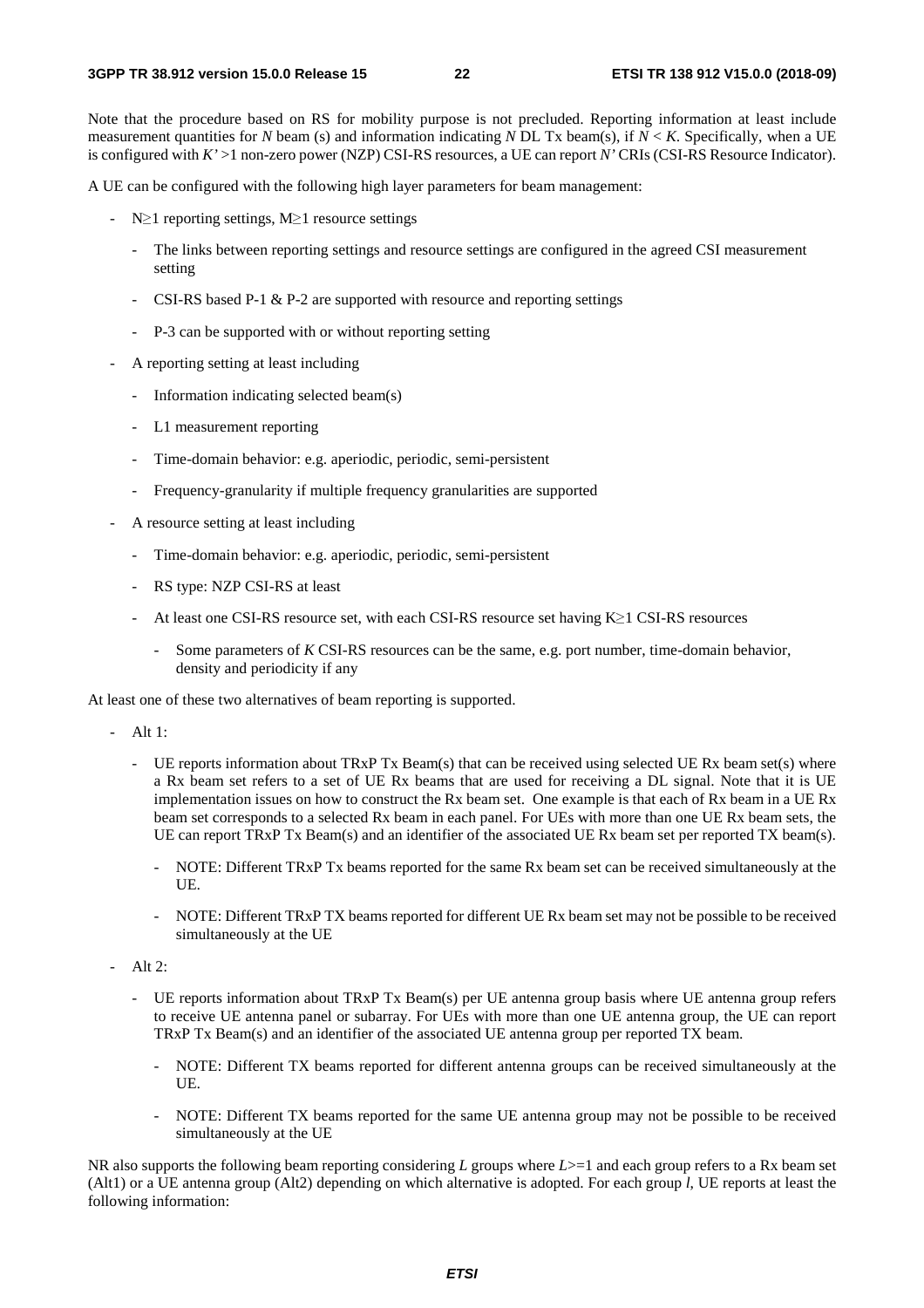Note that the procedure based on RS for mobility purpose is not precluded. Reporting information at least include measurement quantities for $N$ beam (s) and information indicating $N$ DL Tx beam(s), if $N < K$. Specifically, when a UE is configured with $K' > 1$ non-zero power (NZP) CSI-RS resources, a UE can report $N'$ CRIs (CSI-RS Resource Indicator).

A UE can be configured with the following high layer parameters for beam management:

- N≥1 reporting settings, M≥1 resource settings
  - The links between reporting settings and resource settings are configured in the agreed CSI measurement setting
  - CSI-RS based P-1 & P-2 are supported with resource and reporting settings
  - P-3 can be supported with or without reporting setting
- A reporting setting at least including
  - Information indicating selected beam(s)
  - L1 measurement reporting
  - Time-domain behavior: e.g. aperiodic, periodic, semi-persistent
  - Frequency-granularity if multiple frequency granularities are supported
- A resource setting at least including
  - Time-domain behavior: e.g. aperiodic, periodic, semi-persistent
  - RS type: NZP CSI-RS at least
  - At least one CSI-RS resource set, with each CSI-RS resource set having K≥1 CSI-RS resources
    - Some parameters of $K$ CSI-RS resources can be the same, e.g. port number, time-domain behavior, density and periodicity if any

At least one of these two alternatives of beam reporting is supported.

- Alt 1:
  - UE reports information about TRxP Tx Beam(s) that can be received using selected UE Rx beam set(s) where a Rx beam set refers to a set of UE Rx beams that are used for receiving a DL signal. Note that it is UE implementation issues on how to construct the Rx beam set. One example is that each of Rx beam in a UE Rx beam set corresponds to a selected Rx beam in each panel. For UEs with more than one UE Rx beam sets, the UE can report TRxP Tx Beam(s) and an identifier of the associated UE Rx beam set per reported TX beam(s).
    - NOTE: Different TRxP Tx beams reported for the same Rx beam set can be received simultaneously at the UE.
    - NOTE: Different TRxP TX beams reported for different UE Rx beam set may not be possible to be received simultaneously at the UE
- Alt 2:
  - UE reports information about TRxP Tx Beam(s) per UE antenna group basis where UE antenna group refers to receive UE antenna panel or subarray. For UEs with more than one UE antenna group, the UE can report TRxP Tx Beam(s) and an identifier of the associated UE antenna group per reported TX beam.
    - NOTE: Different TX beams reported for different antenna groups can be received simultaneously at the UE.
    - NOTE: Different TX beams reported for the same UE antenna group may not be possible to be received simultaneously at the UE

NR also supports the following beam reporting considering $L$ groups where $L$>=1 and each group refers to a Rx beam set (Alt1) or a UE antenna group (Alt2) depending on which alternative is adopted. For each group $l$, UE reports at least the following information: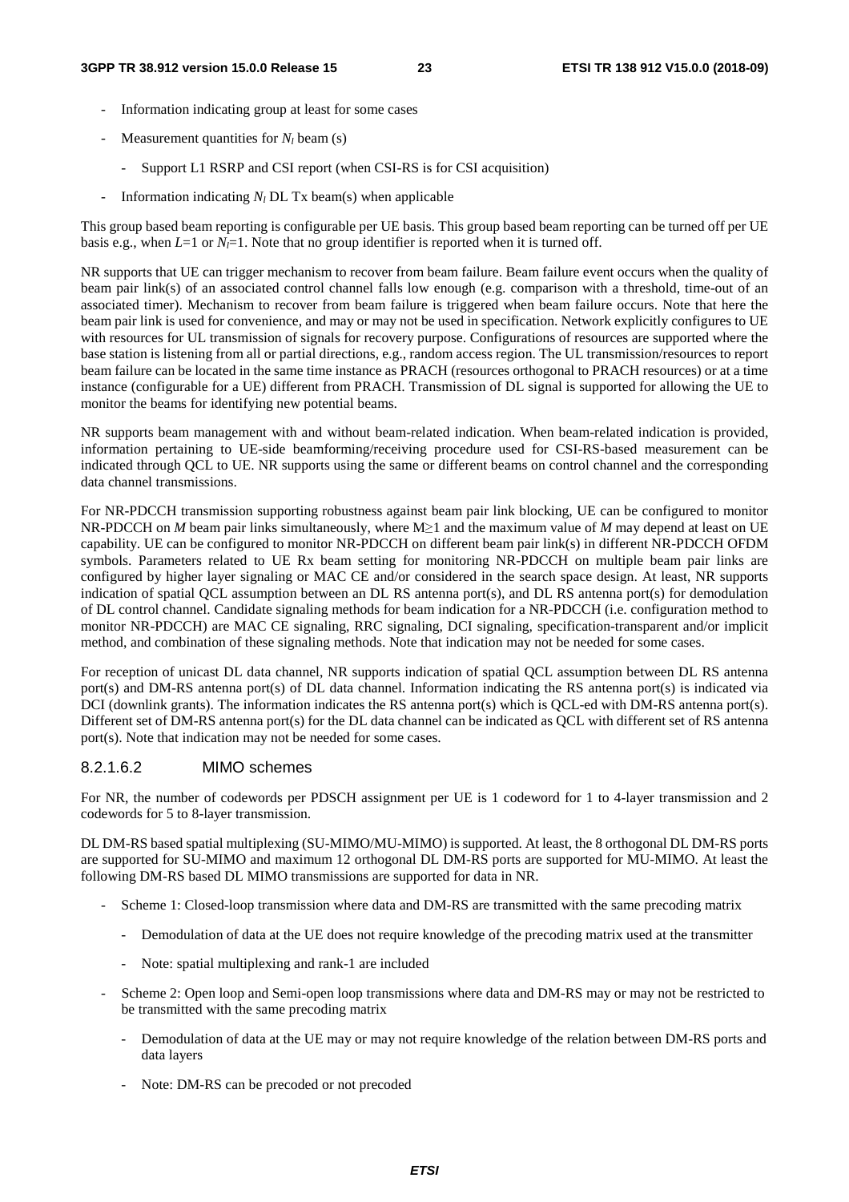- Information indicating group at least for some cases
- Measurement quantities for $N_l$ beam (s)
  - Support L1 RSRP and CSI report (when CSI-RS is for CSI acquisition)
- Information indicating $N_l$ DL Tx beam(s) when applicable

This group based beam reporting is configurable per UE basis. This group based beam reporting can be turned off per UE basis e.g., when $L$=1 or $N_l$=1. Note that no group identifier is reported when it is turned off.

NR supports that UE can trigger mechanism to recover from beam failure. Beam failure event occurs when the quality of beam pair link(s) of an associated control channel falls low enough (e.g. comparison with a threshold, time-out of an associated timer). Mechanism to recover from beam failure is triggered when beam failure occurs. Note that here the beam pair link is used for convenience, and may or may not be used in specification. Network explicitly configures to UE with resources for UL transmission of signals for recovery purpose. Configurations of resources are supported where the base station is listening from all or partial directions, e.g., random access region. The UL transmission/resources to report beam failure can be located in the same time instance as PRACH (resources orthogonal to PRACH resources) or at a time instance (configurable for a UE) different from PRACH. Transmission of DL signal is supported for allowing the UE to monitor the beams for identifying new potential beams.

NR supports beam management with and without beam-related indication. When beam-related indication is provided, information pertaining to UE-side beamforming/receiving procedure used for CSI-RS-based measurement can be indicated through QCL to UE. NR supports using the same or different beams on control channel and the corresponding data channel transmissions.

For NR-PDCCH transmission supporting robustness against beam pair link blocking, UE can be configured to monitor NR-PDCCH on $M$ beam pair links simultaneously, where $M \geq 1$ and the maximum value of $M$ may depend at least on UE capability. UE can be configured to monitor NR-PDCCH on different beam pair link(s) in different NR-PDCCH OFDM symbols. Parameters related to UE Rx beam setting for monitoring NR-PDCCH on multiple beam pair links are configured by higher layer signaling or MAC CE and/or considered in the search space design. At least, NR supports indication of spatial QCL assumption between an DL RS antenna port(s), and DL RS antenna port(s) for demodulation of DL control channel. Candidate signaling methods for beam indication for a NR-PDCCH (i.e. configuration method to monitor NR-PDCCH) are MAC CE signaling, RRC signaling, DCI signaling, specification-transparent and/or implicit method, and combination of these signaling methods. Note that indication may not be needed for some cases.

For reception of unicast DL data channel, NR supports indication of spatial QCL assumption between DL RS antenna port(s) and DM-RS antenna port(s) of DL data channel. Information indicating the RS antenna port(s) is indicated via DCI (downlink grants). The information indicates the RS antenna port(s) which is QCL-ed with DM-RS antenna port(s). Different set of DM-RS antenna port(s) for the DL data channel can be indicated as QCL with different set of RS antenna port(s). Note that indication may not be needed for some cases.

#### 8.2.1.6.2 MIMO schemes

For NR, the number of codewords per PDSCH assignment per UE is 1 codeword for 1 to 4-layer transmission and 2 codewords for 5 to 8-layer transmission.

DL DM-RS based spatial multiplexing (SU-MIMO/MU-MIMO) is supported. At least, the 8 orthogonal DL DM-RS ports are supported for SU-MIMO and maximum 12 orthogonal DL DM-RS ports are supported for MU-MIMO. At least the following DM-RS based DL MIMO transmissions are supported for data in NR.

- Scheme 1: Closed-loop transmission where data and DM-RS are transmitted with the same precoding matrix
  - Demodulation of data at the UE does not require knowledge of the precoding matrix used at the transmitter
  - Note: spatial multiplexing and rank-1 are included
- Scheme 2: Open loop and Semi-open loop transmissions where data and DM-RS may or may not be restricted to be transmitted with the same precoding matrix
  - Demodulation of data at the UE may or may not require knowledge of the relation between DM-RS ports and data layers
  - Note: DM-RS can be precoded or not precoded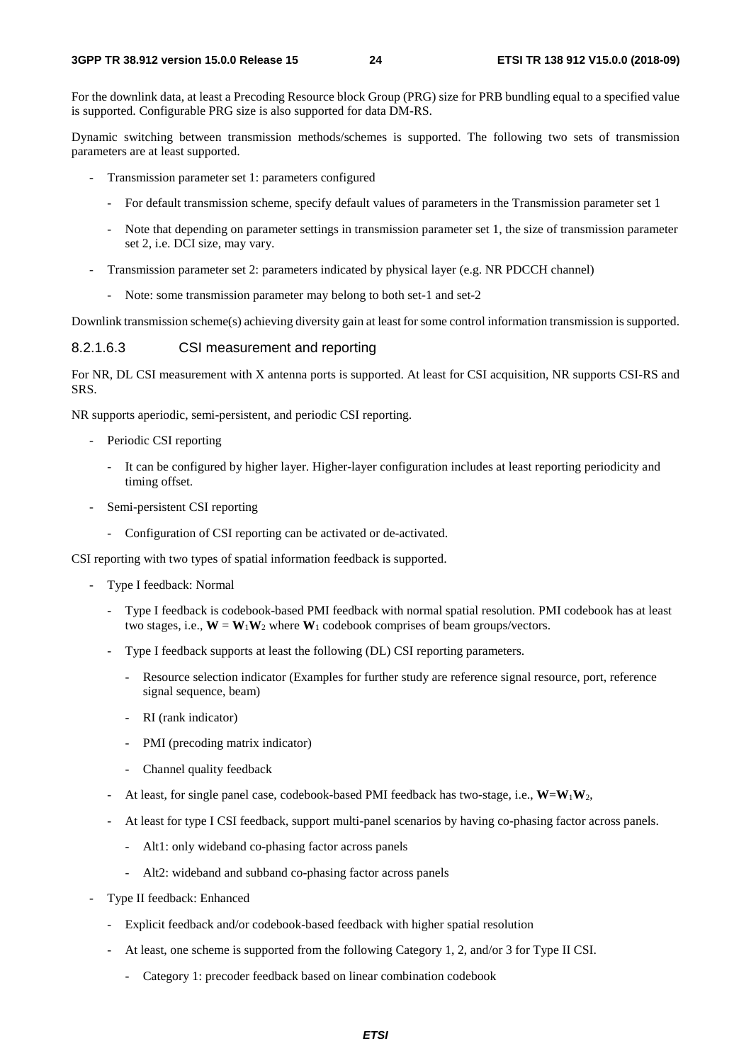For the downlink data, at least a Precoding Resource block Group (PRG) size for PRB bundling equal to a specified value is supported. Configurable PRG size is also supported for data DM-RS.

Dynamic switching between transmission methods/schemes is supported. The following two sets of transmission parameters are at least supported.

- Transmission parameter set 1: parameters configured
  - For default transmission scheme, specify default values of parameters in the Transmission parameter set 1
  - Note that depending on parameter settings in transmission parameter set 1, the size of transmission parameter set 2, i.e. DCI size, may vary.
- Transmission parameter set 2: parameters indicated by physical layer (e.g. NR PDCCH channel)
  - Note: some transmission parameter may belong to both set-1 and set-2

Downlink transmission scheme(s) achieving diversity gain at least for some control information transmission is supported.

#### 8.2.1.6.3 CSI measurement and reporting

For NR, DL CSI measurement with X antenna ports is supported. At least for CSI acquisition, NR supports CSI-RS and SRS.

NR supports aperiodic, semi-persistent, and periodic CSI reporting.

- Periodic CSI reporting
  - It can be configured by higher layer. Higher-layer configuration includes at least reporting periodicity and timing offset.
- Semi-persistent CSI reporting
  - Configuration of CSI reporting can be activated or de-activated.

CSI reporting with two types of spatial information feedback is supported.

- Type I feedback: Normal
  - Type I feedback is codebook-based PMI feedback with normal spatial resolution. PMI codebook has at least two stages, i.e., $\mathbf{W} = \mathbf{W}_1\mathbf{W}_2$ where $\mathbf{W}_1$ codebook comprises of beam groups/vectors.
  - Type I feedback supports at least the following (DL) CSI reporting parameters.
    - Resource selection indicator (Examples for further study are reference signal resource, port, reference signal sequence, beam)
    - RI (rank indicator)
    - PMI (precoding matrix indicator)
    - Channel quality feedback
  - At least, for single panel case, codebook-based PMI feedback has two-stage, i.e., $\mathbf{W}=\mathbf{W}_1\mathbf{W}_2$,
  - At least for type I CSI feedback, support multi-panel scenarios by having co-phasing factor across panels.
    - Alt1: only wideband co-phasing factor across panels
    - Alt2: wideband and subband co-phasing factor across panels
- Type II feedback: Enhanced
  - Explicit feedback and/or codebook-based feedback with higher spatial resolution
  - At least, one scheme is supported from the following Category 1, 2, and/or 3 for Type II CSI.
    - Category 1: precoder feedback based on linear combination codebook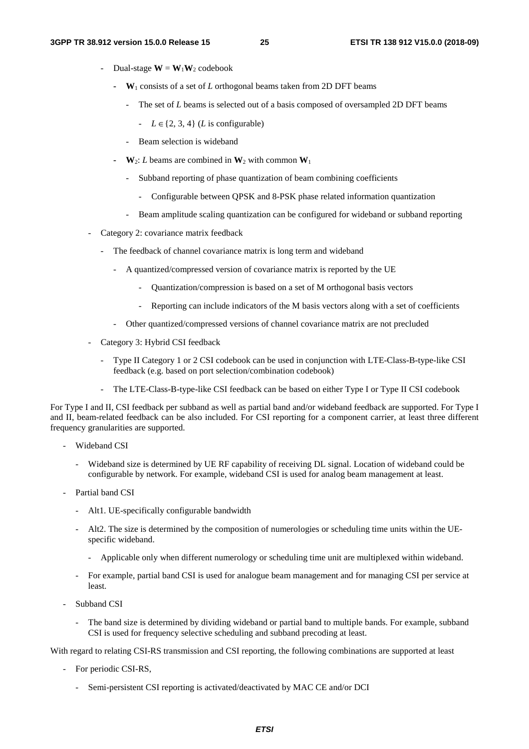- Dual-stage $\mathbf{W} = \mathbf{W}_1\mathbf{W}_2$ codebook
  - $\mathbf{W}_1$ consists of a set of $L$ orthogonal beams taken from 2D DFT beams
    - The set of $L$ beams is selected out of a basis composed of oversampled 2D DFT beams
      - $L \in \{2, 3, 4\}$ ($L$ is configurable)
    - Beam selection is wideband
  - $\mathbf{W}_2$: $L$ beams are combined in $\mathbf{W}_2$ with common $\mathbf{W}_1$
    - Subband reporting of phase quantization of beam combining coefficients
      - Configurable between QPSK and 8-PSK phase related information quantization
    - Beam amplitude scaling quantization can be configured for wideband or subband reporting
- Category 2: covariance matrix feedback
  - The feedback of channel covariance matrix is long term and wideband
    - A quantized/compressed version of covariance matrix is reported by the UE
      - Quantization/compression is based on a set of M orthogonal basis vectors
      - Reporting can include indicators of the M basis vectors along with a set of coefficients
    - Other quantized/compressed versions of channel covariance matrix are not precluded
- Category 3: Hybrid CSI feedback
  - Type II Category 1 or 2 CSI codebook can be used in conjunction with LTE-Class-B-type-like CSI feedback (e.g. based on port selection/combination codebook)
  - The LTE-Class-B-type-like CSI feedback can be based on either Type I or Type II CSI codebook

For Type I and II, CSI feedback per subband as well as partial band and/or wideband feedback are supported. For Type I and II, beam-related feedback can be also included. For CSI reporting for a component carrier, at least three different frequency granularities are supported.

- Wideband CSI
  - Wideband size is determined by UE RF capability of receiving DL signal. Location of wideband could be configurable by network. For example, wideband CSI is used for analog beam management at least.
- Partial band CSI
  - Alt1. UE-specifically configurable bandwidth
  - Alt2. The size is determined by the composition of numerologies or scheduling time units within the UE-specific wideband.
    - Applicable only when different numerology or scheduling time unit are multiplexed within wideband.
  - For example, partial band CSI is used for analogue beam management and for managing CSI per service at least.
- Subband CSI
  - The band size is determined by dividing wideband or partial band to multiple bands. For example, subband CSI is used for frequency selective scheduling and subband precoding at least.

With regard to relating CSI-RS transmission and CSI reporting, the following combinations are supported at least

- For periodic CSI-RS,
  - Semi-persistent CSI reporting is activated/deactivated by MAC CE and/or DCI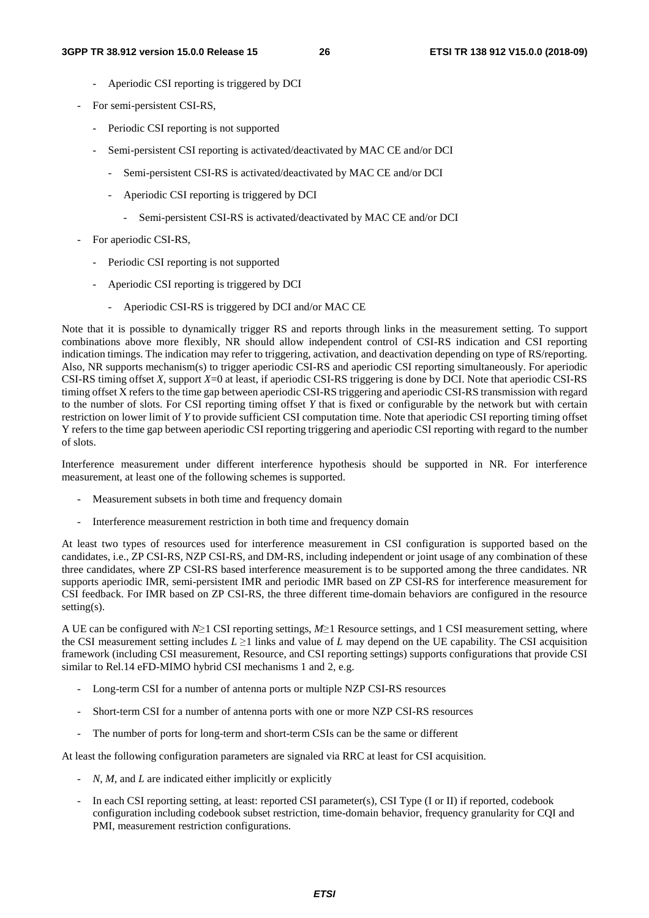- Aperiodic CSI reporting is triggered by DCI

- For semi-persistent CSI-RS,
    - Periodic CSI reporting is not supported
    - Semi-persistent CSI reporting is activated/deactivated by MAC CE and/or DCI
        - Semi-persistent CSI-RS is activated/deactivated by MAC CE and/or DCI
    - Aperiodic CSI reporting is triggered by DCI
        - Semi-persistent CSI-RS is activated/deactivated by MAC CE and/or DCI
- For aperiodic CSI-RS,
    - Periodic CSI reporting is not supported
    - Aperiodic CSI reporting is triggered by DCI
        - Aperiodic CSI-RS is triggered by DCI and/or MAC CE

Note that it is possible to dynamically trigger RS and reports through links in the measurement setting. To support combinations above more flexibly, NR should allow independent control of CSI-RS indication and CSI reporting indication timings. The indication may refer to triggering, activation, and deactivation depending on type of RS/reporting. Also, NR supports mechanism(s) to trigger aperiodic CSI-RS and aperiodic CSI reporting simultaneously. For aperiodic CSI-RS timing offset $X$, support $X$=0 at least, if aperiodic CSI-RS triggering is done by DCI. Note that aperiodic CSI-RS timing offset X refers to the time gap between aperiodic CSI-RS triggering and aperiodic CSI-RS transmission with regard to the number of slots. For CSI reporting timing offset $Y$ that is fixed or configurable by the network but with certain restriction on lower limit of $Y$ to provide sufficient CSI computation time. Note that aperiodic CSI reporting timing offset Y refers to the time gap between aperiodic CSI reporting triggering and aperiodic CSI reporting with regard to the number of slots.

Interference measurement under different interference hypothesis should be supported in NR. For interference measurement, at least one of the following schemes is supported.

- Measurement subsets in both time and frequency domain
- Interference measurement restriction in both time and frequency domain

At least two types of resources used for interference measurement in CSI configuration is supported based on the candidates, i.e., ZP CSI-RS, NZP CSI-RS, and DM-RS, including independent or joint usage of any combination of these three candidates, where ZP CSI-RS based interference measurement is to be supported among the three candidates. NR supports aperiodic IMR, semi-persistent IMR and periodic IMR based on ZP CSI-RS for interference measurement for CSI feedback. For IMR based on ZP CSI-RS, the three different time-domain behaviors are configured in the resource setting(s).

A UE can be configured with $N \geq 1$ CSI reporting settings, $M \geq 1$ Resource settings, and 1 CSI measurement setting, where the CSI measurement setting includes $L \geq 1$ links and value of $L$ may depend on the UE capability. The CSI acquisition framework (including CSI measurement, Resource, and CSI reporting settings) supports configurations that provide CSI similar to Rel.14 eFD-MIMO hybrid CSI mechanisms 1 and 2, e.g.

- Long-term CSI for a number of antenna ports or multiple NZP CSI-RS resources
- Short-term CSI for a number of antenna ports with one or more NZP CSI-RS resources
- The number of ports for long-term and short-term CSIs can be the same or different

At least the following configuration parameters are signaled via RRC at least for CSI acquisition.

- $N$, $M$, and $L$ are indicated either implicitly or explicitly
- In each CSI reporting setting, at least: reported CSI parameter(s), CSI Type (I or II) if reported, codebook configuration including codebook subset restriction, time-domain behavior, frequency granularity for CQI and PMI, measurement restriction configurations.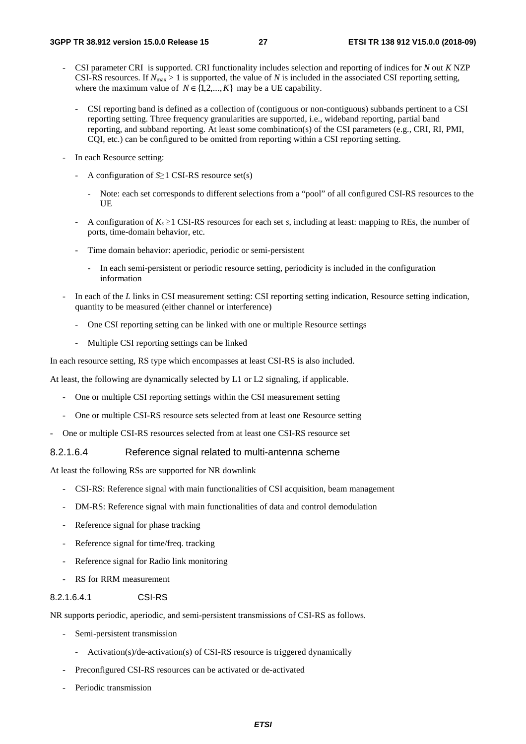- CSI parameter CRI is supported. CRI functionality includes selection and reporting of indices for $N$ out $K$ NZP CSI-RS resources. If $N_{max} > 1$ is supported, the value of $N$ is included in the associated CSI reporting setting, where the maximum value of $N \in \{1,2,...,K\}$ may be a UE capability.
  - CSI reporting band is defined as a collection of (contiguous or non-contiguous) subbands pertinent to a CSI reporting setting. Three frequency granularities are supported, i.e., wideband reporting, partial band reporting, and subband reporting. At least some combination(s) of the CSI parameters (e.g., CRI, RI, PMI, CQI, etc.) can be configured to be omitted from reporting within a CSI reporting setting.
- In each Resource setting:
  - A configuration of $S \geq 1$ CSI-RS resource set(s)
    - Note: each set corresponds to different selections from a "pool" of all configured CSI-RS resources to the UE
  - A configuration of $K_s \geq 1$ CSI-RS resources for each set $s$, including at least: mapping to REs, the number of ports, time-domain behavior, etc.
  - Time domain behavior: aperiodic, periodic or semi-persistent
    - In each semi-persistent or periodic resource setting, periodicity is included in the configuration information
- In each of the $L$ links in CSI measurement setting: CSI reporting setting indication, Resource setting indication, quantity to be measured (either channel or interference)
  - One CSI reporting setting can be linked with one or multiple Resource settings
  - Multiple CSI reporting settings can be linked

In each resource setting, RS type which encompasses at least CSI-RS is also included.

At least, the following are dynamically selected by L1 or L2 signaling, if applicable.

- One or multiple CSI reporting settings within the CSI measurement setting
- One or multiple CSI-RS resource sets selected from at least one Resource setting
- One or multiple CSI-RS resources selected from at least one CSI-RS resource set

#### 8.2.1.6.4 Reference signal related to multi-antenna scheme

At least the following RSs are supported for NR downlink

- CSI-RS: Reference signal with main functionalities of CSI acquisition, beam management
- DM-RS: Reference signal with main functionalities of data and control demodulation
- Reference signal for phase tracking
- Reference signal for time/freq. tracking
- Reference signal for Radio link monitoring
- RS for RRM measurement

##### 8.2.1.6.4.1 CSI-RS

NR supports periodic, aperiodic, and semi-persistent transmissions of CSI-RS as follows.

- Semi-persistent transmission
  - Activation(s)/de-activation(s) of CSI-RS resource is triggered dynamically
- Preconfigured CSI-RS resources can be activated or de-activated
- Periodic transmission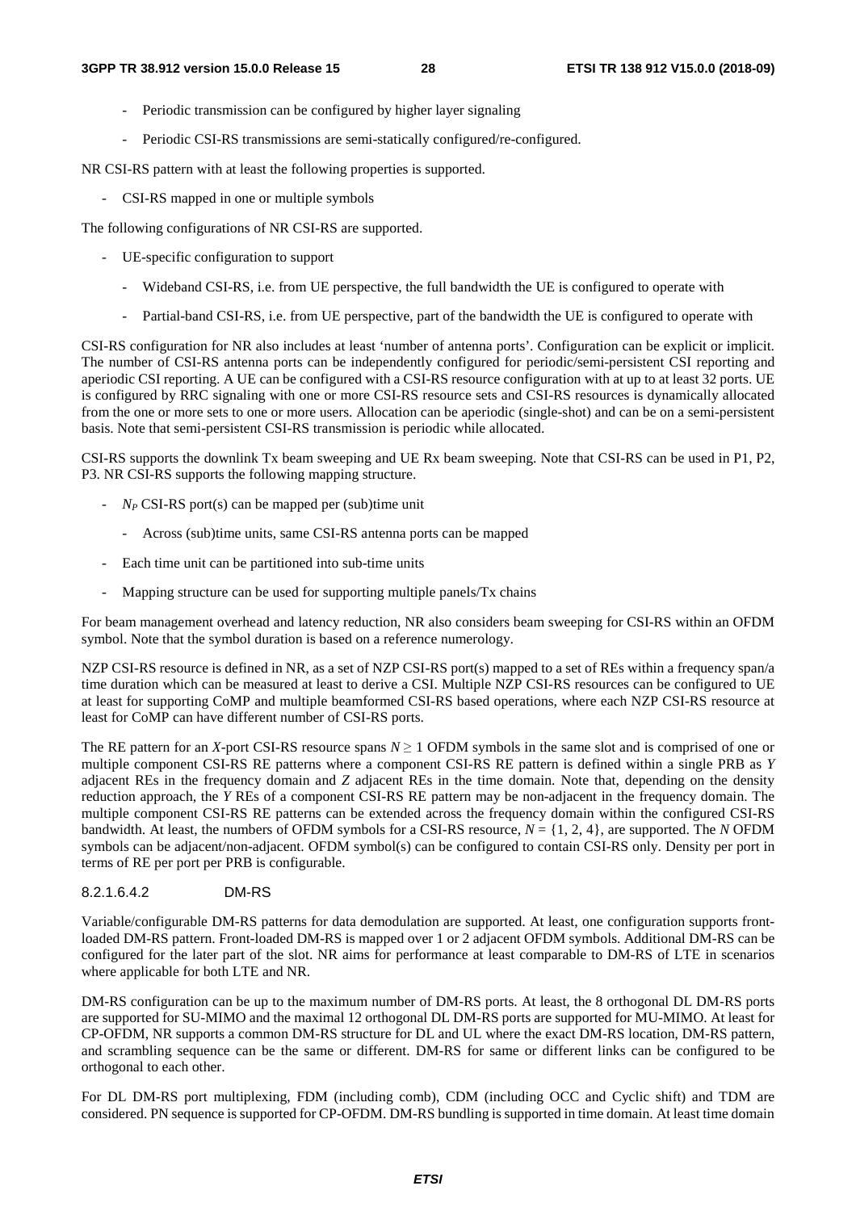- Periodic transmission can be configured by higher layer signaling
- Periodic CSI-RS transmissions are semi-statically configured/re-configured.

NR CSI-RS pattern with at least the following properties is supported.

- CSI-RS mapped in one or multiple symbols

The following configurations of NR CSI-RS are supported.

- UE-specific configuration to support
    - Wideband CSI-RS, i.e. from UE perspective, the full bandwidth the UE is configured to operate with
    - Partial-band CSI-RS, i.e. from UE perspective, part of the bandwidth the UE is configured to operate with

CSI-RS configuration for NR also includes at least 'number of antenna ports'. Configuration can be explicit or implicit. The number of CSI-RS antenna ports can be independently configured for periodic/semi-persistent CSI reporting and aperiodic CSI reporting. A UE can be configured with a CSI-RS resource configuration with at up to at least 32 ports. UE is configured by RRC signaling with one or more CSI-RS resource sets and CSI-RS resources is dynamically allocated from the one or more sets to one or more users. Allocation can be aperiodic (single-shot) and can be on a semi-persistent basis. Note that semi-persistent CSI-RS transmission is periodic while allocated.

CSI-RS supports the downlink Tx beam sweeping and UE Rx beam sweeping. Note that CSI-RS can be used in P1, P2, P3. NR CSI-RS supports the following mapping structure.

- $N_P$ CSI-RS port(s) can be mapped per (sub)time unit
    - Across (sub)time units, same CSI-RS antenna ports can be mapped
- Each time unit can be partitioned into sub-time units
- Mapping structure can be used for supporting multiple panels/Tx chains

For beam management overhead and latency reduction, NR also considers beam sweeping for CSI-RS within an OFDM symbol. Note that the symbol duration is based on a reference numerology.

NZP CSI-RS resource is defined in NR, as a set of NZP CSI-RS port(s) mapped to a set of REs within a frequency span/a time duration which can be measured at least to derive a CSI. Multiple NZP CSI-RS resources can be configured to UE at least for supporting CoMP and multiple beamformed CSI-RS based operations, where each NZP CSI-RS resource at least for CoMP can have different number of CSI-RS ports.

The RE pattern for an $X$-port CSI-RS resource spans $N \geq 1$ OFDM symbols in the same slot and is comprised of one or multiple component CSI-RS RE patterns where a component CSI-RS RE pattern is defined within a single PRB as $Y$ adjacent REs in the frequency domain and $Z$ adjacent REs in the time domain. Note that, depending on the density reduction approach, the $Y$ REs of a component CSI-RS RE pattern may be non-adjacent in the frequency domain. The multiple component CSI-RS RE patterns can be extended across the frequency domain within the configured CSI-RS bandwidth. At least, the numbers of OFDM symbols for a CSI-RS resource, $N = \{1, 2, 4\}$, are supported. The $N$ OFDM symbols can be adjacent/non-adjacent. OFDM symbol(s) can be configured to contain CSI-RS only. Density per port in terms of RE per port per PRB is configurable.

#### 8.2.1.6.4.2 DM-RS

Variable/configurable DM-RS patterns for data demodulation are supported. At least, one configuration supports front-loaded DM-RS pattern. Front-loaded DM-RS is mapped over 1 or 2 adjacent OFDM symbols. Additional DM-RS can be configured for the later part of the slot. NR aims for performance at least comparable to DM-RS of LTE in scenarios where applicable for both LTE and NR.

DM-RS configuration can be up to the maximum number of DM-RS ports. At least, the 8 orthogonal DL DM-RS ports are supported for SU-MIMO and the maximal 12 orthogonal DL DM-RS ports are supported for MU-MIMO. At least for CP-OFDM, NR supports a common DM-RS structure for DL and UL where the exact DM-RS location, DM-RS pattern, and scrambling sequence can be the same or different. DM-RS for same or different links can be configured to be orthogonal to each other.

For DL DM-RS port multiplexing, FDM (including comb), CDM (including OCC and Cyclic shift) and TDM are considered. PN sequence is supported for CP-OFDM. DM-RS bundling is supported in time domain. At least time domain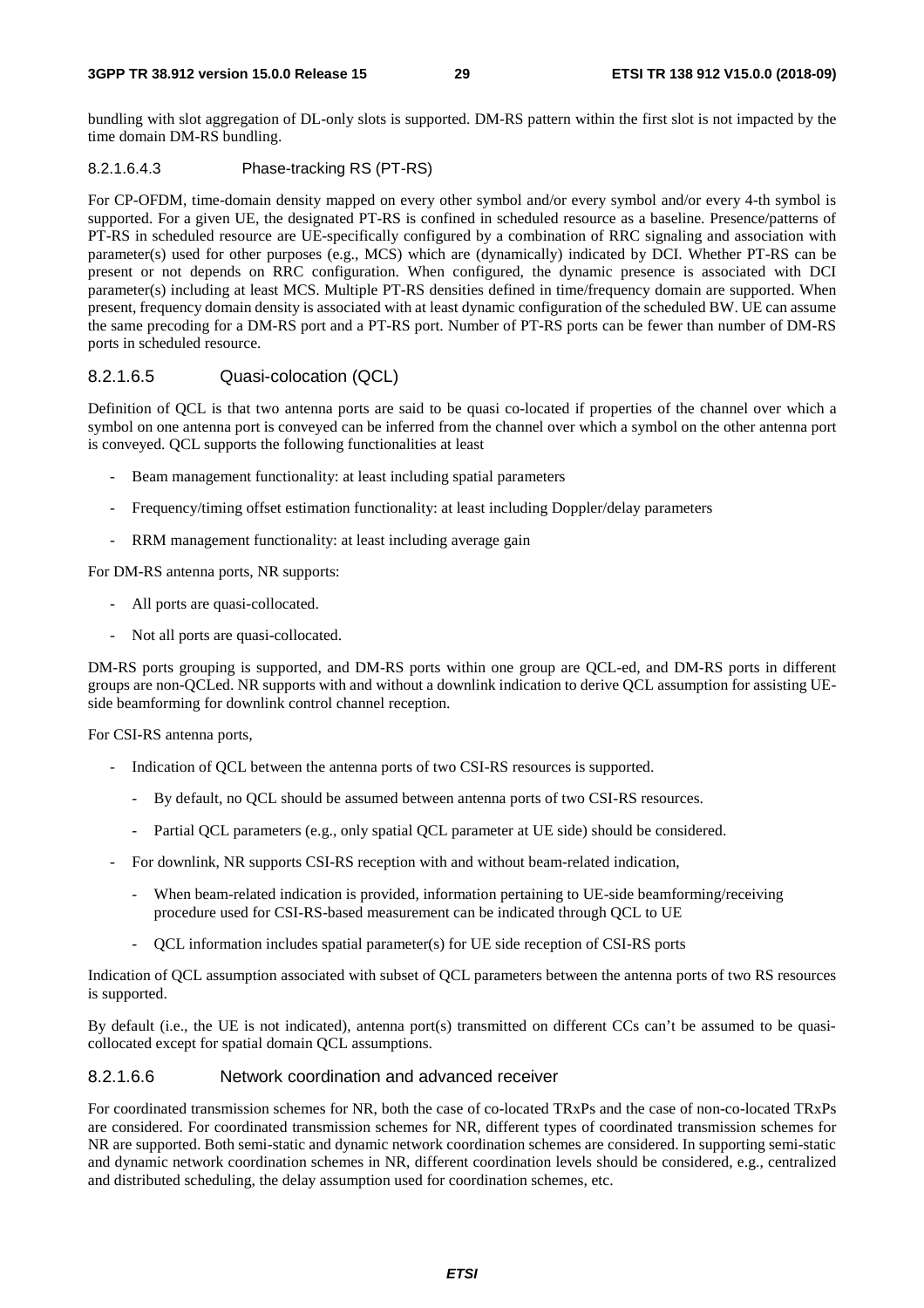bundling with slot aggregation of DL-only slots is supported. DM-RS pattern within the first slot is not impacted by the time domain DM-RS bundling.

##### 8.2.1.6.4.3 Phase-tracking RS (PT-RS)

For CP-OFDM, time-domain density mapped on every other symbol and/or every symbol and/or every 4-th symbol is supported. For a given UE, the designated PT-RS is confined in scheduled resource as a baseline. Presence/patterns of PT-RS in scheduled resource are UE-specifically configured by a combination of RRC signaling and association with parameter(s) used for other purposes (e.g., MCS) which are (dynamically) indicated by DCI. Whether PT-RS can be present or not depends on RRC configuration. When configured, the dynamic presence is associated with DCI parameter(s) including at least MCS. Multiple PT-RS densities defined in time/frequency domain are supported. When present, frequency domain density is associated with at least dynamic configuration of the scheduled BW. UE can assume the same precoding for a DM-RS port and a PT-RS port. Number of PT-RS ports can be fewer than number of DM-RS ports in scheduled resource.

#### 8.2.1.6.5 Quasi-colocation (QCL)

Definition of QCL is that two antenna ports are said to be quasi co-located if properties of the channel over which a symbol on one antenna port is conveyed can be inferred from the channel over which a symbol on the other antenna port is conveyed. QCL supports the following functionalities at least

- Beam management functionality: at least including spatial parameters
- Frequency/timing offset estimation functionality: at least including Doppler/delay parameters
- RRM management functionality: at least including average gain

For DM-RS antenna ports, NR supports:

- All ports are quasi-collocated.
- Not all ports are quasi-collocated.

DM-RS ports grouping is supported, and DM-RS ports within one group are QCL-ed, and DM-RS ports in different groups are non-QCLed. NR supports with and without a downlink indication to derive QCL assumption for assisting UE-side beamforming for downlink control channel reception.

For CSI-RS antenna ports,

- Indication of QCL between the antenna ports of two CSI-RS resources is supported.
  - By default, no QCL should be assumed between antenna ports of two CSI-RS resources.
  - Partial QCL parameters (e.g., only spatial QCL parameter at UE side) should be considered.
- For downlink, NR supports CSI-RS reception with and without beam-related indication,
  - When beam-related indication is provided, information pertaining to UE-side beamforming/receiving procedure used for CSI-RS-based measurement can be indicated through QCL to UE
  - QCL information includes spatial parameter(s) for UE side reception of CSI-RS ports

Indication of QCL assumption associated with subset of QCL parameters between the antenna ports of two RS resources is supported.

By default (i.e., the UE is not indicated), antenna port(s) transmitted on different CCs can't be assumed to be quasi-collocated except for spatial domain QCL assumptions.

#### 8.2.1.6.6 Network coordination and advanced receiver

For coordinated transmission schemes for NR, both the case of co-located TRxPs and the case of non-co-located TRxPs are considered. For coordinated transmission schemes for NR, different types of coordinated transmission schemes for NR are supported. Both semi-static and dynamic network coordination schemes are considered. In supporting semi-static and dynamic network coordination schemes in NR, different coordination levels should be considered, e.g., centralized and distributed scheduling, the delay assumption used for coordination schemes, etc.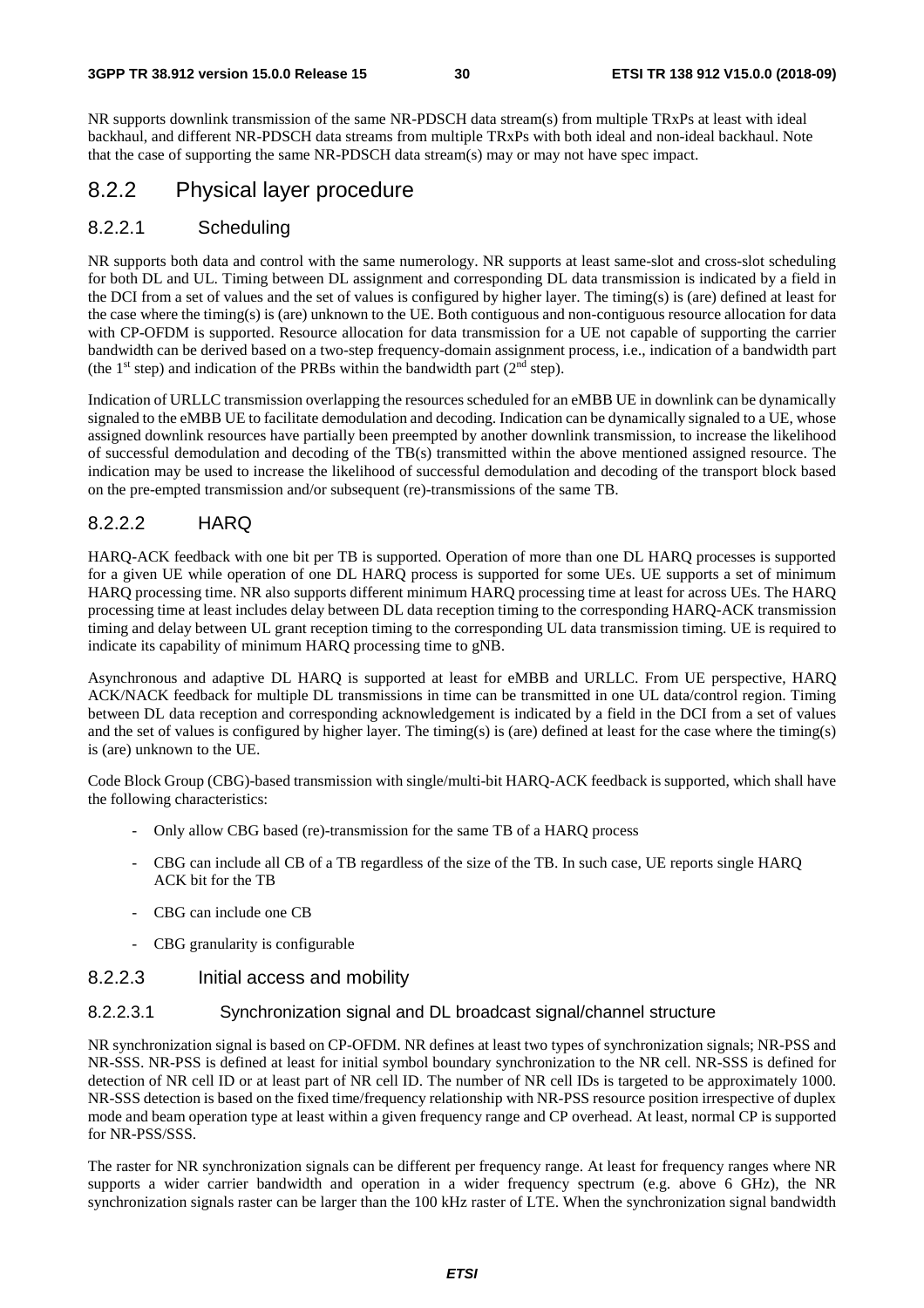NR supports downlink transmission of the same NR-PDSCH data stream(s) from multiple TRxPs at least with ideal backhaul, and different NR-PDSCH data streams from multiple TRxPs with both ideal and non-ideal backhaul. Note that the case of supporting the same NR-PDSCH data stream(s) may or may not have spec impact.

## 8.2.2 Physical layer procedure

### 8.2.2.1 Scheduling

NR supports both data and control with the same numerology. NR supports at least same-slot and cross-slot scheduling for both DL and UL. Timing between DL assignment and corresponding DL data transmission is indicated by a field in the DCI from a set of values and the set of values is configured by higher layer. The timing(s) is (are) defined at least for the case where the timing(s) is (are) unknown to the UE. Both contiguous and non-contiguous resource allocation for data with CP-OFDM is supported. Resource allocation for data transmission for a UE not capable of supporting the carrier bandwidth can be derived based on a two-step frequency-domain assignment process, i.e., indication of a bandwidth part (the 1st step) and indication of the PRBs within the bandwidth part (2nd step).

Indication of URLLC transmission overlapping the resources scheduled for an eMBB UE in downlink can be dynamically signaled to the eMBB UE to facilitate demodulation and decoding. Indication can be dynamically signaled to a UE, whose assigned downlink resources have partially been preempted by another downlink transmission, to increase the likelihood of successful demodulation and decoding of the TB(s) transmitted within the above mentioned assigned resource. The indication may be used to increase the likelihood of successful demodulation and decoding of the transport block based on the pre-empted transmission and/or subsequent (re)-transmissions of the same TB.

### 8.2.2.2 HARQ

HARQ-ACK feedback with one bit per TB is supported. Operation of more than one DL HARQ processes is supported for a given UE while operation of one DL HARQ process is supported for some UEs. UE supports a set of minimum HARQ processing time. NR also supports different minimum HARQ processing time at least for across UEs. The HARQ processing time at least includes delay between DL data reception timing to the corresponding HARQ-ACK transmission timing and delay between UL grant reception timing to the corresponding UL data transmission timing. UE is required to indicate its capability of minimum HARQ processing time to gNB.

Asynchronous and adaptive DL HARQ is supported at least for eMBB and URLLC. From UE perspective, HARQ ACK/NACK feedback for multiple DL transmissions in time can be transmitted in one UL data/control region. Timing between DL data reception and corresponding acknowledgement is indicated by a field in the DCI from a set of values and the set of values is configured by higher layer. The timing(s) is (are) defined at least for the case where the timing(s) is (are) unknown to the UE.

Code Block Group (CBG)-based transmission with single/multi-bit HARQ-ACK feedback is supported, which shall have the following characteristics:

- Only allow CBG based (re)-transmission for the same TB of a HARQ process
- CBG can include all CB of a TB regardless of the size of the TB. In such case, UE reports single HARQ ACK bit for the TB
- CBG can include one CB
- CBG granularity is configurable

### 8.2.2.3 Initial access and mobility

#### 8.2.2.3.1 Synchronization signal and DL broadcast signal/channel structure

NR synchronization signal is based on CP-OFDM. NR defines at least two types of synchronization signals; NR-PSS and NR-SSS. NR-PSS is defined at least for initial symbol boundary synchronization to the NR cell. NR-SSS is defined for detection of NR cell ID or at least part of NR cell ID. The number of NR cell IDs is targeted to be approximately 1000. NR-SSS detection is based on the fixed time/frequency relationship with NR-PSS resource position irrespective of duplex mode and beam operation type at least within a given frequency range and CP overhead. At least, normal CP is supported for NR-PSS/SSS.

The raster for NR synchronization signals can be different per frequency range. At least for frequency ranges where NR supports a wider carrier bandwidth and operation in a wider frequency spectrum (e.g. above 6 GHz), the NR synchronization signals raster can be larger than the 100 kHz raster of LTE. When the synchronization signal bandwidth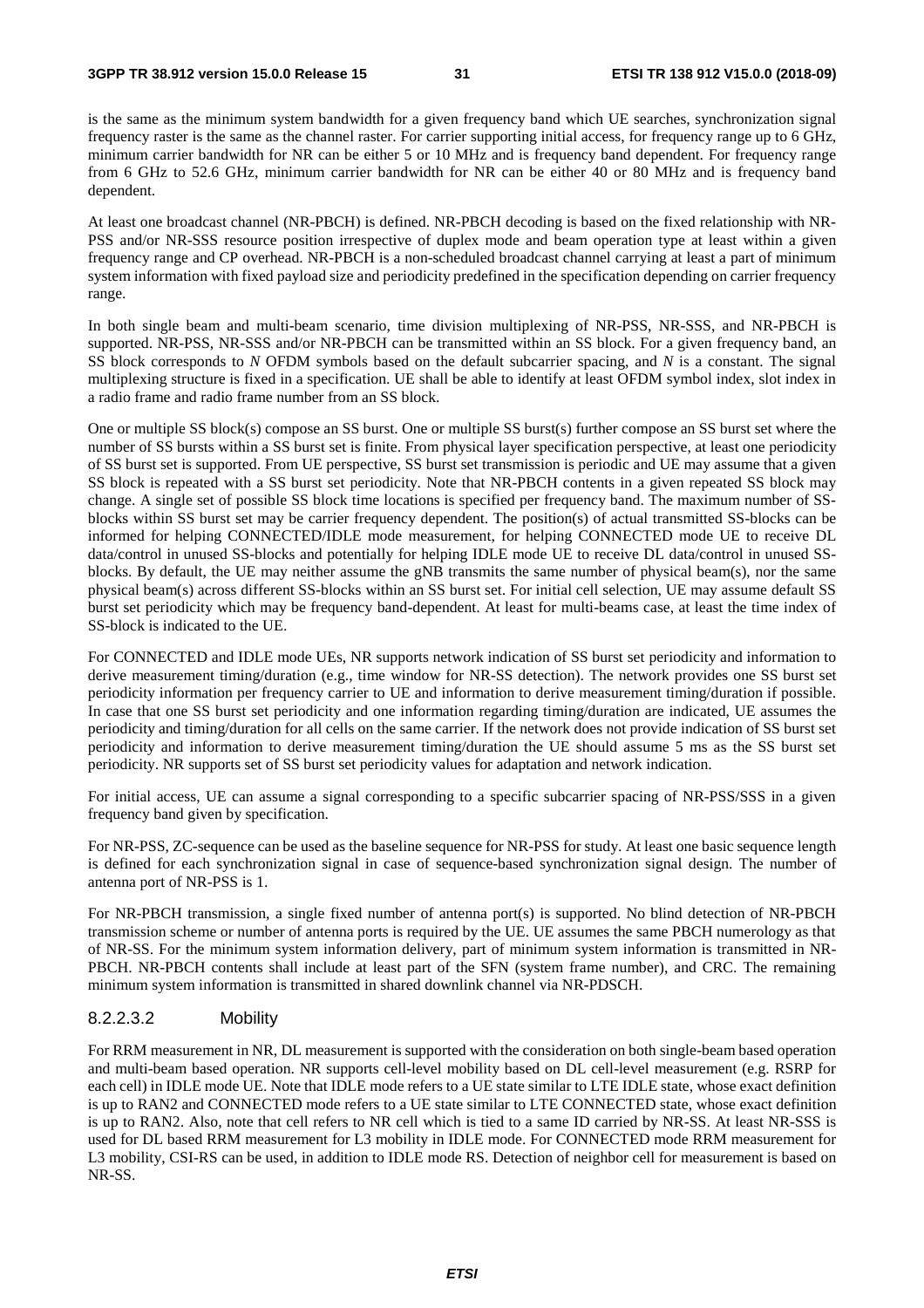is the same as the minimum system bandwidth for a given frequency band which UE searches, synchronization signal frequency raster is the same as the channel raster. For carrier supporting initial access, for frequency range up to 6 GHz, minimum carrier bandwidth for NR can be either 5 or 10 MHz and is frequency band dependent. For frequency range from 6 GHz to 52.6 GHz, minimum carrier bandwidth for NR can be either 40 or 80 MHz and is frequency band dependent.

At least one broadcast channel (NR-PBCH) is defined. NR-PBCH decoding is based on the fixed relationship with NR-PSS and/or NR-SSS resource position irrespective of duplex mode and beam operation type at least within a given frequency range and CP overhead. NR-PBCH is a non-scheduled broadcast channel carrying at least a part of minimum system information with fixed payload size and periodicity predefined in the specification depending on carrier frequency range.

In both single beam and multi-beam scenario, time division multiplexing of NR-PSS, NR-SSS, and NR-PBCH is supported. NR-PSS, NR-SSS and/or NR-PBCH can be transmitted within an SS block. For a given frequency band, an SS block corresponds to *N* OFDM symbols based on the default subcarrier spacing, and *N* is a constant. The signal multiplexing structure is fixed in a specification. UE shall be able to identify at least OFDM symbol index, slot index in a radio frame and radio frame number from an SS block.

One or multiple SS block(s) compose an SS burst. One or multiple SS burst(s) further compose an SS burst set where the number of SS bursts within a SS burst set is finite. From physical layer specification perspective, at least one periodicity of SS burst set is supported. From UE perspective, SS burst set transmission is periodic and UE may assume that a given SS block is repeated with a SS burst set periodicity. Note that NR-PBCH contents in a given repeated SS block may change. A single set of possible SS block time locations is specified per frequency band. The maximum number of SS-blocks within SS burst set may be carrier frequency dependent. The position(s) of actual transmitted SS-blocks can be informed for helping CONNECTED/IDLE mode measurement, for helping CONNECTED mode UE to receive DL data/control in unused SS-blocks and potentially for helping IDLE mode UE to receive DL data/control in unused SS-blocks. By default, the UE may neither assume the gNB transmits the same number of physical beam(s), nor the same physical beam(s) across different SS-blocks within an SS burst set. For initial cell selection, UE may assume default SS burst set periodicity which may be frequency band-dependent. At least for multi-beams case, at least the time index of SS-block is indicated to the UE.

For CONNECTED and IDLE mode UEs, NR supports network indication of SS burst set periodicity and information to derive measurement timing/duration (e.g., time window for NR-SS detection). The network provides one SS burst set periodicity information per frequency carrier to UE and information to derive measurement timing/duration if possible. In case that one SS burst set periodicity and one information regarding timing/duration are indicated, UE assumes the periodicity and timing/duration for all cells on the same carrier. If the network does not provide indication of SS burst set periodicity and information to derive measurement timing/duration the UE should assume 5 ms as the SS burst set periodicity. NR supports set of SS burst set periodicity values for adaptation and network indication.

For initial access, UE can assume a signal corresponding to a specific subcarrier spacing of NR-PSS/SSS in a given frequency band given by specification.

For NR-PSS, ZC-sequence can be used as the baseline sequence for NR-PSS for study. At least one basic sequence length is defined for each synchronization signal in case of sequence-based synchronization signal design. The number of antenna port of NR-PSS is 1.

For NR-PBCH transmission, a single fixed number of antenna port(s) is supported. No blind detection of NR-PBCH transmission scheme or number of antenna ports is required by the UE. UE assumes the same PBCH numerology as that of NR-SS. For the minimum system information delivery, part of minimum system information is transmitted in NR-PBCH. NR-PBCH contents shall include at least part of the SFN (system frame number), and CRC. The remaining minimum system information is transmitted in shared downlink channel via NR-PDSCH.

#### 8.2.2.3.2 Mobility

For RRM measurement in NR, DL measurement is supported with the consideration on both single-beam based operation and multi-beam based operation. NR supports cell-level mobility based on DL cell-level measurement (e.g. RSRP for each cell) in IDLE mode UE. Note that IDLE mode refers to a UE state similar to LTE IDLE state, whose exact definition is up to RAN2 and CONNECTED mode refers to a UE state similar to LTE CONNECTED state, whose exact definition is up to RAN2. Also, note that cell refers to NR cell which is tied to a same ID carried by NR-SS. At least NR-SSS is used for DL based RRM measurement for L3 mobility in IDLE mode. For CONNECTED mode RRM measurement for L3 mobility, CSI-RS can be used, in addition to IDLE mode RS. Detection of neighbor cell for measurement is based on NR-SS.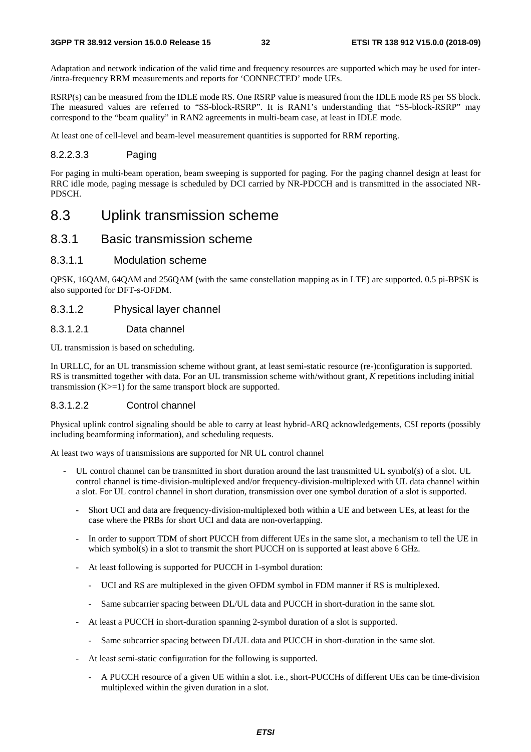Adaptation and network indication of the valid time and frequency resources are supported which may be used for inter-/intra-frequency RRM measurements and reports for 'CONNECTED' mode UEs.

RSRP(s) can be measured from the IDLE mode RS. One RSRP value is measured from the IDLE mode RS per SS block. The measured values are referred to "SS-block-RSRP". It is RAN1's understanding that "SS-block-RSRP" may correspond to the "beam quality" in RAN2 agreements in multi-beam case, at least in IDLE mode.

At least one of cell-level and beam-level measurement quantities is supported for RRM reporting.

#### 8.2.2.3.3 Paging

For paging in multi-beam operation, beam sweeping is supported for paging. For the paging channel design at least for RRC idle mode, paging message is scheduled by DCI carried by NR-PDCCH and is transmitted in the associated NR-PDSCH.

# 8.3 Uplink transmission scheme

## 8.3.1 Basic transmission scheme

### 8.3.1.1 Modulation scheme

QPSK, 16QAM, 64QAM and 256QAM (with the same constellation mapping as in LTE) are supported. 0.5 pi-BPSK is also supported for DFT-s-OFDM.

### 8.3.1.2 Physical layer channel

#### 8.3.1.2.1 Data channel

UL transmission is based on scheduling.

In URLLC, for an UL transmission scheme without grant, at least semi-static resource (re-)configuration is supported. RS is transmitted together with data. For an UL transmission scheme with/without grant, *K* repetitions including initial transmission ($K>=1$) for the same transport block are supported.

#### 8.3.1.2.2 Control channel

Physical uplink control signaling should be able to carry at least hybrid-ARQ acknowledgements, CSI reports (possibly including beamforming information), and scheduling requests.

At least two ways of transmissions are supported for NR UL control channel

- UL control channel can be transmitted in short duration around the last transmitted UL symbol(s) of a slot. UL control channel is time-division-multiplexed and/or frequency-division-multiplexed with UL data channel within a slot. For UL control channel in short duration, transmission over one symbol duration of a slot is supported.
  - Short UCI and data are frequency-division-multiplexed both within a UE and between UEs, at least for the case where the PRBs for short UCI and data are non-overlapping.
  - In order to support TDM of short PUCCH from different UEs in the same slot, a mechanism to tell the UE in which symbol(s) in a slot to transmit the short PUCCH on is supported at least above 6 GHz.
  - At least following is supported for PUCCH in 1-symbol duration:
    - UCI and RS are multiplexed in the given OFDM symbol in FDM manner if RS is multiplexed.
    - Same subcarrier spacing between DL/UL data and PUCCH in short-duration in the same slot.
  - At least a PUCCH in short-duration spanning 2-symbol duration of a slot is supported.
    - Same subcarrier spacing between DL/UL data and PUCCH in short-duration in the same slot.
  - At least semi-static configuration for the following is supported.
    - A PUCCH resource of a given UE within a slot. i.e., short-PUCCHs of different UEs can be time-division multiplexed within the given duration in a slot.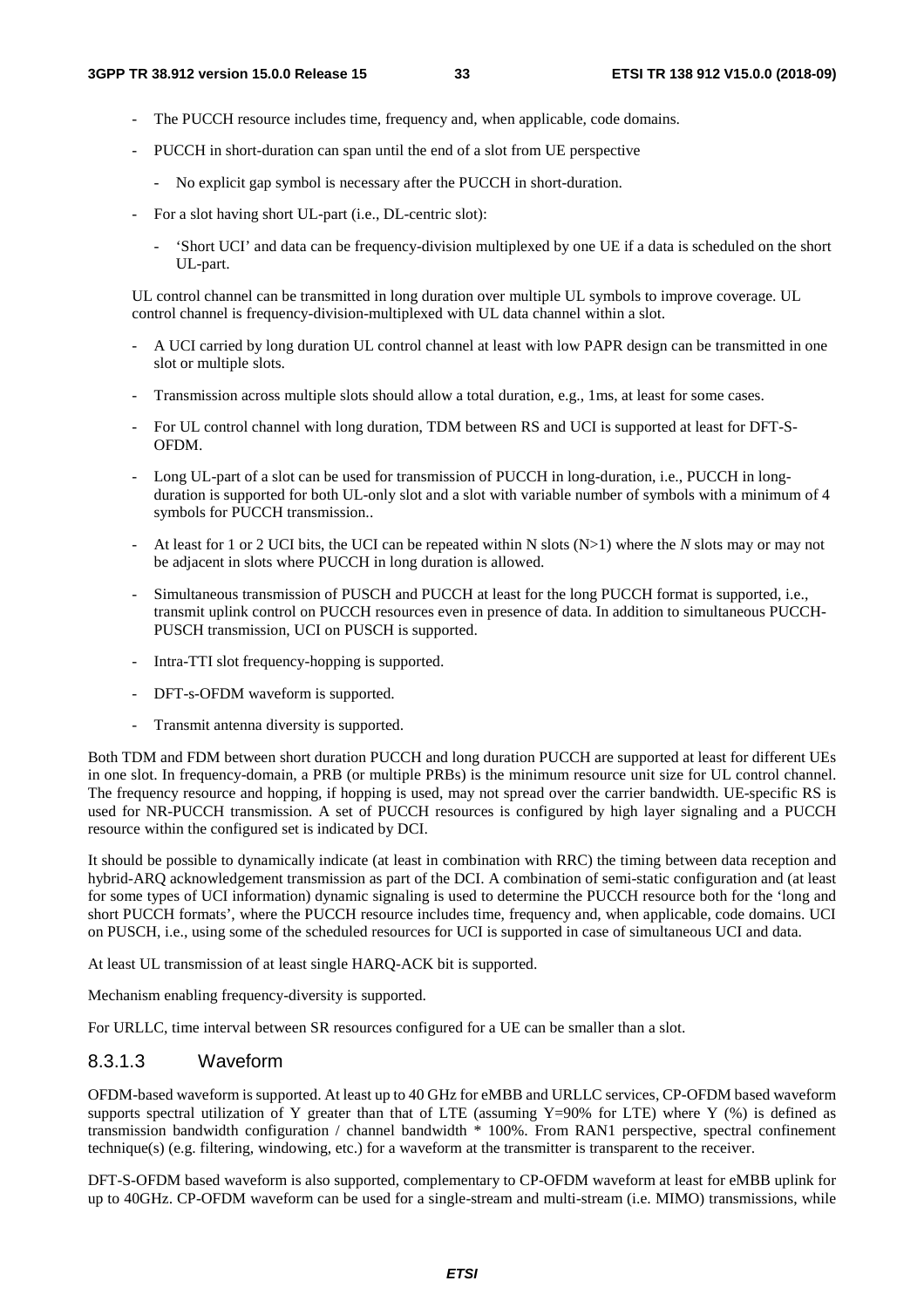- The PUCCH resource includes time, frequency and, when applicable, code domains.
- PUCCH in short-duration can span until the end of a slot from UE perspective
  - No explicit gap symbol is necessary after the PUCCH in short-duration.
- For a slot having short UL-part (i.e., DL-centric slot):
  - 'Short UCI' and data can be frequency-division multiplexed by one UE if a data is scheduled on the short UL-part.

UL control channel can be transmitted in long duration over multiple UL symbols to improve coverage. UL control channel is frequency-division-multiplexed with UL data channel within a slot.

- A UCI carried by long duration UL control channel at least with low PAPR design can be transmitted in one slot or multiple slots.
- Transmission across multiple slots should allow a total duration, e.g., 1ms, at least for some cases.
- For UL control channel with long duration, TDM between RS and UCI is supported at least for DFT-S-OFDM.
- Long UL-part of a slot can be used for transmission of PUCCH in long-duration, i.e., PUCCH in long-duration is supported for both UL-only slot and a slot with variable number of symbols with a minimum of 4 symbols for PUCCH transmission..
- At least for 1 or 2 UCI bits, the UCI can be repeated within N slots (N>1) where the *N* slots may or may not be adjacent in slots where PUCCH in long duration is allowed.
- Simultaneous transmission of PUSCH and PUCCH at least for the long PUCCH format is supported, i.e., transmit uplink control on PUCCH resources even in presence of data. In addition to simultaneous PUCCH-PUSCH transmission, UCI on PUSCH is supported.
- Intra-TTI slot frequency-hopping is supported.
- DFT-s-OFDM waveform is supported.
- Transmit antenna diversity is supported.

Both TDM and FDM between short duration PUCCH and long duration PUCCH are supported at least for different UEs in one slot. In frequency-domain, a PRB (or multiple PRBs) is the minimum resource unit size for UL control channel. The frequency resource and hopping, if hopping is used, may not spread over the carrier bandwidth. UE-specific RS is used for NR-PUCCH transmission. A set of PUCCH resources is configured by high layer signaling and a PUCCH resource within the configured set is indicated by DCI.

It should be possible to dynamically indicate (at least in combination with RRC) the timing between data reception and hybrid-ARQ acknowledgement transmission as part of the DCI. A combination of semi-static configuration and (at least for some types of UCI information) dynamic signaling is used to determine the PUCCH resource both for the 'long and short PUCCH formats', where the PUCCH resource includes time, frequency and, when applicable, code domains. UCI on PUSCH, i.e., using some of the scheduled resources for UCI is supported in case of simultaneous UCI and data.

At least UL transmission of at least single HARQ-ACK bit is supported.

Mechanism enabling frequency-diversity is supported.

For URLLC, time interval between SR resources configured for a UE can be smaller than a slot.

### 8.3.1.3 Waveform

OFDM-based waveform is supported. At least up to 40 GHz for eMBB and URLLC services, CP-OFDM based waveform supports spectral utilization of Y greater than that of LTE (assuming Y=90% for LTE) where Y (%) is defined as transmission bandwidth configuration / channel bandwidth * 100%. From RAN1 perspective, spectral confinement technique(s) (e.g. filtering, windowing, etc.) for a waveform at the transmitter is transparent to the receiver.

DFT-S-OFDM based waveform is also supported, complementary to CP-OFDM waveform at least for eMBB uplink for up to 40GHz. CP-OFDM waveform can be used for a single-stream and multi-stream (i.e. MIMO) transmissions, while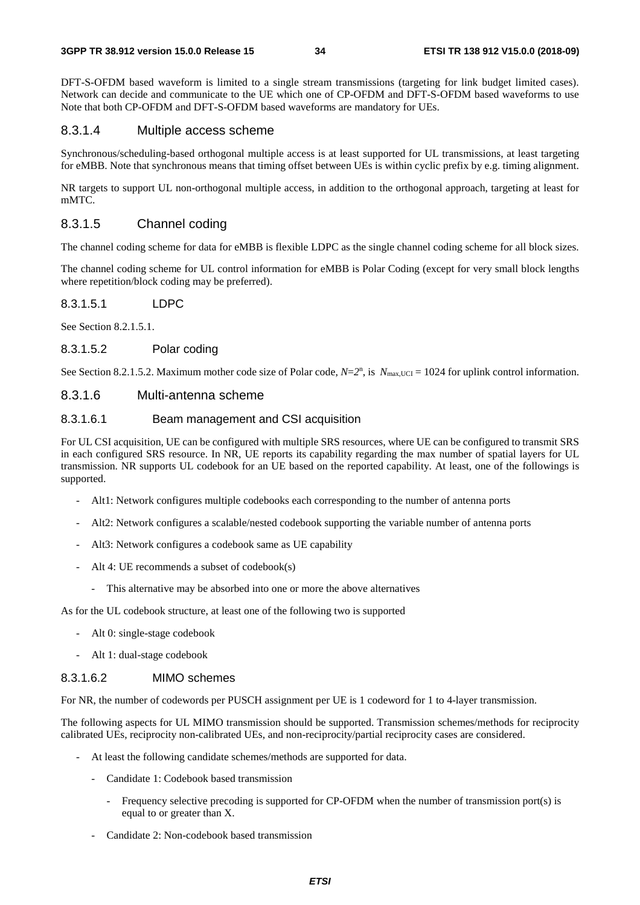DFT-S-OFDM based waveform is limited to a single stream transmissions (targeting for link budget limited cases). Network can decide and communicate to the UE which one of CP-OFDM and DFT-S-OFDM based waveforms to use Note that both CP-OFDM and DFT-S-OFDM based waveforms are mandatory for UEs.

#### 8.3.1.4 Multiple access scheme

Synchronous/scheduling-based orthogonal multiple access is at least supported for UL transmissions, at least targeting for eMBB. Note that synchronous means that timing offset between UEs is within cyclic prefix by e.g. timing alignment.

NR targets to support UL non-orthogonal multiple access, in addition to the orthogonal approach, targeting at least for mMTC.

#### 8.3.1.5 Channel coding

The channel coding scheme for data for eMBB is flexible LDPC as the single channel coding scheme for all block sizes.

The channel coding scheme for UL control information for eMBB is Polar Coding (except for very small block lengths where repetition/block coding may be preferred).

##### 8.3.1.5.1 LDPC

See Section 8.2.1.5.1.

##### 8.3.1.5.2 Polar coding

See Section 8.2.1.5.2. Maximum mother code size of Polar code, $N=2^n$, is $N_{\max,UCI} = 1024$ for uplink control information.

#### 8.3.1.6 Multi-antenna scheme

##### 8.3.1.6.1 Beam management and CSI acquisition

For UL CSI acquisition, UE can be configured with multiple SRS resources, where UE can be configured to transmit SRS in each configured SRS resource. In NR, UE reports its capability regarding the max number of spatial layers for UL transmission. NR supports UL codebook for an UE based on the reported capability. At least, one of the followings is supported.

- Alt1: Network configures multiple codebooks each corresponding to the number of antenna ports
- Alt2: Network configures a scalable/nested codebook supporting the variable number of antenna ports
- Alt3: Network configures a codebook same as UE capability
- Alt 4: UE recommends a subset of codebook(s)
    - This alternative may be absorbed into one or more the above alternatives

As for the UL codebook structure, at least one of the following two is supported

- Alt 0: single-stage codebook
- Alt 1: dual-stage codebook

##### 8.3.1.6.2 MIMO schemes

For NR, the number of codewords per PUSCH assignment per UE is 1 codeword for 1 to 4-layer transmission.

The following aspects for UL MIMO transmission should be supported. Transmission schemes/methods for reciprocity calibrated UEs, reciprocity non-calibrated UEs, and non-reciprocity/partial reciprocity cases are considered.

- At least the following candidate schemes/methods are supported for data.
    - Candidate 1: Codebook based transmission
        - Frequency selective precoding is supported for CP-OFDM when the number of transmission port(s) is equal to or greater than X.
    - Candidate 2: Non-codebook based transmission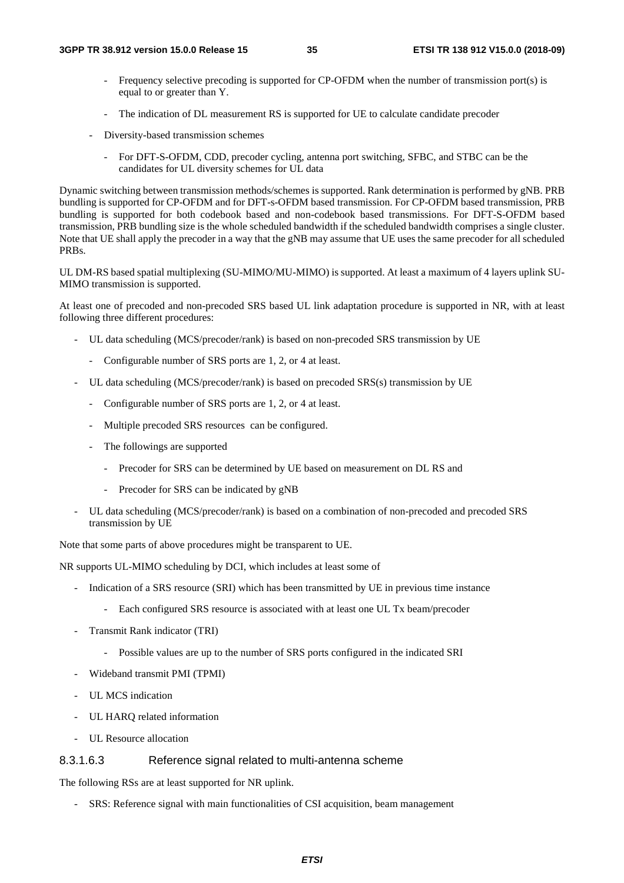- Frequency selective precoding is supported for CP-OFDM when the number of transmission port(s) is equal to or greater than Y.
- The indication of DL measurement RS is supported for UE to calculate candidate precoder
- Diversity-based transmission schemes
  - For DFT-S-OFDM, CDD, precoder cycling, antenna port switching, SFBC, and STBC can be the candidates for UL diversity schemes for UL data

Dynamic switching between transmission methods/schemes is supported. Rank determination is performed by gNB. PRB bundling is supported for CP-OFDM and for DFT-s-OFDM based transmission. For CP-OFDM based transmission, PRB bundling is supported for both codebook based and non-codebook based transmissions. For DFT-S-OFDM based transmission, PRB bundling size is the whole scheduled bandwidth if the scheduled bandwidth comprises a single cluster. Note that UE shall apply the precoder in a way that the gNB may assume that UE uses the same precoder for all scheduled PRBs.

UL DM-RS based spatial multiplexing (SU-MIMO/MU-MIMO) is supported. At least a maximum of 4 layers uplink SU-MIMO transmission is supported.

At least one of precoded and non-precoded SRS based UL link adaptation procedure is supported in NR, with at least following three different procedures:

- UL data scheduling (MCS/precoder/rank) is based on non-precoded SRS transmission by UE
  - Configurable number of SRS ports are 1, 2, or 4 at least.
- UL data scheduling (MCS/precoder/rank) is based on precoded SRS(s) transmission by UE
  - Configurable number of SRS ports are 1, 2, or 4 at least.
  - Multiple precoded SRS resources can be configured.
  - The followings are supported
    - Precoder for SRS can be determined by UE based on measurement on DL RS and
    - Precoder for SRS can be indicated by gNB
- UL data scheduling (MCS/precoder/rank) is based on a combination of non-precoded and precoded SRS transmission by UE

Note that some parts of above procedures might be transparent to UE.

NR supports UL-MIMO scheduling by DCI, which includes at least some of

- Indication of a SRS resource (SRI) which has been transmitted by UE in previous time instance
  - Each configured SRS resource is associated with at least one UL Tx beam/precoder
- Transmit Rank indicator (TRI)
  - Possible values are up to the number of SRS ports configured in the indicated SRI
- Wideband transmit PMI (TPMI)
- UL MCS indication
- UL HARQ related information
- UL Resource allocation

##### 8.3.1.6.3 Reference signal related to multi-antenna scheme

The following RSs are at least supported for NR uplink.

- SRS: Reference signal with main functionalities of CSI acquisition, beam management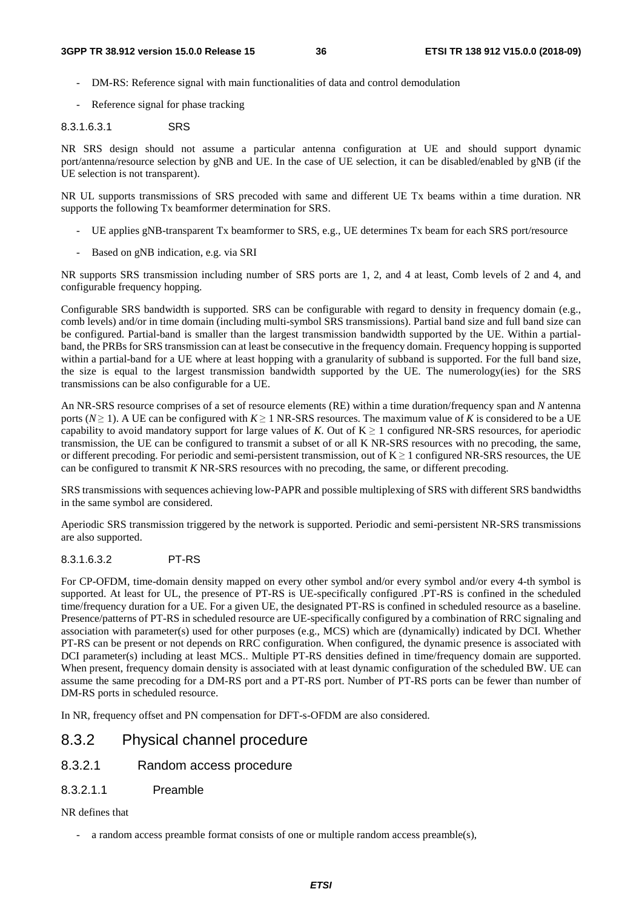- DM-RS: Reference signal with main functionalities of data and control demodulation
- Reference signal for phase tracking

#### 8.3.1.6.3.1 SRS

NR SRS design should not assume a particular antenna configuration at UE and should support dynamic port/antenna/resource selection by gNB and UE. In the case of UE selection, it can be disabled/enabled by gNB (if the UE selection is not transparent).

NR UL supports transmissions of SRS precoded with same and different UE Tx beams within a time duration. NR supports the following Tx beamformer determination for SRS.

- UE applies gNB-transparent Tx beamformer to SRS, e.g., UE determines Tx beam for each SRS port/resource
- Based on gNB indication, e.g. via SRI

NR supports SRS transmission including number of SRS ports are 1, 2, and 4 at least, Comb levels of 2 and 4, and configurable frequency hopping.

Configurable SRS bandwidth is supported. SRS can be configurable with regard to density in frequency domain (e.g., comb levels) and/or in time domain (including multi-symbol SRS transmissions). Partial band size and full band size can be configured. Partial-band is smaller than the largest transmission bandwidth supported by the UE. Within a partial-band, the PRBs for SRS transmission can at least be consecutive in the frequency domain. Frequency hopping is supported within a partial-band for a UE where at least hopping with a granularity of subband is supported. For the full band size, the size is equal to the largest transmission bandwidth supported by the UE. The numerology(ies) for the SRS transmissions can be also configurable for a UE.

An NR-SRS resource comprises of a set of resource elements (RE) within a time duration/frequency span and $N$ antenna ports ($N \geq 1$). A UE can be configured with $K \geq 1$ NR-SRS resources. The maximum value of $K$ is considered to be a UE capability to avoid mandatory support for large values of $K$. Out of $K \geq 1$ configured NR-SRS resources, for aperiodic transmission, the UE can be configured to transmit a subset of or all K NR-SRS resources with no precoding, the same, or different precoding. For periodic and semi-persistent transmission, out of $K \geq 1$ configured NR-SRS resources, the UE can be configured to transmit $K$ NR-SRS resources with no precoding, the same, or different precoding.

SRS transmissions with sequences achieving low-PAPR and possible multiplexing of SRS with different SRS bandwidths in the same symbol are considered.

Aperiodic SRS transmission triggered by the network is supported. Periodic and semi-persistent NR-SRS transmissions are also supported.

#### 8.3.1.6.3.2 PT-RS

For CP-OFDM, time-domain density mapped on every other symbol and/or every symbol and/or every 4-th symbol is supported. At least for UL, the presence of PT-RS is UE-specifically configured .PT-RS is confined in the scheduled time/frequency duration for a UE. For a given UE, the designated PT-RS is confined in scheduled resource as a baseline. Presence/patterns of PT-RS in scheduled resource are UE-specifically configured by a combination of RRC signaling and association with parameter(s) used for other purposes (e.g., MCS) which are (dynamically) indicated by DCI. Whether PT-RS can be present or not depends on RRC configuration. When configured, the dynamic presence is associated with DCI parameter(s) including at least MCS.. Multiple PT-RS densities defined in time/frequency domain are supported. When present, frequency domain density is associated with at least dynamic configuration of the scheduled BW. UE can assume the same precoding for a DM-RS port and a PT-RS port. Number of PT-RS ports can be fewer than number of DM-RS ports in scheduled resource.

In NR, frequency offset and PN compensation for DFT-s-OFDM are also considered.

## 8.3.2 Physical channel procedure

### 8.3.2.1 Random access procedure

#### 8.3.2.1.1 Preamble

NR defines that

- a random access preamble format consists of one or multiple random access preamble(s),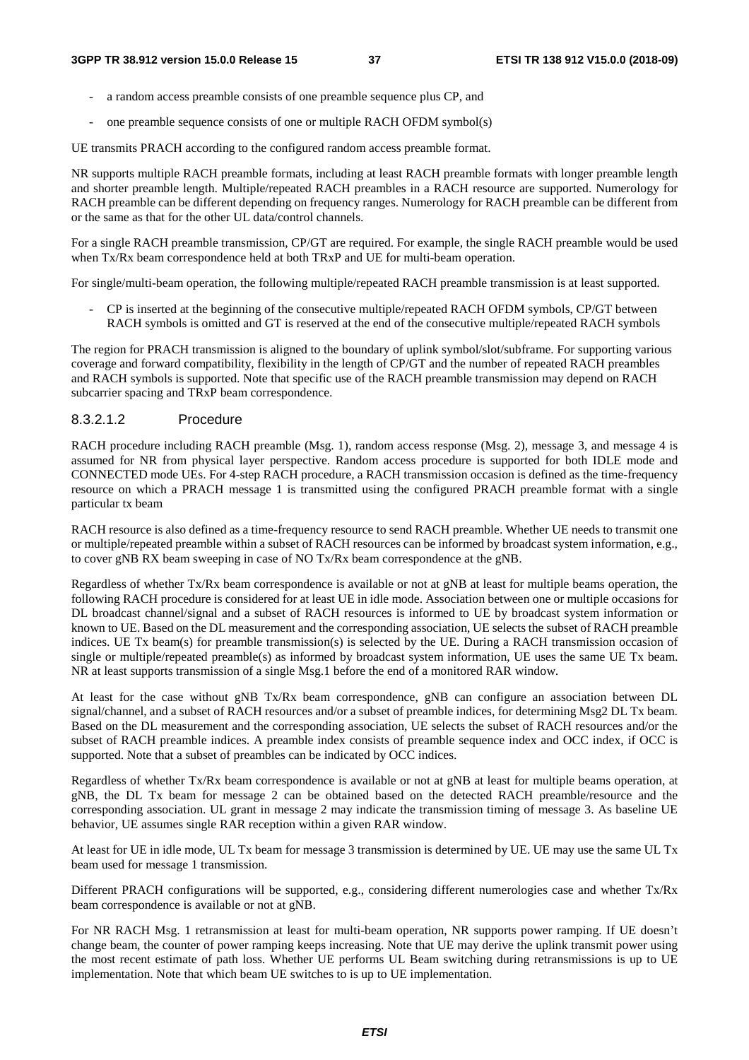- a random access preamble consists of one preamble sequence plus CP, and
- one preamble sequence consists of one or multiple RACH OFDM symbol(s)

UE transmits PRACH according to the configured random access preamble format.

NR supports multiple RACH preamble formats, including at least RACH preamble formats with longer preamble length and shorter preamble length. Multiple/repeated RACH preambles in a RACH resource are supported. Numerology for RACH preamble can be different depending on frequency ranges. Numerology for RACH preamble can be different from or the same as that for the other UL data/control channels.

For a single RACH preamble transmission, CP/GT are required. For example, the single RACH preamble would be used when Tx/Rx beam correspondence held at both TRxP and UE for multi-beam operation.

For single/multi-beam operation, the following multiple/repeated RACH preamble transmission is at least supported.

- CP is inserted at the beginning of the consecutive multiple/repeated RACH OFDM symbols, CP/GT between RACH symbols is omitted and GT is reserved at the end of the consecutive multiple/repeated RACH symbols

The region for PRACH transmission is aligned to the boundary of uplink symbol/slot/subframe. For supporting various coverage and forward compatibility, flexibility in the length of CP/GT and the number of repeated RACH preambles and RACH symbols is supported. Note that specific use of the RACH preamble transmission may depend on RACH subcarrier spacing and TRxP beam correspondence.

#### 8.3.2.1.2 Procedure

RACH procedure including RACH preamble (Msg. 1), random access response (Msg. 2), message 3, and message 4 is assumed for NR from physical layer perspective. Random access procedure is supported for both IDLE mode and CONNECTED mode UEs. For 4-step RACH procedure, a RACH transmission occasion is defined as the time-frequency resource on which a PRACH message 1 is transmitted using the configured PRACH preamble format with a single particular tx beam

RACH resource is also defined as a time-frequency resource to send RACH preamble. Whether UE needs to transmit one or multiple/repeated preamble within a subset of RACH resources can be informed by broadcast system information, e.g., to cover gNB RX beam sweeping in case of NO Tx/Rx beam correspondence at the gNB.

Regardless of whether Tx/Rx beam correspondence is available or not at gNB at least for multiple beams operation, the following RACH procedure is considered for at least UE in idle mode. Association between one or multiple occasions for DL broadcast channel/signal and a subset of RACH resources is informed to UE by broadcast system information or known to UE. Based on the DL measurement and the corresponding association, UE selects the subset of RACH preamble indices. UE Tx beam(s) for preamble transmission(s) is selected by the UE. During a RACH transmission occasion of single or multiple/repeated preamble(s) as informed by broadcast system information, UE uses the same UE Tx beam. NR at least supports transmission of a single Msg.1 before the end of a monitored RAR window.

At least for the case without gNB Tx/Rx beam correspondence, gNB can configure an association between DL signal/channel, and a subset of RACH resources and/or a subset of preamble indices, for determining Msg2 DL Tx beam. Based on the DL measurement and the corresponding association, UE selects the subset of RACH resources and/or the subset of RACH preamble indices. A preamble index consists of preamble sequence index and OCC index, if OCC is supported. Note that a subset of preambles can be indicated by OCC indices.

Regardless of whether Tx/Rx beam correspondence is available or not at gNB at least for multiple beams operation, at gNB, the DL Tx beam for message 2 can be obtained based on the detected RACH preamble/resource and the corresponding association. UL grant in message 2 may indicate the transmission timing of message 3. As baseline UE behavior, UE assumes single RAR reception within a given RAR window.

At least for UE in idle mode, UL Tx beam for message 3 transmission is determined by UE. UE may use the same UL Tx beam used for message 1 transmission.

Different PRACH configurations will be supported, e.g., considering different numerologies case and whether Tx/Rx beam correspondence is available or not at gNB.

For NR RACH Msg. 1 retransmission at least for multi-beam operation, NR supports power ramping. If UE doesn't change beam, the counter of power ramping keeps increasing. Note that UE may derive the uplink transmit power using the most recent estimate of path loss. Whether UE performs UL Beam switching during retransmissions is up to UE implementation. Note that which beam UE switches to is up to UE implementation.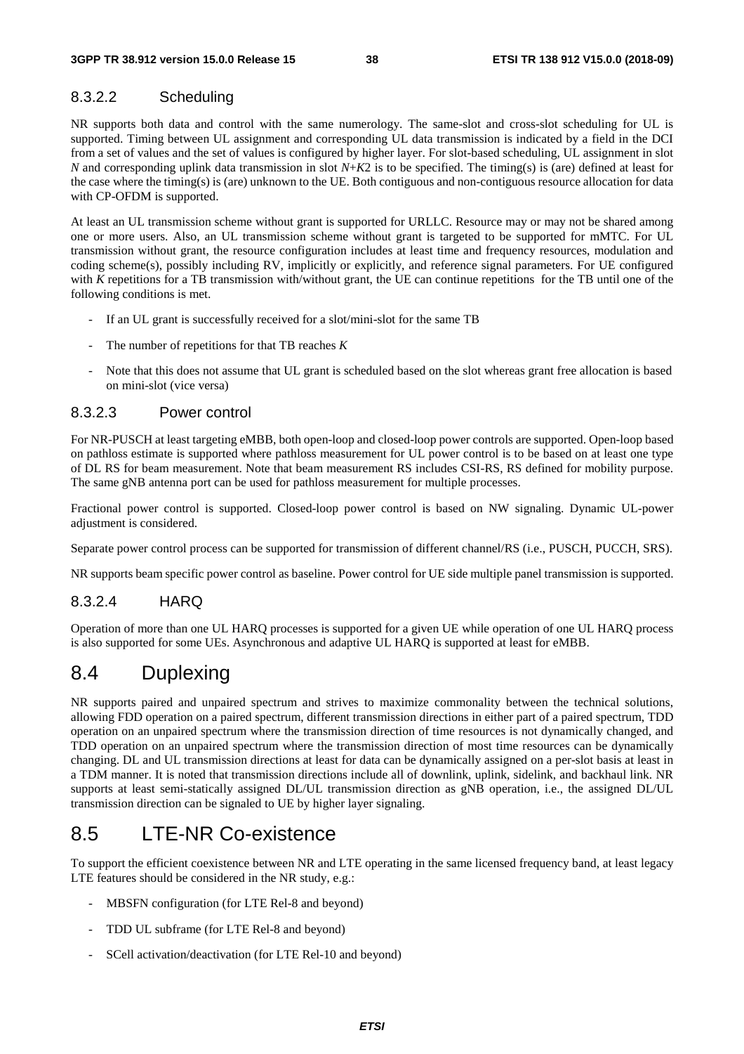#### 8.3.2.2 Scheduling

NR supports both data and control with the same numerology. The same-slot and cross-slot scheduling for UL is supported. Timing between UL assignment and corresponding UL data transmission is indicated by a field in the DCI from a set of values and the set of values is configured by higher layer. For slot-based scheduling, UL assignment in slot $N$ and corresponding uplink data transmission in slot $N+K2$ is to be specified. The timing(s) is (are) defined at least for the case where the timing(s) is (are) unknown to the UE. Both contiguous and non-contiguous resource allocation for data with CP-OFDM is supported.

At least an UL transmission scheme without grant is supported for URLLC. Resource may or may not be shared among one or more users. Also, an UL transmission scheme without grant is targeted to be supported for mMTC. For UL transmission without grant, the resource configuration includes at least time and frequency resources, modulation and coding scheme(s), possibly including RV, implicitly or explicitly, and reference signal parameters. For UE configured with $K$ repetitions for a TB transmission with/without grant, the UE can continue repetitions for the TB until one of the following conditions is met.

- If an UL grant is successfully received for a slot/mini-slot for the same TB
- The number of repetitions for that TB reaches $K$
- Note that this does not assume that UL grant is scheduled based on the slot whereas grant free allocation is based on mini-slot (vice versa)

#### 8.3.2.3 Power control

For NR-PUSCH at least targeting eMBB, both open-loop and closed-loop power controls are supported. Open-loop based on pathloss estimate is supported where pathloss measurement for UL power control is to be based on at least one type of DL RS for beam measurement. Note that beam measurement RS includes CSI-RS, RS defined for mobility purpose. The same gNB antenna port can be used for pathloss measurement for multiple processes.

Fractional power control is supported. Closed-loop power control is based on NW signaling. Dynamic UL-power adjustment is considered.

Separate power control process can be supported for transmission of different channel/RS (i.e., PUSCH, PUCCH, SRS).

NR supports beam specific power control as baseline. Power control for UE side multiple panel transmission is supported.

#### 8.3.2.4 HARQ

Operation of more than one UL HARQ processes is supported for a given UE while operation of one UL HARQ process is also supported for some UEs. Asynchronous and adaptive UL HARQ is supported at least for eMBB.

## 8.4 Duplexing

NR supports paired and unpaired spectrum and strives to maximize commonality between the technical solutions, allowing FDD operation on a paired spectrum, different transmission directions in either part of a paired spectrum, TDD operation on an unpaired spectrum where the transmission direction of time resources is not dynamically changed, and TDD operation on an unpaired spectrum where the transmission direction of most time resources can be dynamically changing. DL and UL transmission directions at least for data can be dynamically assigned on a per-slot basis at least in a TDM manner. It is noted that transmission directions include all of downlink, uplink, sidelink, and backhaul link. NR supports at least semi-statically assigned DL/UL transmission direction as gNB operation, i.e., the assigned DL/UL transmission direction can be signaled to UE by higher layer signaling.

## 8.5 LTE-NR Co-existence

To support the efficient coexistence between NR and LTE operating in the same licensed frequency band, at least legacy LTE features should be considered in the NR study, e.g.:

- MBSFN configuration (for LTE Rel-8 and beyond)
- TDD UL subframe (for LTE Rel-8 and beyond)
- SCell activation/deactivation (for LTE Rel-10 and beyond)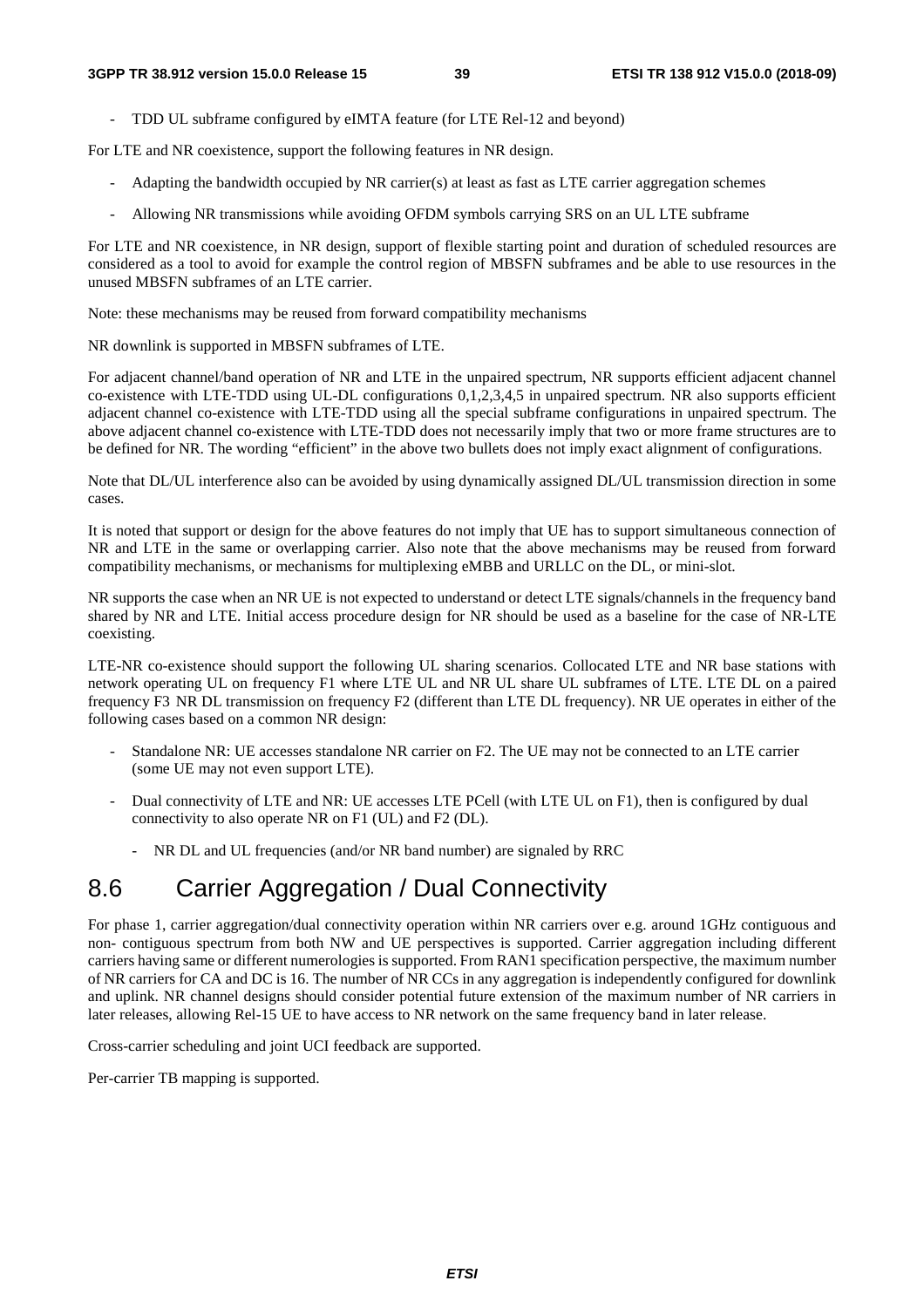- TDD UL subframe configured by eIMTA feature (for LTE Rel-12 and beyond)

For LTE and NR coexistence, support the following features in NR design.

- Adapting the bandwidth occupied by NR carrier(s) at least as fast as LTE carrier aggregation schemes
- Allowing NR transmissions while avoiding OFDM symbols carrying SRS on an UL LTE subframe

For LTE and NR coexistence, in NR design, support of flexible starting point and duration of scheduled resources are considered as a tool to avoid for example the control region of MBSFN subframes and be able to use resources in the unused MBSFN subframes of an LTE carrier.

Note: these mechanisms may be reused from forward compatibility mechanisms

NR downlink is supported in MBSFN subframes of LTE.

For adjacent channel/band operation of NR and LTE in the unpaired spectrum, NR supports efficient adjacent channel co-existence with LTE-TDD using UL-DL configurations 0,1,2,3,4,5 in unpaired spectrum. NR also supports efficient adjacent channel co-existence with LTE-TDD using all the special subframe configurations in unpaired spectrum. The above adjacent channel co-existence with LTE-TDD does not necessarily imply that two or more frame structures are to be defined for NR. The wording "efficient" in the above two bullets does not imply exact alignment of configurations.

Note that DL/UL interference also can be avoided by using dynamically assigned DL/UL transmission direction in some cases.

It is noted that support or design for the above features do not imply that UE has to support simultaneous connection of NR and LTE in the same or overlapping carrier. Also note that the above mechanisms may be reused from forward compatibility mechanisms, or mechanisms for multiplexing eMBB and URLLC on the DL, or mini-slot.

NR supports the case when an NR UE is not expected to understand or detect LTE signals/channels in the frequency band shared by NR and LTE. Initial access procedure design for NR should be used as a baseline for the case of NR-LTE coexisting.

LTE-NR co-existence should support the following UL sharing scenarios. Collocated LTE and NR base stations with network operating UL on frequency F1 where LTE UL and NR UL share UL subframes of LTE. LTE DL on a paired frequency F3 NR DL transmission on frequency F2 (different than LTE DL frequency). NR UE operates in either of the following cases based on a common NR design:

- Standalone NR: UE accesses standalone NR carrier on F2. The UE may not be connected to an LTE carrier (some UE may not even support LTE).
- Dual connectivity of LTE and NR: UE accesses LTE PCell (with LTE UL on F1), then is configured by dual connectivity to also operate NR on F1 (UL) and F2 (DL).
    - NR DL and UL frequencies (and/or NR band number) are signaled by RRC

## 8.6 Carrier Aggregation / Dual Connectivity

For phase 1, carrier aggregation/dual connectivity operation within NR carriers over e.g. around 1GHz contiguous and non- contiguous spectrum from both NW and UE perspectives is supported. Carrier aggregation including different carriers having same or different numerologies is supported. From RAN1 specification perspective, the maximum number of NR carriers for CA and DC is 16. The number of NR CCs in any aggregation is independently configured for downlink and uplink. NR channel designs should consider potential future extension of the maximum number of NR carriers in later releases, allowing Rel-15 UE to have access to NR network on the same frequency band in later release.

Cross-carrier scheduling and joint UCI feedback are supported.

Per-carrier TB mapping is supported.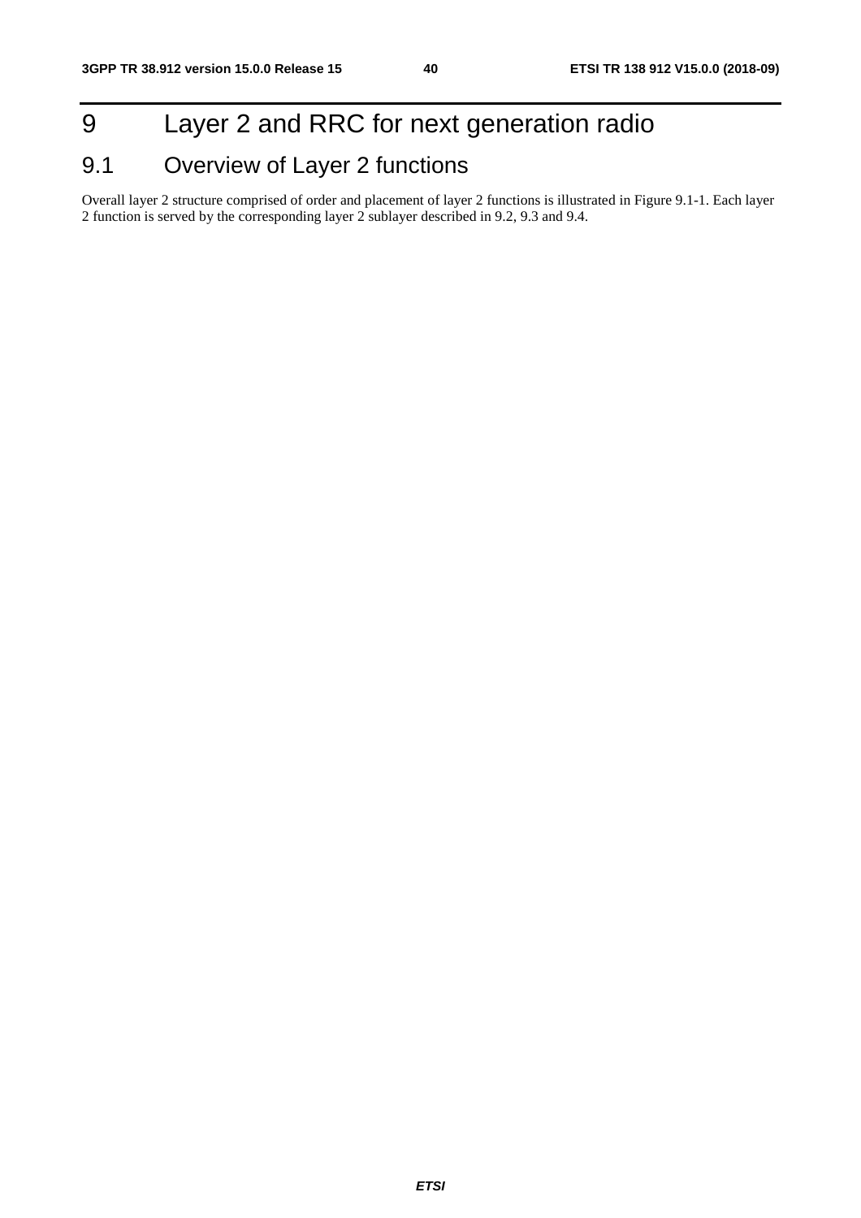# 9 Layer 2 and RRC for next generation radio

## 9.1 Overview of Layer 2 functions

Overall layer 2 structure comprised of order and placement of layer 2 functions is illustrated in Figure 9.1-1. Each layer 2 function is served by the corresponding layer 2 sublayer described in 9.2, 9.3 and 9.4.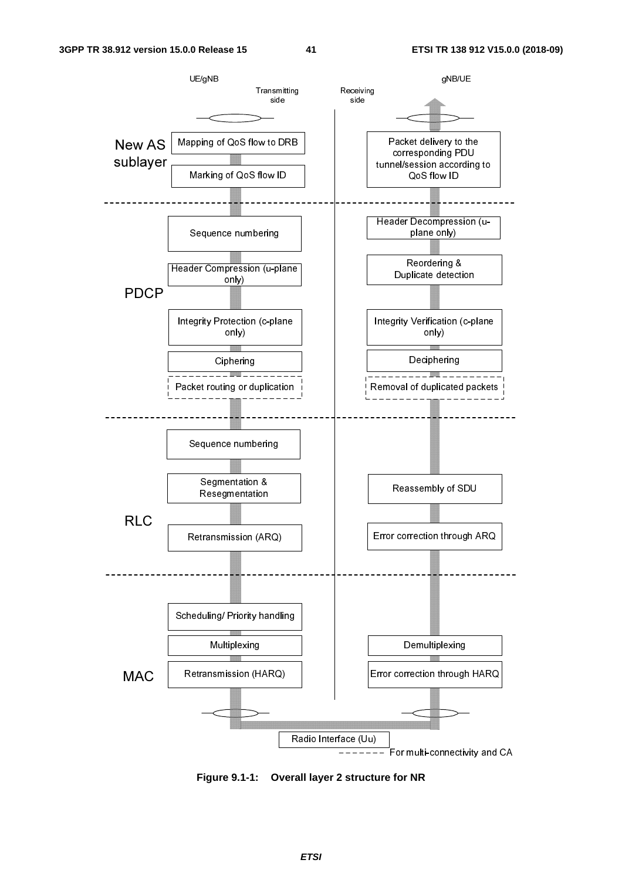UE/gNB

Transmitting side

Receiving side

gNB/UE

**New AS sublayer**

- Mapping of QoS flow to DRB
- Marking of QoS flow ID
- Packet delivery to the corresponding PDU tunnel/session according to QoS flow ID

**PDCP**

- Sequence numbering
- Header Compression (u-plane only)
- Integrity Protection (c-plane only)
- Ciphering
- Packet routing or duplication
- Header Decompression (u-plane only)
- Reordering & Duplicate detection
- Integrity Verification (c-plane only)
- Deciphering
- Removal of duplicated packets

**RLC**

- Sequence numbering
- Segmentation & Resegmentation
- Retransmission (ARQ)
- Reassembly of SDU
- Error correction through ARQ

**MAC**

- Scheduling/ Priority handling
- Multiplexing
- Retransmission (HARQ)
- Demultiplexing
- Error correction through HARQ

Radio Interface (Uu)

------- For multi-connectivity and CA

**Figure 9.1-1: Overall layer 2 structure for NR**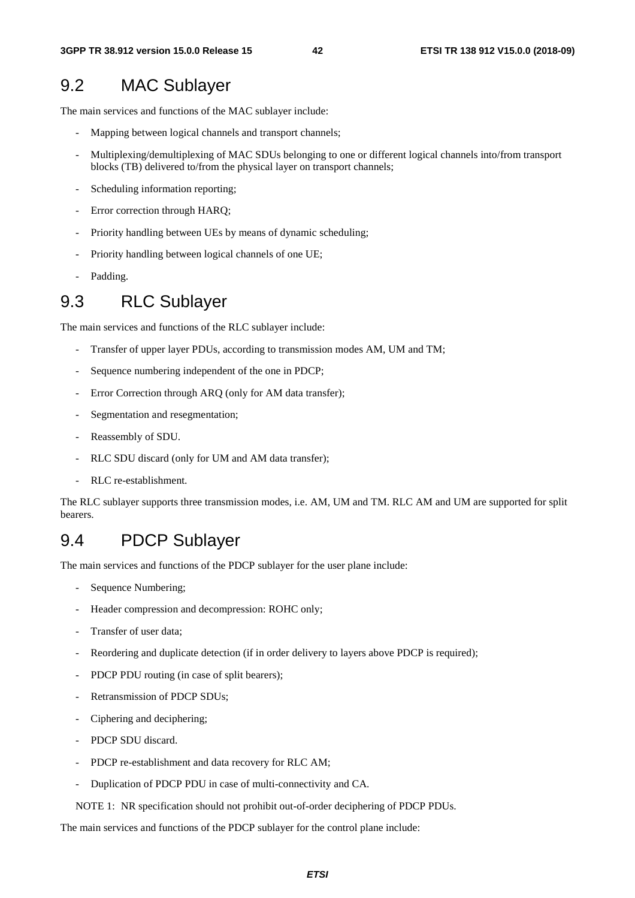## 9.2 MAC Sublayer

The main services and functions of the MAC sublayer include:

- Mapping between logical channels and transport channels;
- Multiplexing/demultiplexing of MAC SDUs belonging to one or different logical channels into/from transport blocks (TB) delivered to/from the physical layer on transport channels;
- Scheduling information reporting;
- Error correction through HARQ;
- Priority handling between UEs by means of dynamic scheduling;
- Priority handling between logical channels of one UE;
- Padding.

## 9.3 RLC Sublayer

The main services and functions of the RLC sublayer include:

- Transfer of upper layer PDUs, according to transmission modes AM, UM and TM;
- Sequence numbering independent of the one in PDCP;
- Error Correction through ARQ (only for AM data transfer);
- Segmentation and resegmentation;
- Reassembly of SDU.
- RLC SDU discard (only for UM and AM data transfer);
- RLC re-establishment.

The RLC sublayer supports three transmission modes, i.e. AM, UM and TM. RLC AM and UM are supported for split bearers.

## 9.4 PDCP Sublayer

The main services and functions of the PDCP sublayer for the user plane include:

- Sequence Numbering;
- Header compression and decompression: ROHC only;
- Transfer of user data;
- Reordering and duplicate detection (if in order delivery to layers above PDCP is required);
- PDCP PDU routing (in case of split bearers);
- Retransmission of PDCP SDUs;
- Ciphering and deciphering;
- PDCP SDU discard.
- PDCP re-establishment and data recovery for RLC AM;
- Duplication of PDCP PDU in case of multi-connectivity and CA.

NOTE 1: NR specification should not prohibit out-of-order deciphering of PDCP PDUs.

The main services and functions of the PDCP sublayer for the control plane include: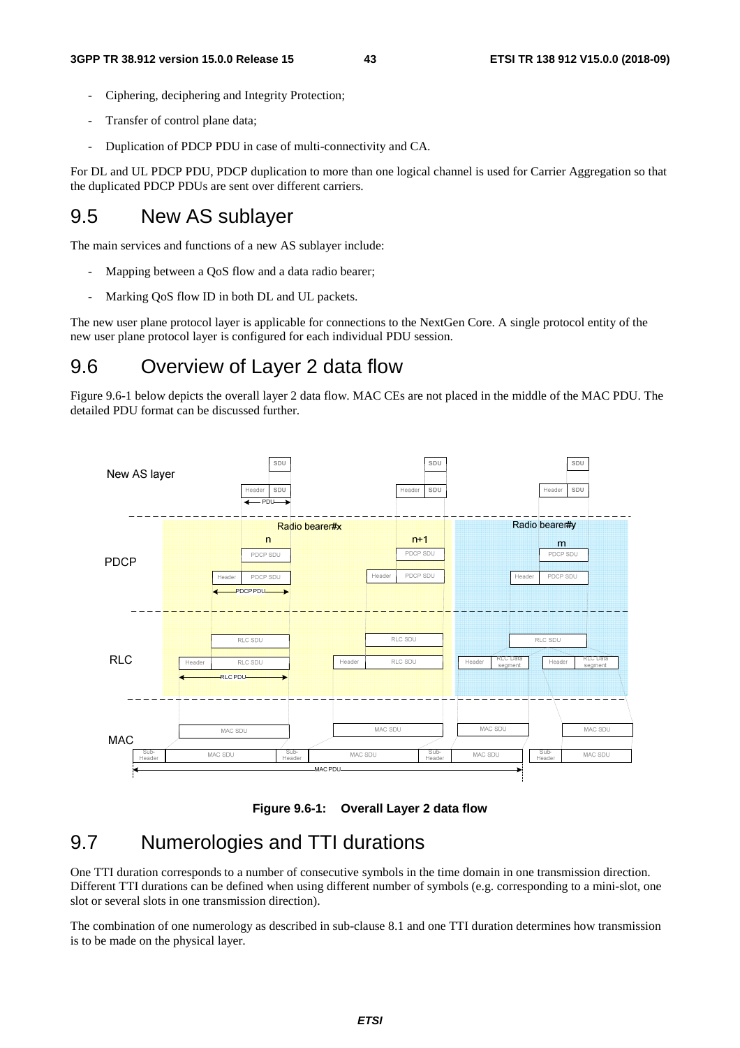- Ciphering, deciphering and Integrity Protection;
- Transfer of control plane data;
- Duplication of PDCP PDU in case of multi-connectivity and CA.

For DL and UL PDCP PDU, PDCP duplication to more than one logical channel is used for Carrier Aggregation so that the duplicated PDCP PDUs are sent over different carriers.

## 9.5 New AS sublayer

The main services and functions of a new AS sublayer include:

- Mapping between a QoS flow and a data radio bearer;
- Marking QoS flow ID in both DL and UL packets.

The new user plane protocol layer is applicable for connections to the NextGen Core. A single protocol entity of the new user plane protocol layer is configured for each individual PDU session.

## 9.6 Overview of Layer 2 data flow

Figure 9.6-1 below depicts the overall layer 2 data flow. MAC CEs are not placed in the middle of the MAC PDU. The detailed PDU format can be discussed further.

**Figure 9.6-1: Overall Layer 2 data flow**

## 9.7 Numerologies and TTI durations

One TTI duration corresponds to a number of consecutive symbols in the time domain in one transmission direction. Different TTI durations can be defined when using different number of symbols (e.g. corresponding to a mini-slot, one slot or several slots in one transmission direction).

The combination of one numerology as described in sub-clause 8.1 and one TTI duration determines how transmission is to be made on the physical layer.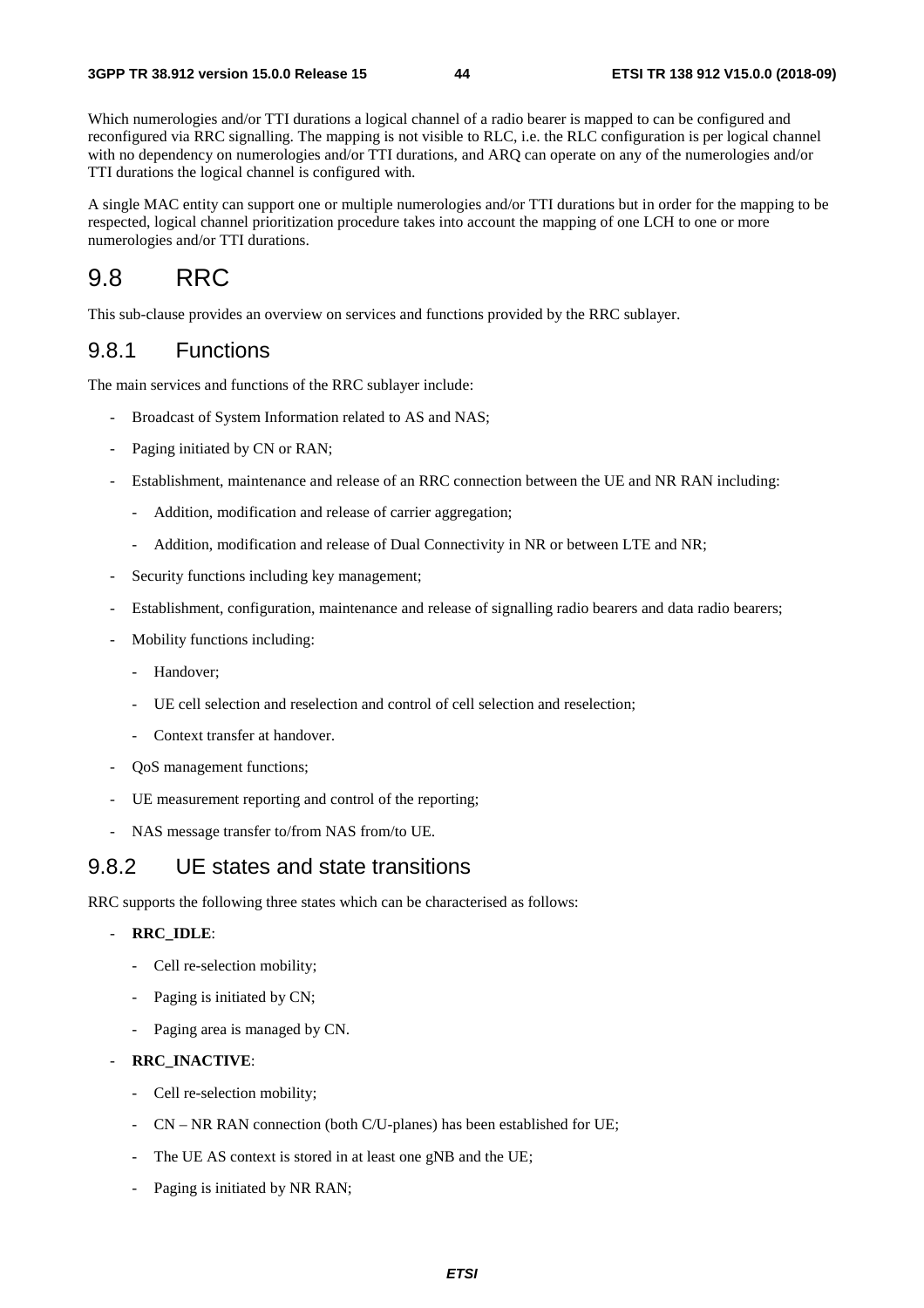Which numerologies and/or TTI durations a logical channel of a radio bearer is mapped to can be configured and reconfigured via RRC signalling. The mapping is not visible to RLC, i.e. the RLC configuration is per logical channel with no dependency on numerologies and/or TTI durations, and ARQ can operate on any of the numerologies and/or TTI durations the logical channel is configured with.

A single MAC entity can support one or multiple numerologies and/or TTI durations but in order for the mapping to be respected, logical channel prioritization procedure takes into account the mapping of one LCH to one or more numerologies and/or TTI durations.

## 9.8 RRC

This sub-clause provides an overview on services and functions provided by the RRC sublayer.

### 9.8.1 Functions

The main services and functions of the RRC sublayer include:

- Broadcast of System Information related to AS and NAS;
- Paging initiated by CN or RAN;
- Establishment, maintenance and release of an RRC connection between the UE and NR RAN including:
  - Addition, modification and release of carrier aggregation;
  - Addition, modification and release of Dual Connectivity in NR or between LTE and NR;
- Security functions including key management;
- Establishment, configuration, maintenance and release of signalling radio bearers and data radio bearers;
- Mobility functions including:
  - Handover;
  - UE cell selection and reselection and control of cell selection and reselection;
  - Context transfer at handover.
- QoS management functions;
- UE measurement reporting and control of the reporting;
- NAS message transfer to/from NAS from/to UE.

### 9.8.2 UE states and state transitions

RRC supports the following three states which can be characterised as follows:

- **RRC_IDLE**:
  - Cell re-selection mobility;
  - Paging is initiated by CN;
  - Paging area is managed by CN.
- **RRC_INACTIVE**:
  - Cell re-selection mobility;
  - CN – NR RAN connection (both C/U-planes) has been established for UE;
  - The UE AS context is stored in at least one gNB and the UE;
  - Paging is initiated by NR RAN;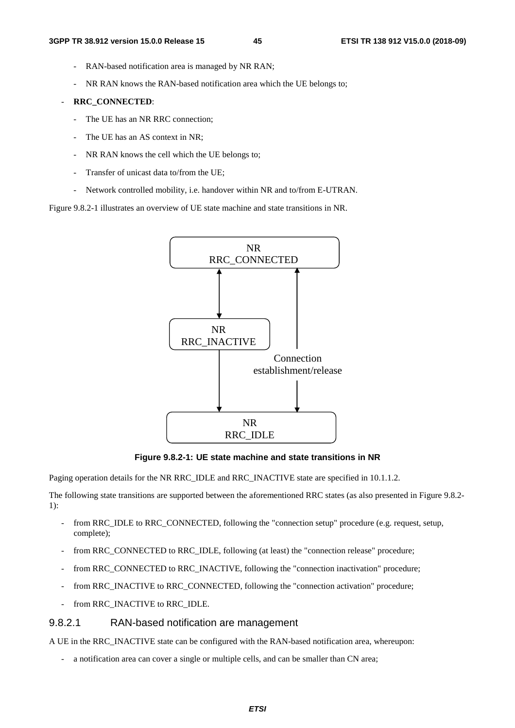- RAN-based notification area is managed by NR RAN;
    - NR RAN knows the RAN-based notification area which the UE belongs to;
- **RRC_CONNECTED**:
    - The UE has an NR RRC connection;
    - The UE has an AS context in NR;
    - NR RAN knows the cell which the UE belongs to;
    - Transfer of unicast data to/from the UE;
    - Network controlled mobility, i.e. handover within NR and to/from E-UTRAN.

Figure 9.8.2-1 illustrates an overview of UE state machine and state transitions in NR.

**Figure 9.8.2-1: UE state machine and state transitions in NR**

Paging operation details for the NR RRC_IDLE and RRC_INACTIVE state are specified in 10.1.1.2.

The following state transitions are supported between the aforementioned RRC states (as also presented in Figure 9.8.2-1):

- from RRC_IDLE to RRC_CONNECTED, following the "connection setup" procedure (e.g. request, setup, complete);
- from RRC_CONNECTED to RRC_IDLE, following (at least) the "connection release" procedure;
- from RRC_CONNECTED to RRC_INACTIVE, following the "connection inactivation" procedure;
- from RRC_INACTIVE to RRC_CONNECTED, following the "connection activation" procedure;
- from RRC_INACTIVE to RRC_IDLE.

### 9.8.2.1 RAN-based notification are management

A UE in the RRC_INACTIVE state can be configured with the RAN-based notification area, whereupon:

- a notification area can cover a single or multiple cells, and can be smaller than CN area;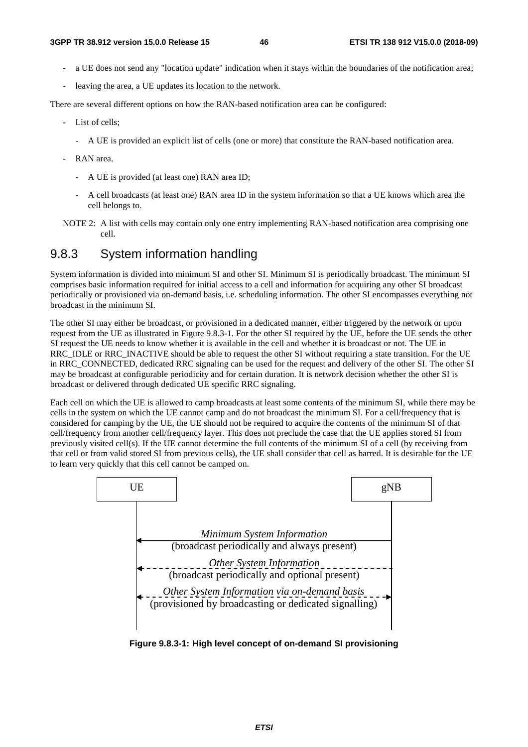- a UE does not send any "location update" indication when it stays within the boundaries of the notification area;
- leaving the area, a UE updates its location to the network.

There are several different options on how the RAN-based notification area can be configured:

- List of cells;
  - A UE is provided an explicit list of cells (one or more) that constitute the RAN-based notification area.
- RAN area.
  - A UE is provided (at least one) RAN area ID;
  - A cell broadcasts (at least one) RAN area ID in the system information so that a UE knows which area the cell belongs to.

NOTE 2: A list with cells may contain only one entry implementing RAN-based notification area comprising one cell.

### 9.8.3 System information handling

System information is divided into minimum SI and other SI. Minimum SI is periodically broadcast. The minimum SI comprises basic information required for initial access to a cell and information for acquiring any other SI broadcast periodically or provisioned via on-demand basis, i.e. scheduling information. The other SI encompasses everything not broadcast in the minimum SI.

The other SI may either be broadcast, or provisioned in a dedicated manner, either triggered by the network or upon request from the UE as illustrated in Figure 9.8.3-1. For the other SI required by the UE, before the UE sends the other SI request the UE needs to know whether it is available in the cell and whether it is broadcast or not. The UE in RRC_IDLE or RRC_INACTIVE should be able to request the other SI without requiring a state transition. For the UE in RRC_CONNECTED, dedicated RRC signaling can be used for the request and delivery of the other SI. The other SI may be broadcast at configurable periodicity and for certain duration. It is network decision whether the other SI is broadcast or delivered through dedicated UE specific RRC signaling.

Each cell on which the UE is allowed to camp broadcasts at least some contents of the minimum SI, while there may be cells in the system on which the UE cannot camp and do not broadcast the minimum SI. For a cell/frequency that is considered for camping by the UE, the UE should not be required to acquire the contents of the minimum SI of that cell/frequency from another cell/frequency layer. This does not preclude the case that the UE applies stored SI from previously visited cell(s). If the UE cannot determine the full contents of the minimum SI of a cell (by receiving from that cell or from valid stored SI from previous cells), the UE shall consider that cell as barred. It is desirable for the UE to learn very quickly that this cell cannot be camped on.

UE | gNB

*Minimum System Information*
(broadcast periodically and always present)

*Other System Information*
(broadcast periodically and optional present)

*Other System Information via on-demand basis*
(provisioned by broadcasting or dedicated signalling)

**Figure 9.8.3-1: High level concept of on-demand SI provisioning**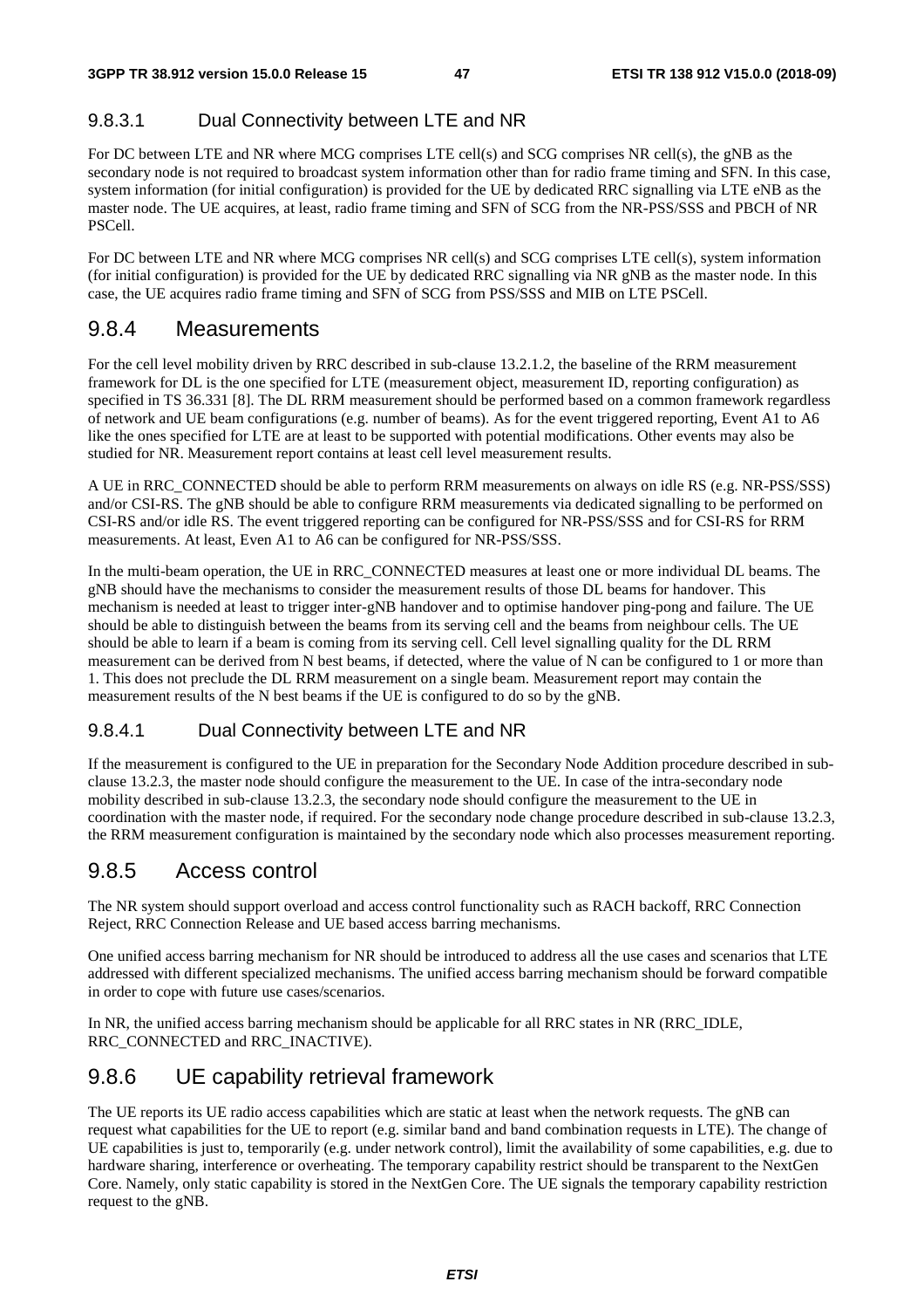#### 9.8.3.1 Dual Connectivity between LTE and NR

For DC between LTE and NR where MCG comprises LTE cell(s) and SCG comprises NR cell(s), the gNB as the secondary node is not required to broadcast system information other than for radio frame timing and SFN. In this case, system information (for initial configuration) is provided for the UE by dedicated RRC signalling via LTE eNB as the master node. The UE acquires, at least, radio frame timing and SFN of SCG from the NR-PSS/SSS and PBCH of NR PSCell.

For DC between LTE and NR where MCG comprises NR cell(s) and SCG comprises LTE cell(s), system information (for initial configuration) is provided for the UE by dedicated RRC signalling via NR gNB as the master node. In this case, the UE acquires radio frame timing and SFN of SCG from PSS/SSS and MIB on LTE PSCell.

### 9.8.4 Measurements

For the cell level mobility driven by RRC described in sub-clause 13.2.1.2, the baseline of the RRM measurement framework for DL is the one specified for LTE (measurement object, measurement ID, reporting configuration) as specified in TS 36.331 [8]. The DL RRM measurement should be performed based on a common framework regardless of network and UE beam configurations (e.g. number of beams). As for the event triggered reporting, Event A1 to A6 like the ones specified for LTE are at least to be supported with potential modifications. Other events may also be studied for NR. Measurement report contains at least cell level measurement results.

A UE in RRC_CONNECTED should be able to perform RRM measurements on always on idle RS (e.g. NR-PSS/SSS) and/or CSI-RS. The gNB should be able to configure RRM measurements via dedicated signalling to be performed on CSI-RS and/or idle RS. The event triggered reporting can be configured for NR-PSS/SSS and for CSI-RS for RRM measurements. At least, Even A1 to A6 can be configured for NR-PSS/SSS.

In the multi-beam operation, the UE in RRC_CONNECTED measures at least one or more individual DL beams. The gNB should have the mechanisms to consider the measurement results of those DL beams for handover. This mechanism is needed at least to trigger inter-gNB handover and to optimise handover ping-pong and failure. The UE should be able to distinguish between the beams from its serving cell and the beams from neighbour cells. The UE should be able to learn if a beam is coming from its serving cell. Cell level signalling quality for the DL RRM measurement can be derived from N best beams, if detected, where the value of N can be configured to 1 or more than 1. This does not preclude the DL RRM measurement on a single beam. Measurement report may contain the measurement results of the N best beams if the UE is configured to do so by the gNB.

#### 9.8.4.1 Dual Connectivity between LTE and NR

If the measurement is configured to the UE in preparation for the Secondary Node Addition procedure described in sub-clause 13.2.3, the master node should configure the measurement to the UE. In case of the intra-secondary node mobility described in sub-clause 13.2.3, the secondary node should configure the measurement to the UE in coordination with the master node, if required. For the secondary node change procedure described in sub-clause 13.2.3, the RRM measurement configuration is maintained by the secondary node which also processes measurement reporting.

### 9.8.5 Access control

The NR system should support overload and access control functionality such as RACH backoff, RRC Connection Reject, RRC Connection Release and UE based access barring mechanisms.

One unified access barring mechanism for NR should be introduced to address all the use cases and scenarios that LTE addressed with different specialized mechanisms. The unified access barring mechanism should be forward compatible in order to cope with future use cases/scenarios.

In NR, the unified access barring mechanism should be applicable for all RRC states in NR (RRC_IDLE, RRC_CONNECTED and RRC_INACTIVE).

### 9.8.6 UE capability retrieval framework

The UE reports its UE radio access capabilities which are static at least when the network requests. The gNB can request what capabilities for the UE to report (e.g. similar band and band combination requests in LTE). The change of UE capabilities is just to, temporarily (e.g. under network control), limit the availability of some capabilities, e.g. due to hardware sharing, interference or overheating. The temporary capability restrict should be transparent to the NextGen Core. Namely, only static capability is stored in the NextGen Core. The UE signals the temporary capability restriction request to the gNB.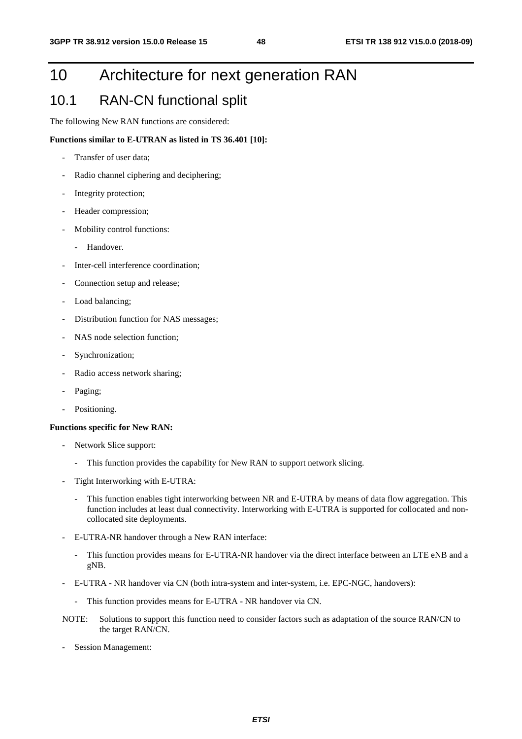# 10 Architecture for next generation RAN

## 10.1 RAN-CN functional split

The following New RAN functions are considered:

**Functions similar to E-UTRAN as listed in TS 36.401 [10]:**

- Transfer of user data;
- Radio channel ciphering and deciphering;
- Integrity protection;
- Header compression;
- Mobility control functions:
  - Handover.
- Inter-cell interference coordination;
- Connection setup and release;
- Load balancing;
- Distribution function for NAS messages;
- NAS node selection function;
- Synchronization;
- Radio access network sharing;
- Paging;
- Positioning.

**Functions specific for New RAN:**

- Network Slice support:
  - This function provides the capability for New RAN to support network slicing.
- Tight Interworking with E-UTRA:
  - This function enables tight interworking between NR and E-UTRA by means of data flow aggregation. This function includes at least dual connectivity. Interworking with E-UTRA is supported for collocated and non-collocated site deployments.
- E-UTRA-NR handover through a New RAN interface:
  - This function provides means for E-UTRA-NR handover via the direct interface between an LTE eNB and a gNB.
- E-UTRA - NR handover via CN (both intra-system and inter-system, i.e. EPC-NGC, handovers):
  - This function provides means for E-UTRA - NR handover via CN.

NOTE: Solutions to support this function need to consider factors such as adaptation of the source RAN/CN to the target RAN/CN.

- Session Management: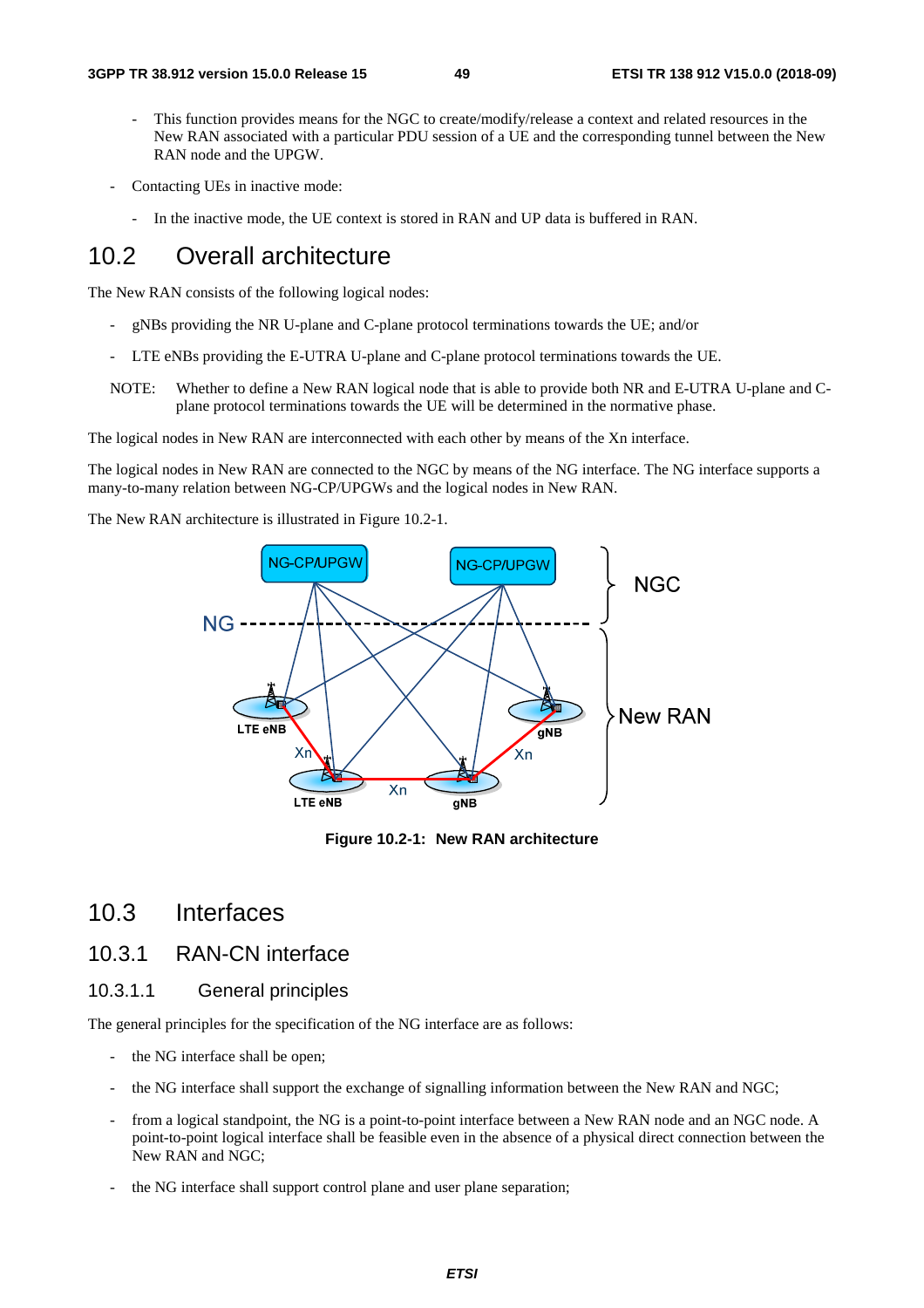- This function provides means for the NGC to create/modify/release a context and related resources in the New RAN associated with a particular PDU session of a UE and the corresponding tunnel between the New RAN node and the UPGW.

- Contacting UEs in inactive mode:

  - In the inactive mode, the UE context is stored in RAN and UP data is buffered in RAN.

## 10.2 Overall architecture

The New RAN consists of the following logical nodes:

- gNBs providing the NR U-plane and C-plane protocol terminations towards the UE; and/or
- LTE eNBs providing the E-UTRA U-plane and C-plane protocol terminations towards the UE.

NOTE: Whether to define a New RAN logical node that is able to provide both NR and E-UTRA U-plane and C-plane protocol terminations towards the UE will be determined in the normative phase.

The logical nodes in New RAN are interconnected with each other by means of the Xn interface.

The logical nodes in New RAN are connected to the NGC by means of the NG interface. The NG interface supports a many-to-many relation between NG-CP/UPGWs and the logical nodes in New RAN.

The New RAN architecture is illustrated in Figure 10.2-1.

**Figure 10.2-1: New RAN architecture**

## 10.3 Interfaces

### 10.3.1 RAN-CN interface

#### 10.3.1.1 General principles

The general principles for the specification of the NG interface are as follows:

- the NG interface shall be open;
- the NG interface shall support the exchange of signalling information between the New RAN and NGC;
- from a logical standpoint, the NG is a point-to-point interface between a New RAN node and an NGC node. A point-to-point logical interface shall be feasible even in the absence of a physical direct connection between the New RAN and NGC;
- the NG interface shall support control plane and user plane separation;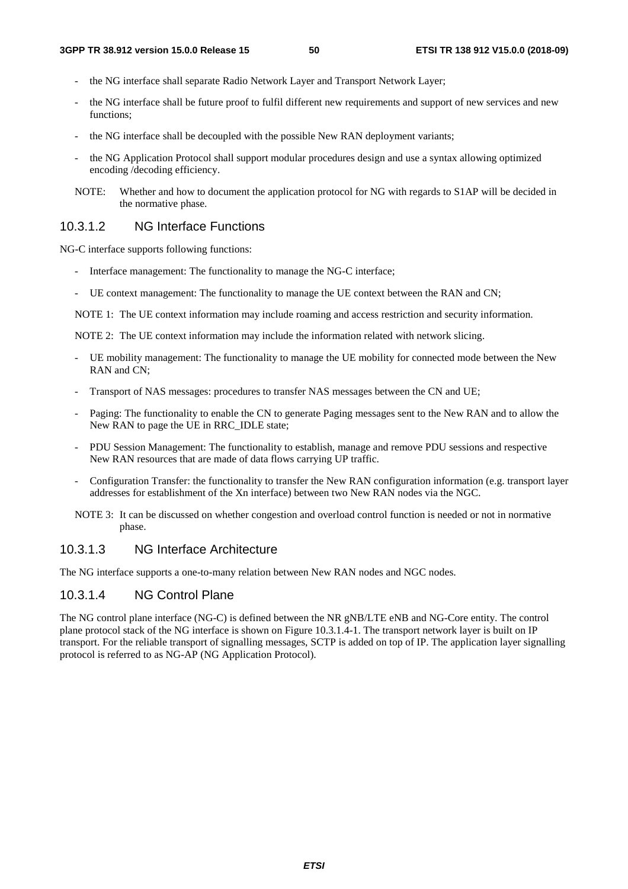- the NG interface shall separate Radio Network Layer and Transport Network Layer;
- the NG interface shall be future proof to fulfil different new requirements and support of new services and new functions;
- the NG interface shall be decoupled with the possible New RAN deployment variants;
- the NG Application Protocol shall support modular procedures design and use a syntax allowing optimized encoding /decoding efficiency.

NOTE: Whether and how to document the application protocol for NG with regards to S1AP will be decided in the normative phase.

### 10.3.1.2 NG Interface Functions

NG-C interface supports following functions:

- Interface management: The functionality to manage the NG-C interface;
- UE context management: The functionality to manage the UE context between the RAN and CN;

NOTE 1: The UE context information may include roaming and access restriction and security information.

NOTE 2: The UE context information may include the information related with network slicing.

- UE mobility management: The functionality to manage the UE mobility for connected mode between the New RAN and CN;
- Transport of NAS messages: procedures to transfer NAS messages between the CN and UE;
- Paging: The functionality to enable the CN to generate Paging messages sent to the New RAN and to allow the New RAN to page the UE in RRC_IDLE state;
- PDU Session Management: The functionality to establish, manage and remove PDU sessions and respective New RAN resources that are made of data flows carrying UP traffic.
- Configuration Transfer: the functionality to transfer the New RAN configuration information (e.g. transport layer addresses for establishment of the Xn interface) between two New RAN nodes via the NGC.

NOTE 3: It can be discussed on whether congestion and overload control function is needed or not in normative phase.

### 10.3.1.3 NG Interface Architecture

The NG interface supports a one-to-many relation between New RAN nodes and NGC nodes.

### 10.3.1.4 NG Control Plane

The NG control plane interface (NG-C) is defined between the NR gNB/LTE eNB and NG-Core entity. The control plane protocol stack of the NG interface is shown on Figure 10.3.1.4-1. The transport network layer is built on IP transport. For the reliable transport of signalling messages, SCTP is added on top of IP. The application layer signalling protocol is referred to as NG-AP (NG Application Protocol).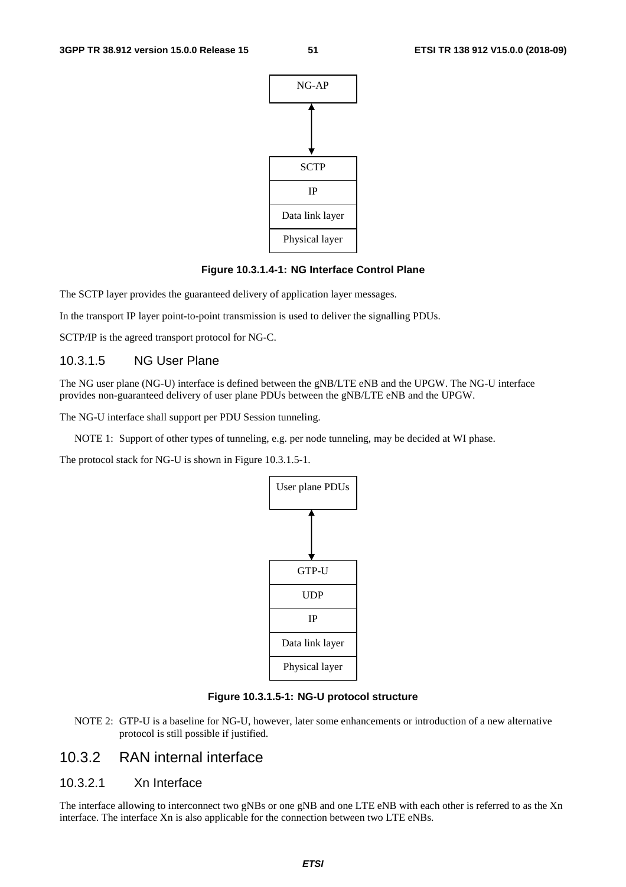| NG-AP |
|---|

| SCTP |
|---|
| IP |
| Data link layer |
| Physical layer |

**Figure 10.3.1.4-1: NG Interface Control Plane**

The SCTP layer provides the guaranteed delivery of application layer messages.

In the transport IP layer point-to-point transmission is used to deliver the signalling PDUs.

SCTP/IP is the agreed transport protocol for NG-C.

#### 10.3.1.5 NG User Plane

The NG user plane (NG-U) interface is defined between the gNB/LTE eNB and the UPGW. The NG-U interface provides non-guaranteed delivery of user plane PDUs between the gNB/LTE eNB and the UPGW.

The NG-U interface shall support per PDU Session tunneling.

NOTE 1: Support of other types of tunneling, e.g. per node tunneling, may be decided at WI phase.

The protocol stack for NG-U is shown in Figure 10.3.1.5-1.

| User plane PDUs |
|---|

| GTP-U |
|---|
| UDP |
| IP |
| Data link layer |
| Physical layer |

**Figure 10.3.1.5-1: NG-U protocol structure**

NOTE 2: GTP-U is a baseline for NG-U, however, later some enhancements or introduction of a new alternative protocol is still possible if justified.

### 10.3.2 RAN internal interface

#### 10.3.2.1 Xn Interface

The interface allowing to interconnect two gNBs or one gNB and one LTE eNB with each other is referred to as the Xn interface. The interface Xn is also applicable for the connection between two LTE eNBs.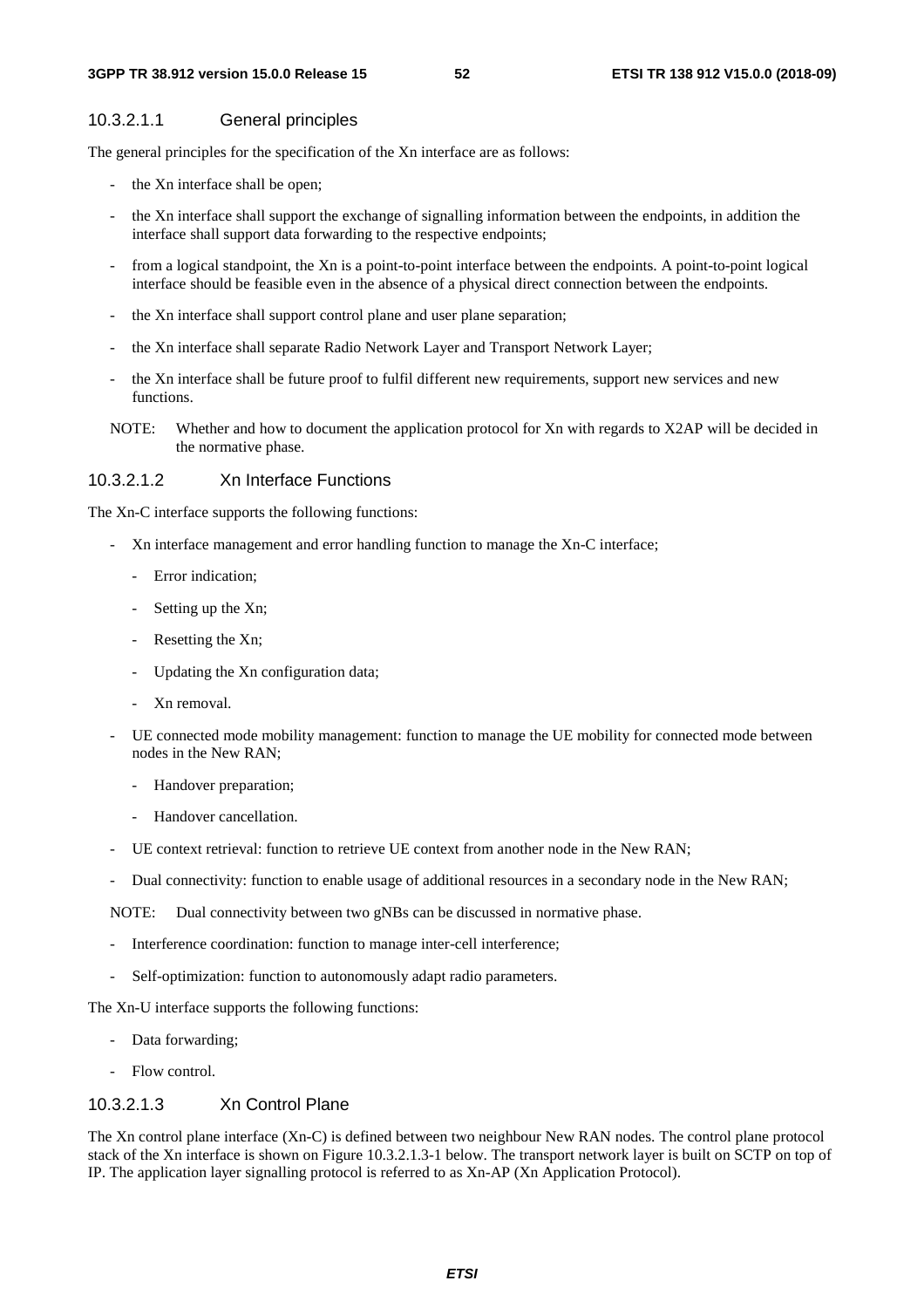#### 10.3.2.1.1 General principles

The general principles for the specification of the Xn interface are as follows:

- the Xn interface shall be open;
- the Xn interface shall support the exchange of signalling information between the endpoints, in addition the interface shall support data forwarding to the respective endpoints;
- from a logical standpoint, the Xn is a point-to-point interface between the endpoints. A point-to-point logical interface should be feasible even in the absence of a physical direct connection between the endpoints.
- the Xn interface shall support control plane and user plane separation;
- the Xn interface shall separate Radio Network Layer and Transport Network Layer;
- the Xn interface shall be future proof to fulfil different new requirements, support new services and new functions.

NOTE: Whether and how to document the application protocol for Xn with regards to X2AP will be decided in the normative phase.

#### 10.3.2.1.2 Xn Interface Functions

The Xn-C interface supports the following functions:

- Xn interface management and error handling function to manage the Xn-C interface;
  - Error indication;
  - Setting up the Xn;
  - Resetting the Xn;
  - Updating the Xn configuration data;
  - Xn removal.
- UE connected mode mobility management: function to manage the UE mobility for connected mode between nodes in the New RAN;
  - Handover preparation;
  - Handover cancellation.
- UE context retrieval: function to retrieve UE context from another node in the New RAN;
- Dual connectivity: function to enable usage of additional resources in a secondary node in the New RAN;

NOTE: Dual connectivity between two gNBs can be discussed in normative phase.

- Interference coordination: function to manage inter-cell interference;
- Self-optimization: function to autonomously adapt radio parameters.

The Xn-U interface supports the following functions:

- Data forwarding;
- Flow control.

#### 10.3.2.1.3 Xn Control Plane

The Xn control plane interface (Xn-C) is defined between two neighbour New RAN nodes. The control plane protocol stack of the Xn interface is shown on Figure 10.3.2.1.3-1 below. The transport network layer is built on SCTP on top of IP. The application layer signalling protocol is referred to as Xn-AP (Xn Application Protocol).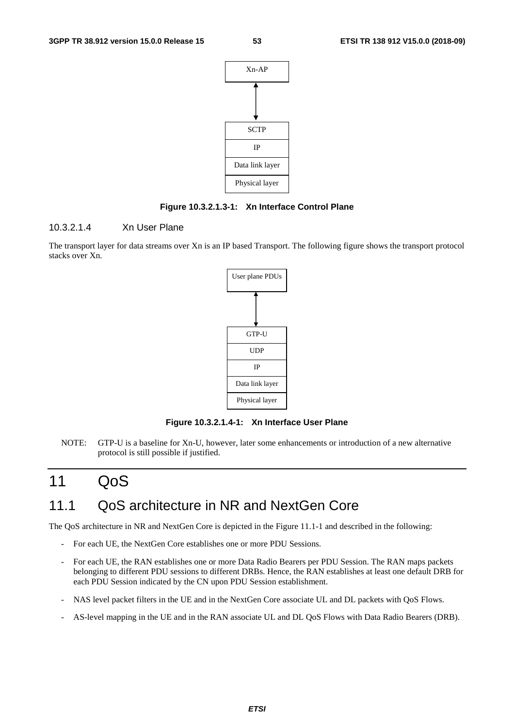Xn-AP

SCTP

IP

Data link layer

Physical layer

**Figure 10.3.2.1.3-1: Xn Interface Control Plane**

##### 10.3.2.1.4 Xn User Plane

The transport layer for data streams over Xn is an IP based Transport. The following figure shows the transport protocol stacks over Xn.

User plane PDUs

GTP-U

UDP

IP

Data link layer

Physical layer

**Figure 10.3.2.1.4-1: Xn Interface User Plane**

NOTE: GTP-U is a baseline for Xn-U, however, later some enhancements or introduction of a new alternative protocol is still possible if justified.

# 11 QoS

## 11.1 QoS architecture in NR and NextGen Core

The QoS architecture in NR and NextGen Core is depicted in the Figure 11.1-1 and described in the following:

- For each UE, the NextGen Core establishes one or more PDU Sessions.
- For each UE, the RAN establishes one or more Data Radio Bearers per PDU Session. The RAN maps packets belonging to different PDU sessions to different DRBs. Hence, the RAN establishes at least one default DRB for each PDU Session indicated by the CN upon PDU Session establishment.
- NAS level packet filters in the UE and in the NextGen Core associate UL and DL packets with QoS Flows.
- AS-level mapping in the UE and in the RAN associate UL and DL QoS Flows with Data Radio Bearers (DRB).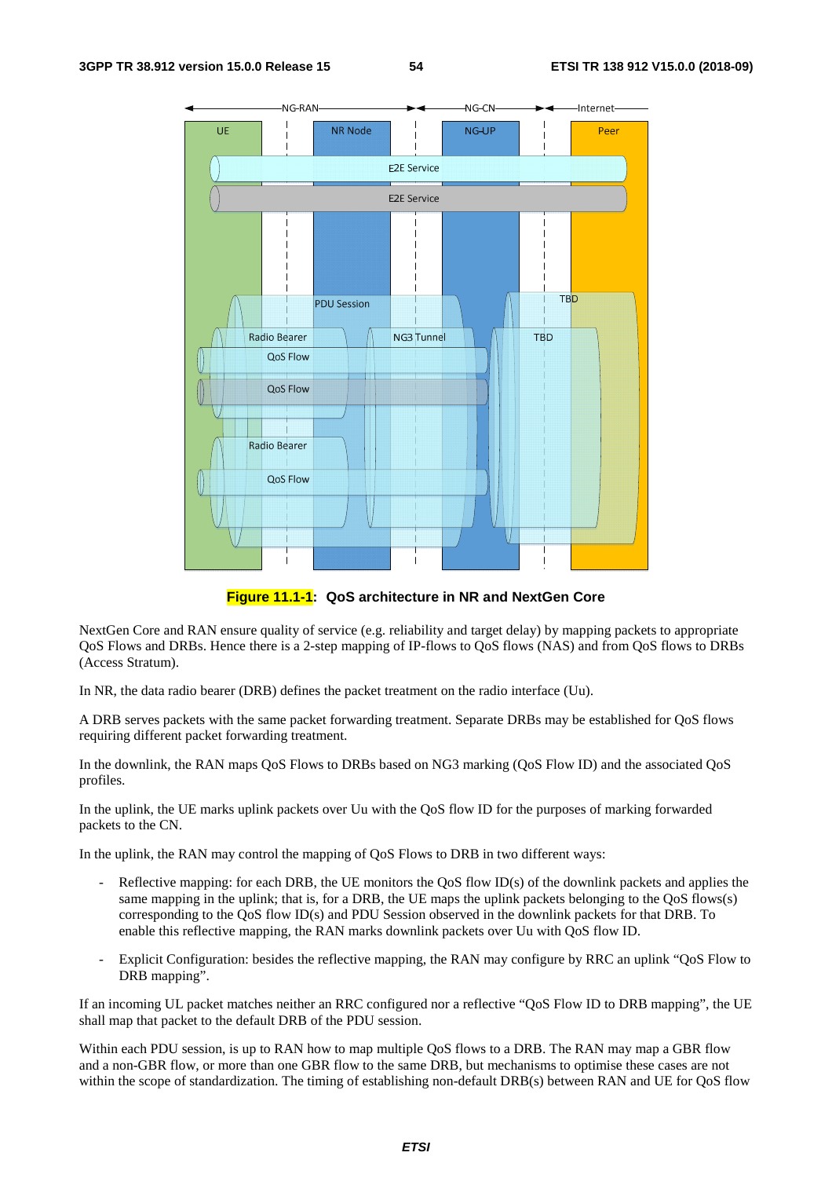**Figure 11.1-1: QoS architecture in NR and NextGen Core**

NextGen Core and RAN ensure quality of service (e.g. reliability and target delay) by mapping packets to appropriate QoS Flows and DRBs. Hence there is a 2-step mapping of IP-flows to QoS flows (NAS) and from QoS flows to DRBs (Access Stratum).

In NR, the data radio bearer (DRB) defines the packet treatment on the radio interface (Uu).

A DRB serves packets with the same packet forwarding treatment. Separate DRBs may be established for QoS flows requiring different packet forwarding treatment.

In the downlink, the RAN maps QoS Flows to DRBs based on NG3 marking (QoS Flow ID) and the associated QoS profiles.

In the uplink, the UE marks uplink packets over Uu with the QoS flow ID for the purposes of marking forwarded packets to the CN.

In the uplink, the RAN may control the mapping of QoS Flows to DRB in two different ways:

- Reflective mapping: for each DRB, the UE monitors the QoS flow ID(s) of the downlink packets and applies the same mapping in the uplink; that is, for a DRB, the UE maps the uplink packets belonging to the QoS flows(s) corresponding to the QoS flow ID(s) and PDU Session observed in the downlink packets for that DRB. To enable this reflective mapping, the RAN marks downlink packets over Uu with QoS flow ID.
- Explicit Configuration: besides the reflective mapping, the RAN may configure by RRC an uplink "QoS Flow to DRB mapping".

If an incoming UL packet matches neither an RRC configured nor a reflective "QoS Flow ID to DRB mapping", the UE shall map that packet to the default DRB of the PDU session.

Within each PDU session, is up to RAN how to map multiple QoS flows to a DRB. The RAN may map a GBR flow and a non-GBR flow, or more than one GBR flow to the same DRB, but mechanisms to optimise these cases are not within the scope of standardization. The timing of establishing non-default DRB(s) between RAN and UE for QoS flow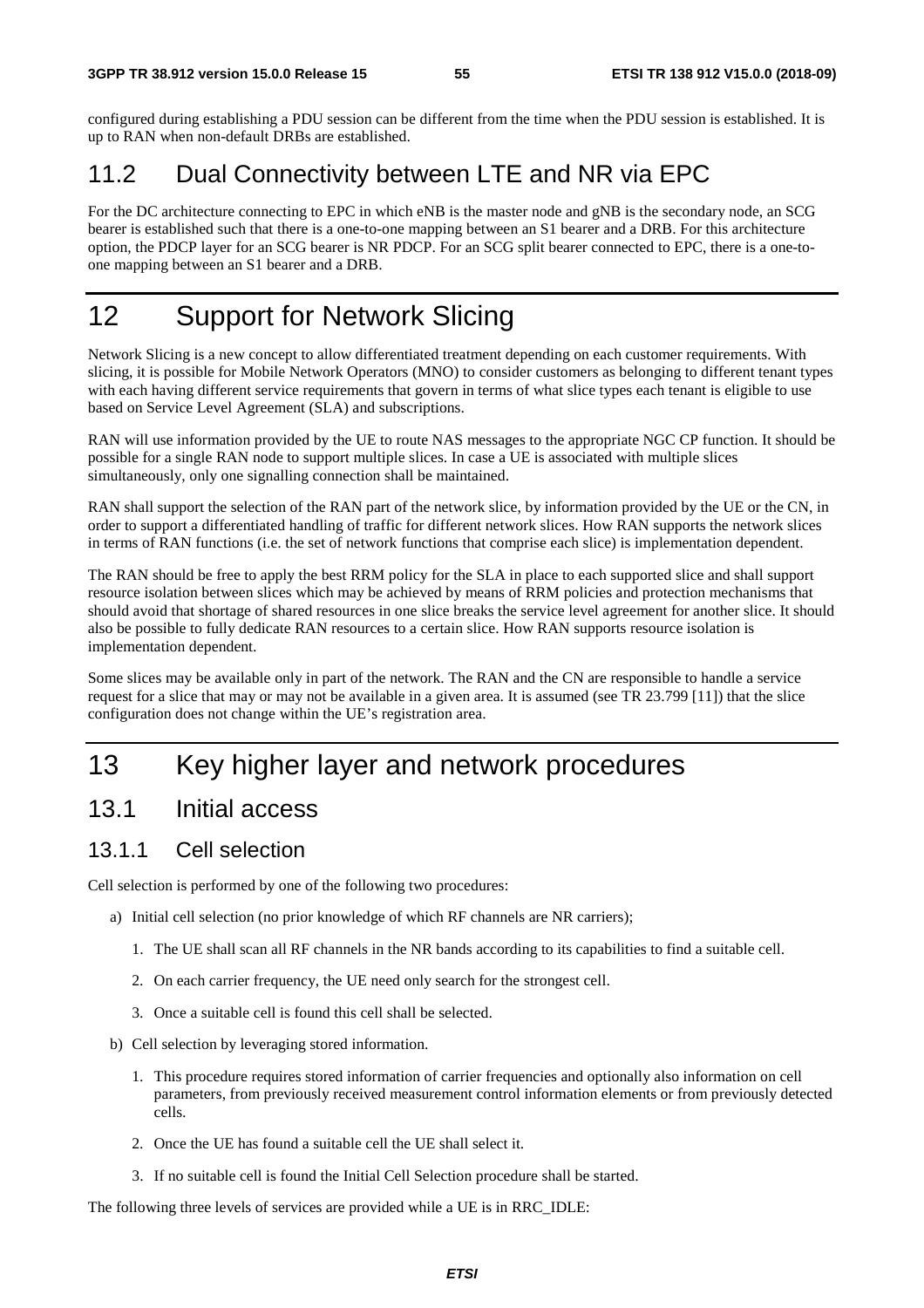configured during establishing a PDU session can be different from the time when the PDU session is established. It is up to RAN when non-default DRBs are established.

## 11.2 Dual Connectivity between LTE and NR via EPC

For the DC architecture connecting to EPC in which eNB is the master node and gNB is the secondary node, an SCG bearer is established such that there is a one-to-one mapping between an S1 bearer and a DRB. For this architecture option, the PDCP layer for an SCG bearer is NR PDCP. For an SCG split bearer connected to EPC, there is a one-to-one mapping between an S1 bearer and a DRB.

# 12 Support for Network Slicing

Network Slicing is a new concept to allow differentiated treatment depending on each customer requirements. With slicing, it is possible for Mobile Network Operators (MNO) to consider customers as belonging to different tenant types with each having different service requirements that govern in terms of what slice types each tenant is eligible to use based on Service Level Agreement (SLA) and subscriptions.

RAN will use information provided by the UE to route NAS messages to the appropriate NGC CP function. It should be possible for a single RAN node to support multiple slices. In case a UE is associated with multiple slices simultaneously, only one signalling connection shall be maintained.

RAN shall support the selection of the RAN part of the network slice, by information provided by the UE or the CN, in order to support a differentiated handling of traffic for different network slices. How RAN supports the network slices in terms of RAN functions (i.e. the set of network functions that comprise each slice) is implementation dependent.

The RAN should be free to apply the best RRM policy for the SLA in place to each supported slice and shall support resource isolation between slices which may be achieved by means of RRM policies and protection mechanisms that should avoid that shortage of shared resources in one slice breaks the service level agreement for another slice. It should also be possible to fully dedicate RAN resources to a certain slice. How RAN supports resource isolation is implementation dependent.

Some slices may be available only in part of the network. The RAN and the CN are responsible to handle a service request for a slice that may or may not be available in a given area. It is assumed (see TR 23.799 [11]) that the slice configuration does not change within the UE's registration area.

# 13 Key higher layer and network procedures

## 13.1 Initial access

### 13.1.1 Cell selection

Cell selection is performed by one of the following two procedures:

a) Initial cell selection (no prior knowledge of which RF channels are NR carriers);

   1. The UE shall scan all RF channels in the NR bands according to its capabilities to find a suitable cell.

   2. On each carrier frequency, the UE need only search for the strongest cell.

   3. Once a suitable cell is found this cell shall be selected.

b) Cell selection by leveraging stored information.

   1. This procedure requires stored information of carrier frequencies and optionally also information on cell parameters, from previously received measurement control information elements or from previously detected cells.

   2. Once the UE has found a suitable cell the UE shall select it.

   3. If no suitable cell is found the Initial Cell Selection procedure shall be started.

The following three levels of services are provided while a UE is in RRC_IDLE: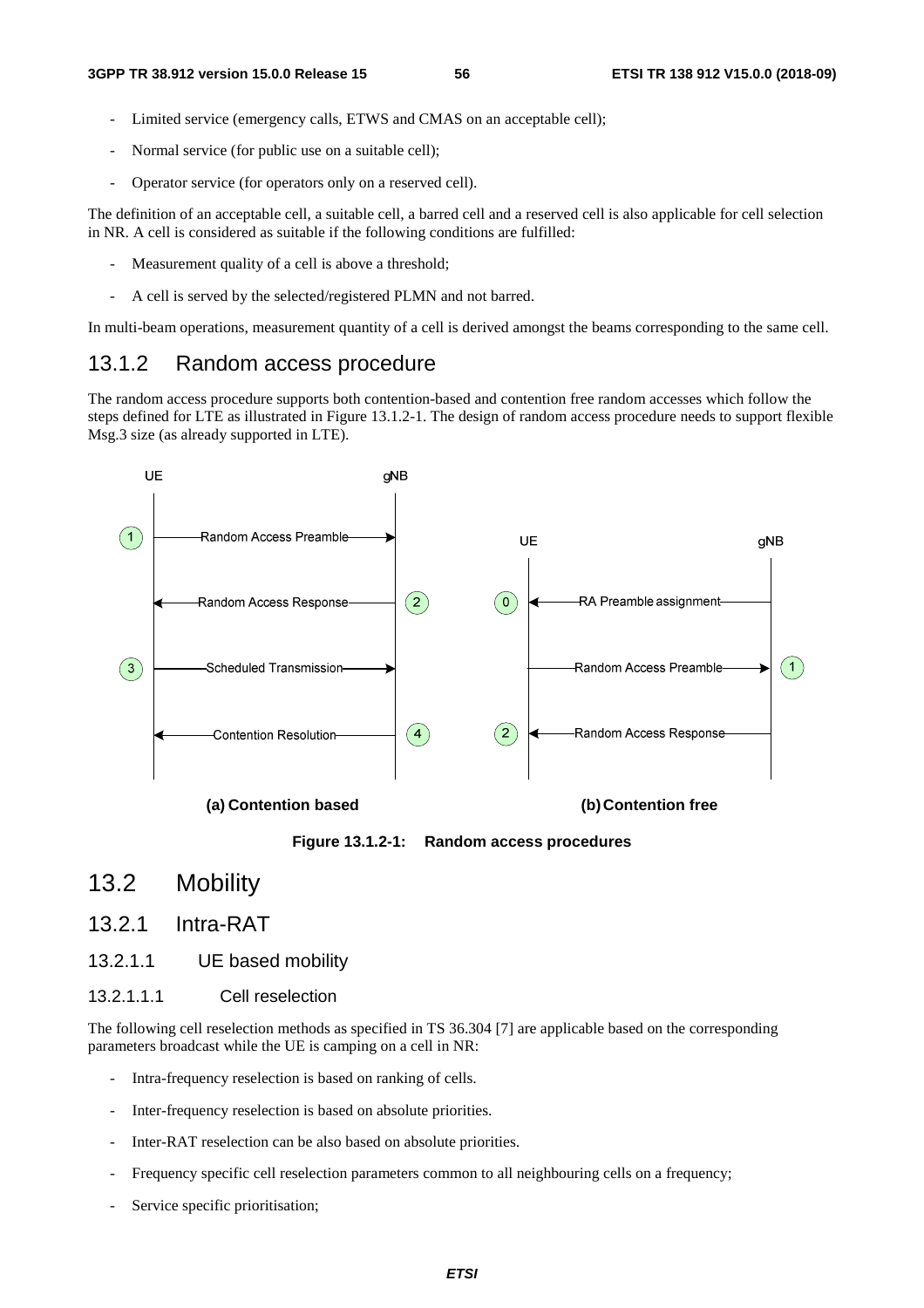- Limited service (emergency calls, ETWS and CMAS on an acceptable cell);
- Normal service (for public use on a suitable cell);
- Operator service (for operators only on a reserved cell).

The definition of an acceptable cell, a suitable cell, a barred cell and a reserved cell is also applicable for cell selection in NR. A cell is considered as suitable if the following conditions are fulfilled:

- Measurement quality of a cell is above a threshold;
- A cell is served by the selected/registered PLMN and not barred.

In multi-beam operations, measurement quantity of a cell is derived amongst the beams corresponding to the same cell.

### 13.1.2 Random access procedure

The random access procedure supports both contention-based and contention free random accesses which follow the steps defined for LTE as illustrated in Figure 13.1.2-1. The design of random access procedure needs to support flexible Msg.3 size (as already supported in LTE).

**Figure 13.1.2-1: Random access procedures**

## 13.2 Mobility

### 13.2.1 Intra-RAT

#### 13.2.1.1 UE based mobility

##### 13.2.1.1.1 Cell reselection

The following cell reselection methods as specified in TS 36.304 [7] are applicable based on the corresponding parameters broadcast while the UE is camping on a cell in NR:

- Intra-frequency reselection is based on ranking of cells.
- Inter-frequency reselection is based on absolute priorities.
- Inter-RAT reselection can be also based on absolute priorities.
- Frequency specific cell reselection parameters common to all neighbouring cells on a frequency;
- Service specific prioritisation;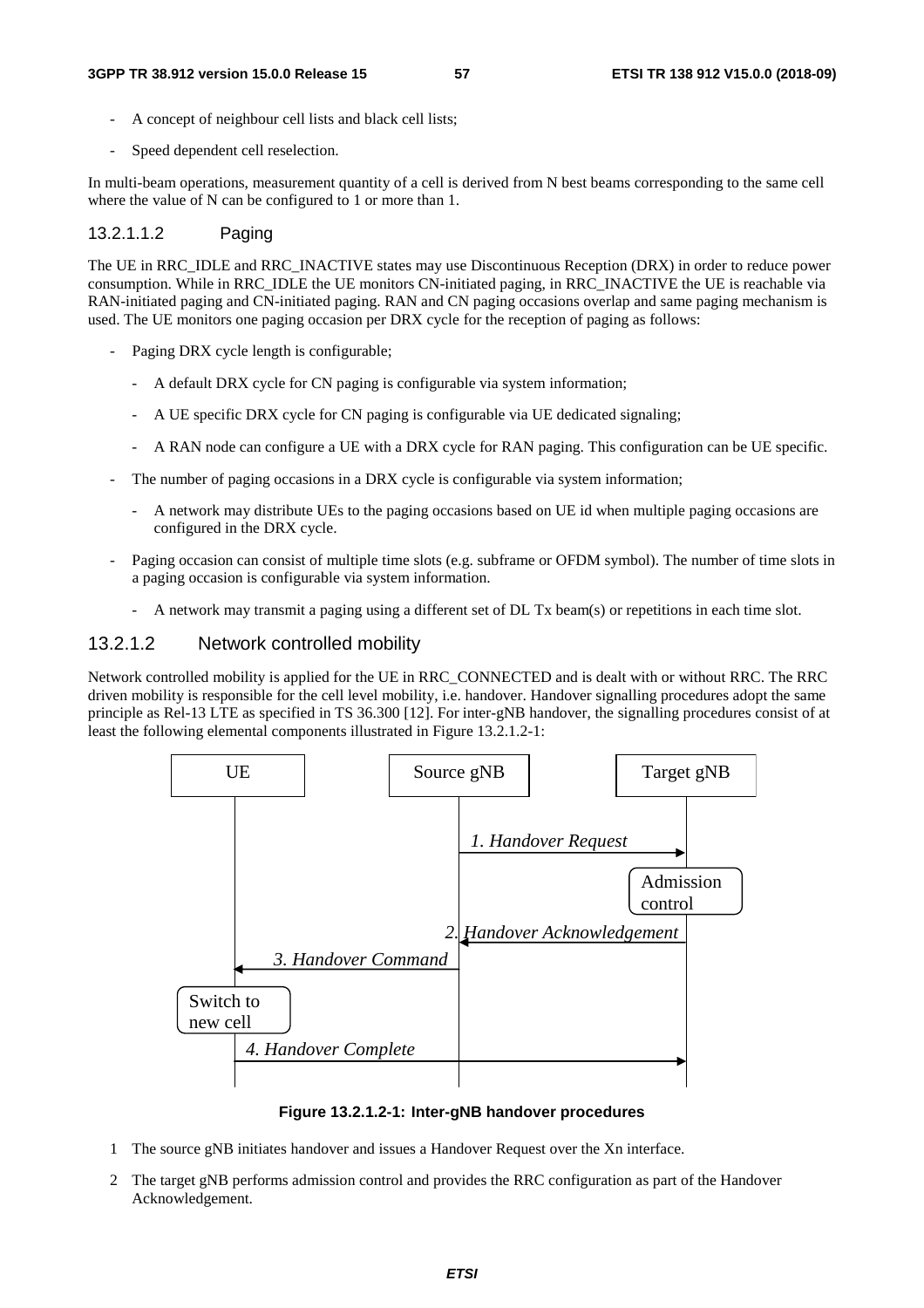- A concept of neighbour cell lists and black cell lists;

- Speed dependent cell reselection.

In multi-beam operations, measurement quantity of a cell is derived from N best beams corresponding to the same cell where the value of N can be configured to 1 or more than 1.

##### 13.2.1.1.2 Paging

The UE in RRC_IDLE and RRC_INACTIVE states may use Discontinuous Reception (DRX) in order to reduce power consumption. While in RRC_IDLE the UE monitors CN-initiated paging, in RRC_INACTIVE the UE is reachable via RAN-initiated paging and CN-initiated paging. RAN and CN paging occasions overlap and same paging mechanism is used. The UE monitors one paging occasion per DRX cycle for the reception of paging as follows:

- Paging DRX cycle length is configurable;
  - A default DRX cycle for CN paging is configurable via system information;
  - A UE specific DRX cycle for CN paging is configurable via UE dedicated signaling;
  - A RAN node can configure a UE with a DRX cycle for RAN paging. This configuration can be UE specific.
- The number of paging occasions in a DRX cycle is configurable via system information;
  - A network may distribute UEs to the paging occasions based on UE id when multiple paging occasions are configured in the DRX cycle.
- Paging occasion can consist of multiple time slots (e.g. subframe or OFDM symbol). The number of time slots in a paging occasion is configurable via system information.
  - A network may transmit a paging using a different set of DL Tx beam(s) or repetitions in each time slot.

#### 13.2.1.2 Network controlled mobility

Network controlled mobility is applied for the UE in RRC_CONNECTED and is dealt with or without RRC. The RRC driven mobility is responsible for the cell level mobility, i.e. handover. Handover signalling procedures adopt the same principle as Rel-13 LTE as specified in TS 36.300 [12]. For inter-gNB handover, the signalling procedures consist of at least the following elemental components illustrated in Figure 13.2.1.2-1:

```
UE                      Source gNB                    Target gNB
 |                          |   1. Handover Request        |
 |                          |----------------------------->|
 |                          |                     Admission control
 |                          |   2. Handover Acknowledgement|
 |                          |<-----------------------------|
 |   3. Handover Command    |                              |
 |<-------------------------|                              |
Switch to new cell          |                              |
 |   4. Handover Complete                                  |
 |-------------------------------------------------------->|
```

**Figure 13.2.1.2-1: Inter-gNB handover procedures**

1 The source gNB initiates handover and issues a Handover Request over the Xn interface.

2 The target gNB performs admission control and provides the RRC configuration as part of the Handover Acknowledgement.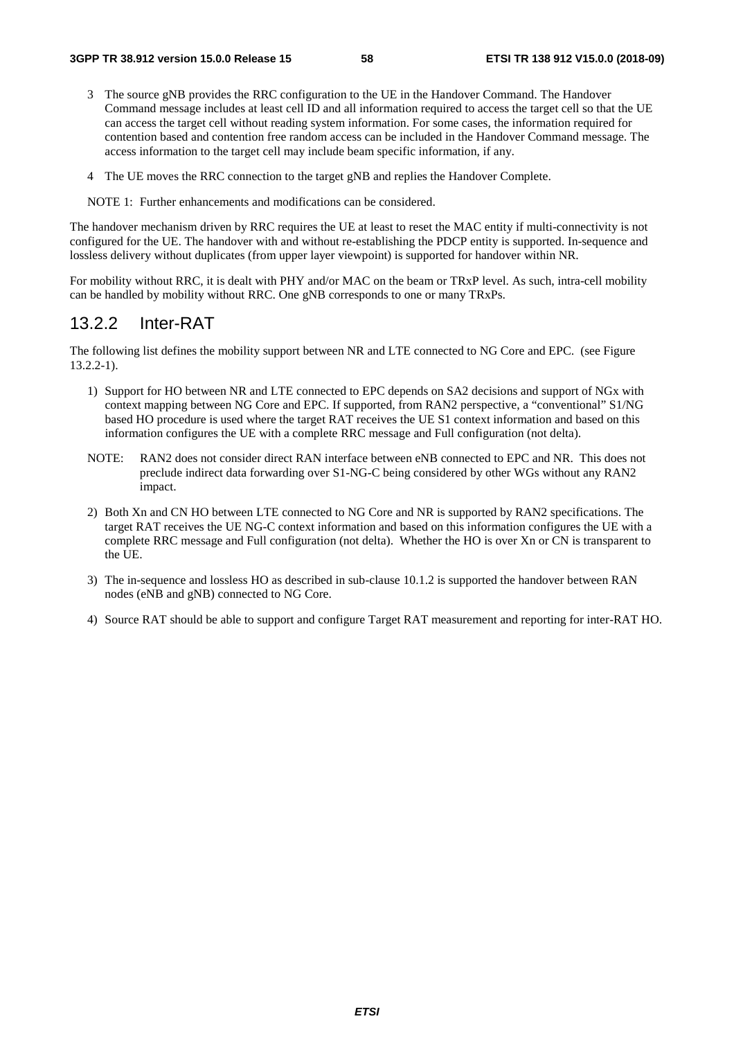3 The source gNB provides the RRC configuration to the UE in the Handover Command. The Handover Command message includes at least cell ID and all information required to access the target cell so that the UE can access the target cell without reading system information. For some cases, the information required for contention based and contention free random access can be included in the Handover Command message. The access information to the target cell may include beam specific information, if any.

4 The UE moves the RRC connection to the target gNB and replies the Handover Complete.

NOTE 1: Further enhancements and modifications can be considered.

The handover mechanism driven by RRC requires the UE at least to reset the MAC entity if multi-connectivity is not configured for the UE. The handover with and without re-establishing the PDCP entity is supported. In-sequence and lossless delivery without duplicates (from upper layer viewpoint) is supported for handover within NR.

For mobility without RRC, it is dealt with PHY and/or MAC on the beam or TRxP level. As such, intra-cell mobility can be handled by mobility without RRC. One gNB corresponds to one or many TRxPs.

## 13.2.2 Inter-RAT

The following list defines the mobility support between NR and LTE connected to NG Core and EPC. (see Figure 13.2.2-1).

1) Support for HO between NR and LTE connected to EPC depends on SA2 decisions and support of NGx with context mapping between NG Core and EPC. If supported, from RAN2 perspective, a "conventional" S1/NG based HO procedure is used where the target RAT receives the UE S1 context information and based on this information configures the UE with a complete RRC message and Full configuration (not delta).

NOTE: RAN2 does not consider direct RAN interface between eNB connected to EPC and NR. This does not preclude indirect data forwarding over S1-NG-C being considered by other WGs without any RAN2 impact.

2) Both Xn and CN HO between LTE connected to NG Core and NR is supported by RAN2 specifications. The target RAT receives the UE NG-C context information and based on this information configures the UE with a complete RRC message and Full configuration (not delta). Whether the HO is over Xn or CN is transparent to the UE.

3) The in-sequence and lossless HO as described in sub-clause 10.1.2 is supported the handover between RAN nodes (eNB and gNB) connected to NG Core.

4) Source RAT should be able to support and configure Target RAT measurement and reporting for inter-RAT HO.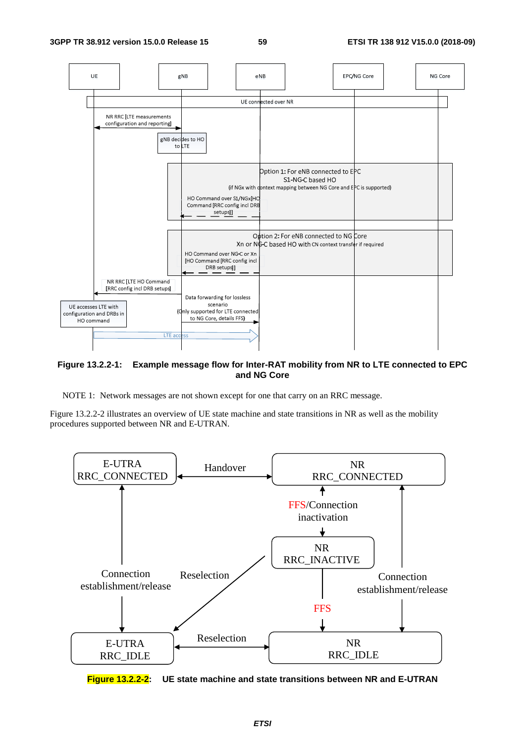UE | gNB | eNB | EPC/NG Core | NG Core

UE connected over NR

NR RRC [LTE measurements configuration and reporting]

gNB decides to HO to LTE

Option 1: For eNB connected to EPC
S1-NG-C based HO
(if NGx with context mapping between NG Core and EPC is supported)

HO Command over S1/NGx[HO Command [RRC config incl DRB setups]]

Option 2: For eNB connected to NG Core
Xn or NG-C based HO with CN context transfer if required

HO Command over NG-C or Xn [HO Command [RRC config incl DRB setups]]

NR RRC [LTE HO Command [RRC config incl DRB setups]

Data forwarding for lossless scenario
(Only supported for LTE connected to NG Core, details FFS)

UE accesses LTE with configuration and DRBs in HO command

LTE access

**Figure 13.2.2-1: Example message flow for Inter-RAT mobility from NR to LTE connected to EPC and NG Core**

NOTE 1: Network messages are not shown except for one that carry on an RRC message.

Figure 13.2.2-2 illustrates an overview of UE state machine and state transitions in NR as well as the mobility procedures supported between NR and E-UTRAN.

E-UTRA RRC_CONNECTED | Handover | NR RRC_CONNECTED

FFS/Connection inactivation

NR RRC_INACTIVE

Connection establishment/release | Reselection | FFS | Connection establishment/release

E-UTRA RRC_IDLE | Reselection | NR RRC_IDLE

**Figure 13.2.2-2: UE state machine and state transitions between NR and E-UTRAN**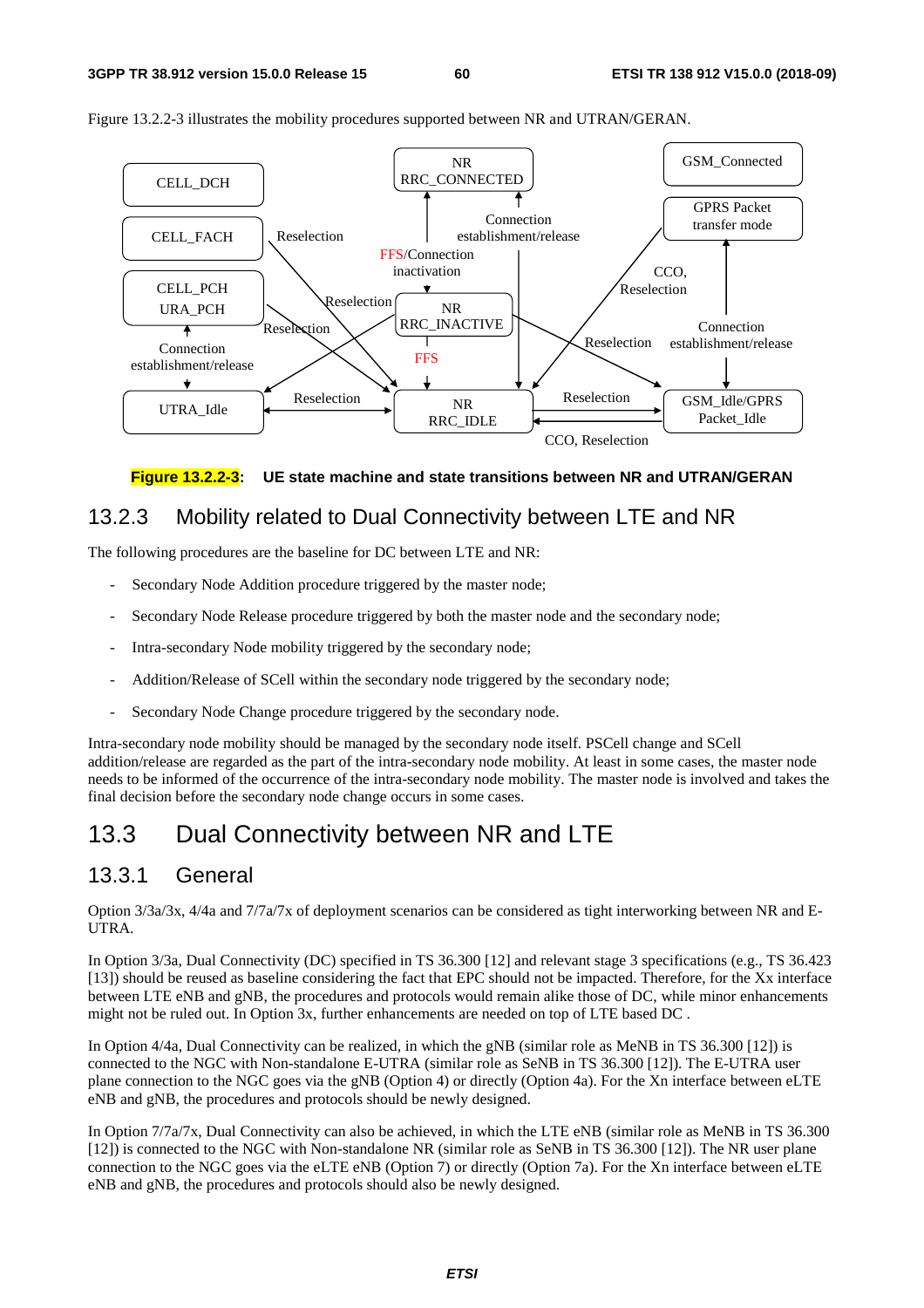Figure 13.2.2-3 illustrates the mobility procedures supported between NR and UTRAN/GERAN.

CELL_DCH

CELL_FACH

CELL_PCH
URA_PCH

Connection establishment/release

UTRA_Idle

NR RRC_CONNECTED

Connection establishment/release

FFS/Connection inactivation

NR RRC_INACTIVE

FFS

NR RRC_IDLE

Reselection

Reselection

Reselection

Reselection

Reselection

Reselection

CCO, Reselection

GSM_Connected

GPRS Packet transfer mode

CCO, Reselection

Connection establishment/release

GSM_Idle/GPRS Packet_Idle

**Figure 13.2.2-3: UE state machine and state transitions between NR and UTRAN/GERAN**

### 13.2.3 Mobility related to Dual Connectivity between LTE and NR

The following procedures are the baseline for DC between LTE and NR:

- Secondary Node Addition procedure triggered by the master node;
- Secondary Node Release procedure triggered by both the master node and the secondary node;
- Intra-secondary Node mobility triggered by the secondary node;
- Addition/Release of SCell within the secondary node triggered by the secondary node;
- Secondary Node Change procedure triggered by the secondary node.

Intra-secondary node mobility should be managed by the secondary node itself. PSCell change and SCell addition/release are regarded as the part of the intra-secondary node mobility. At least in some cases, the master node needs to be informed of the occurrence of the intra-secondary node mobility. The master node is involved and takes the final decision before the secondary node change occurs in some cases.

## 13.3 Dual Connectivity between NR and LTE

### 13.3.1 General

Option 3/3a/3x, 4/4a and 7/7a/7x of deployment scenarios can be considered as tight interworking between NR and E-UTRA.

In Option 3/3a, Dual Connectivity (DC) specified in TS 36.300 [12] and relevant stage 3 specifications (e.g., TS 36.423 [13]) should be reused as baseline considering the fact that EPC should not be impacted. Therefore, for the Xx interface between LTE eNB and gNB, the procedures and protocols would remain alike those of DC, while minor enhancements might not be ruled out. In Option 3x, further enhancements are needed on top of LTE based DC .

In Option 4/4a, Dual Connectivity can be realized, in which the gNB (similar role as MeNB in TS 36.300 [12]) is connected to the NGC with Non-standalone E-UTRA (similar role as SeNB in TS 36.300 [12]). The E-UTRA user plane connection to the NGC goes via the gNB (Option 4) or directly (Option 4a). For the Xn interface between eLTE eNB and gNB, the procedures and protocols should be newly designed.

In Option 7/7a/7x, Dual Connectivity can also be achieved, in which the LTE eNB (similar role as MeNB in TS 36.300 [12]) is connected to the NGC with Non-standalone NR (similar role as SeNB in TS 36.300 [12]). The NR user plane connection to the NGC goes via the eLTE eNB (Option 7) or directly (Option 7a). For the Xn interface between eLTE eNB and gNB, the procedures and protocols should also be newly designed.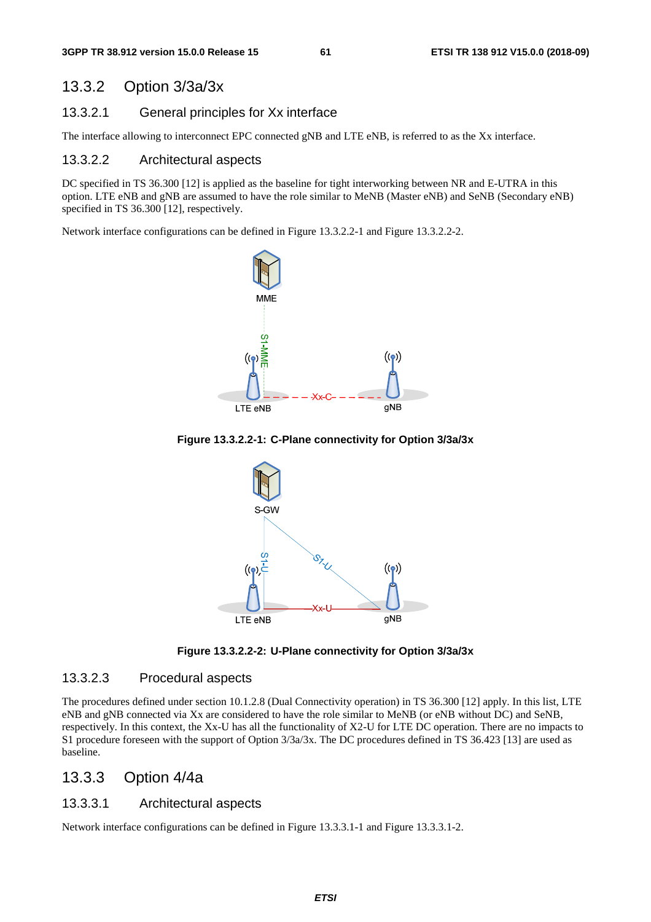## 13.3.2 Option 3/3a/3x

### 13.3.2.1 General principles for Xx interface

The interface allowing to interconnect EPC connected gNB and LTE eNB, is referred to as the Xx interface.

### 13.3.2.2 Architectural aspects

DC specified in TS 36.300 [12] is applied as the baseline for tight interworking between NR and E-UTRA in this option. LTE eNB and gNB are assumed to have the role similar to MeNB (Master eNB) and SeNB (Secondary eNB) specified in TS 36.300 [12], respectively.

Network interface configurations can be defined in Figure 13.3.2.2-1 and Figure 13.3.2.2-2.

**Figure 13.3.2.2-1: C-Plane connectivity for Option 3/3a/3x**

**Figure 13.3.2.2-2: U-Plane connectivity for Option 3/3a/3x**

### 13.3.2.3 Procedural aspects

The procedures defined under section 10.1.2.8 (Dual Connectivity operation) in TS 36.300 [12] apply. In this list, LTE eNB and gNB connected via Xx are considered to have the role similar to MeNB (or eNB without DC) and SeNB, respectively. In this context, the Xx-U has all the functionality of X2-U for LTE DC operation. There are no impacts to S1 procedure foreseen with the support of Option 3/3a/3x. The DC procedures defined in TS 36.423 [13] are used as baseline.

## 13.3.3 Option 4/4a

### 13.3.3.1 Architectural aspects

Network interface configurations can be defined in Figure 13.3.3.1-1 and Figure 13.3.3.1-2.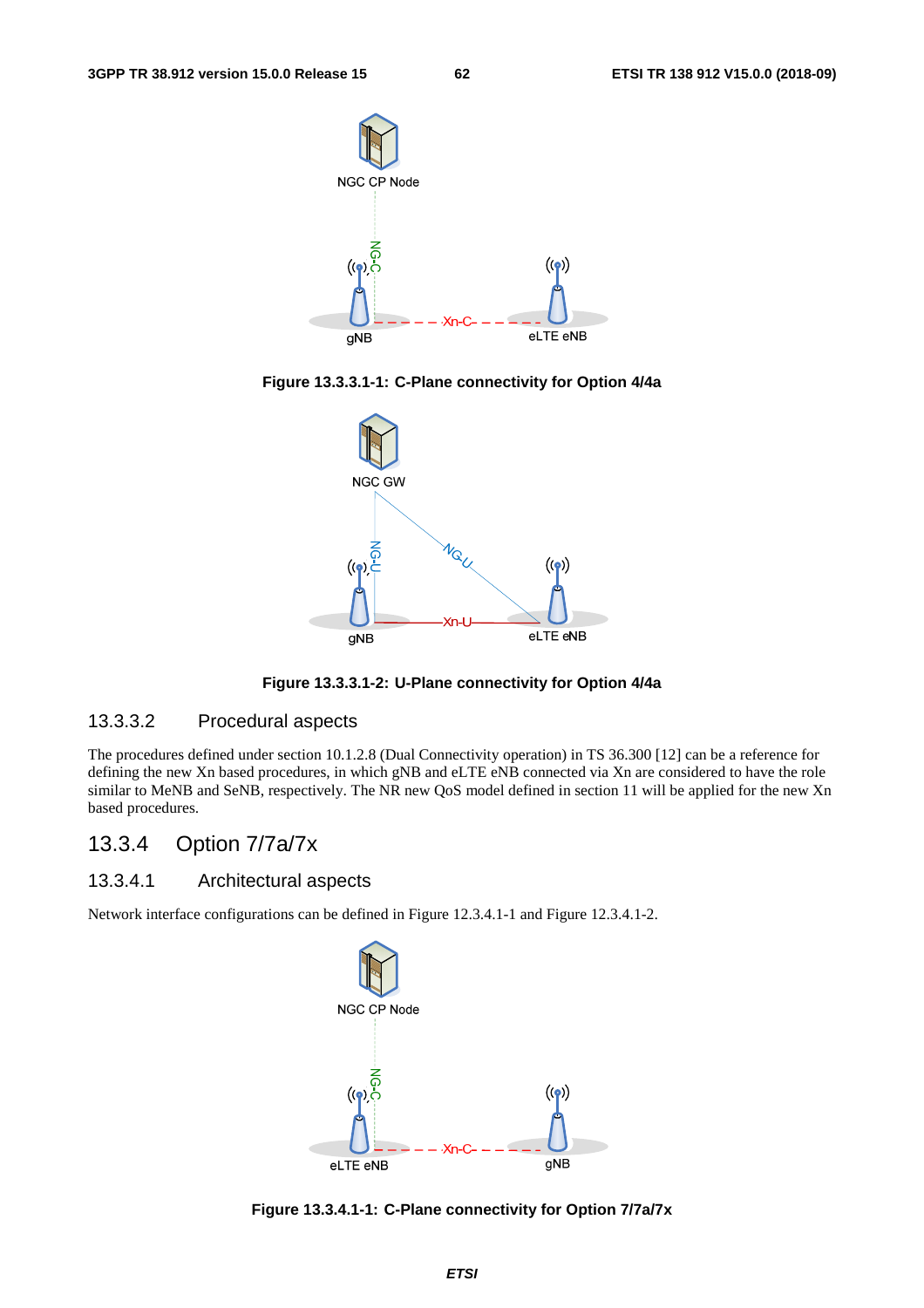Figure 13.3.3.1-1: C-Plane connectivity for Option 4/4a

Figure 13.3.3.1-2: U-Plane connectivity for Option 4/4a

#### 13.3.3.2 Procedural aspects

The procedures defined under section 10.1.2.8 (Dual Connectivity operation) in TS 36.300 [12] can be a reference for defining the new Xn based procedures, in which gNB and eLTE eNB connected via Xn are considered to have the role similar to MeNB and SeNB, respectively. The NR new QoS model defined in section 11 will be applied for the new Xn based procedures.

### 13.3.4 Option 7/7a/7x

#### 13.3.4.1 Architectural aspects

Network interface configurations can be defined in Figure 12.3.4.1-1 and Figure 12.3.4.1-2.

Figure 13.3.4.1-1: C-Plane connectivity for Option 7/7a/7x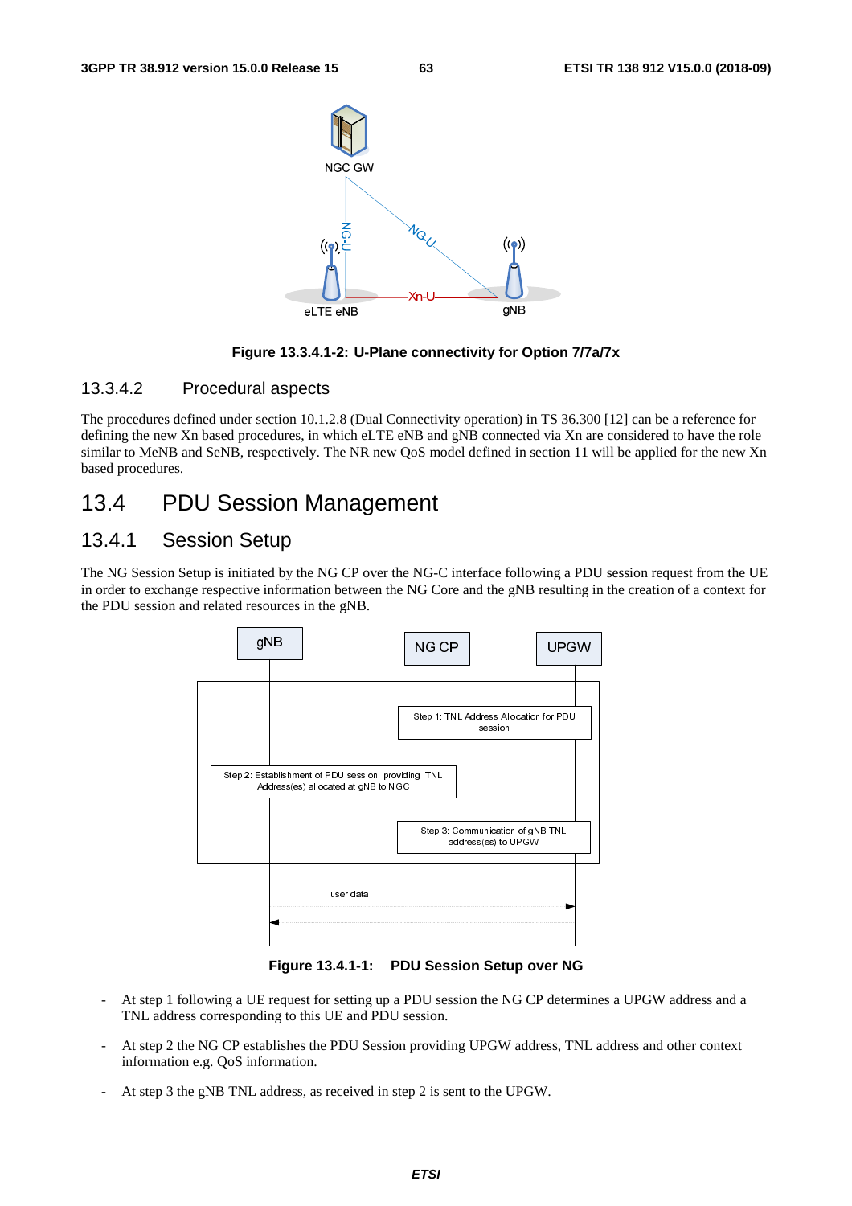Figure 13.3.4.1-2: U-Plane connectivity for Option 7/7a/7x

### 13.3.4.2 Procedural aspects

The procedures defined under section 10.1.2.8 (Dual Connectivity operation) in TS 36.300 [12] can be a reference for defining the new Xn based procedures, in which eLTE eNB and gNB connected via Xn are considered to have the role similar to MeNB and SeNB, respectively. The NR new QoS model defined in section 11 will be applied for the new Xn based procedures.

## 13.4 PDU Session Management

### 13.4.1 Session Setup

The NG Session Setup is initiated by the NG CP over the NG-C interface following a PDU session request from the UE in order to exchange respective information between the NG Core and the gNB resulting in the creation of a context for the PDU session and related resources in the gNB.

Figure 13.4.1-1: PDU Session Setup over NG

- At step 1 following a UE request for setting up a PDU session the NG CP determines a UPGW address and a TNL address corresponding to this UE and PDU session.

- At step 2 the NG CP establishes the PDU Session providing UPGW address, TNL address and other context information e.g. QoS information.

- At step 3 the gNB TNL address, as received in step 2 is sent to the UPGW.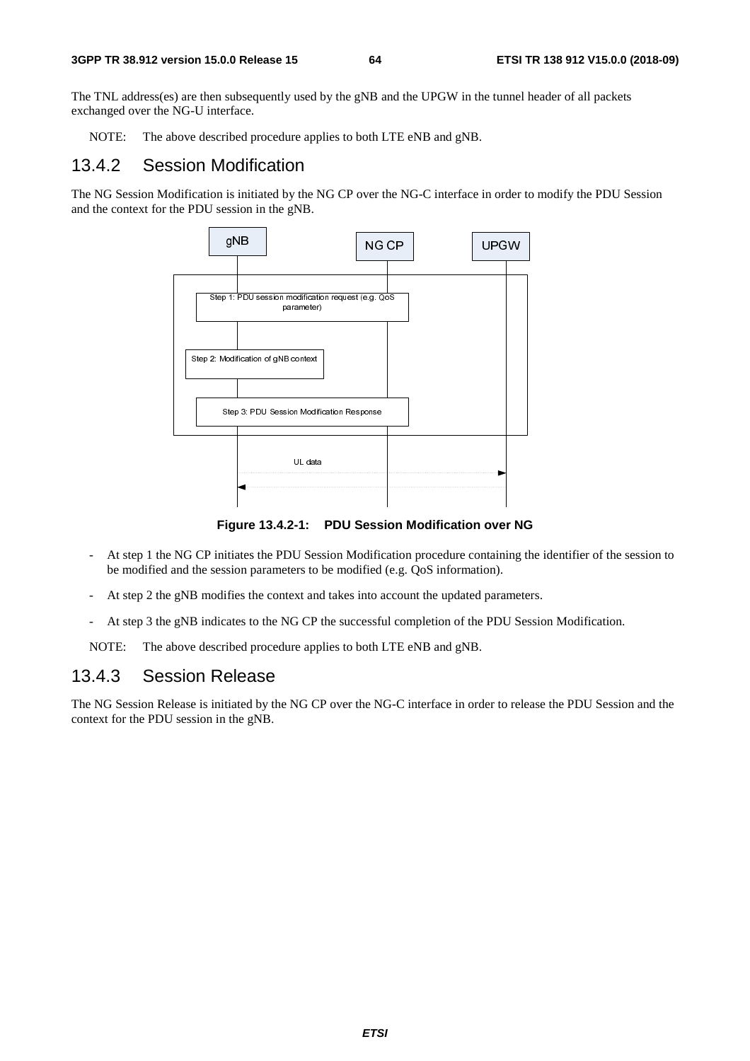The TNL address(es) are then subsequently used by the gNB and the UPGW in the tunnel header of all packets exchanged over the NG-U interface.

NOTE: The above described procedure applies to both LTE eNB and gNB.

## 13.4.2 Session Modification

The NG Session Modification is initiated by the NG CP over the NG-C interface in order to modify the PDU Session and the context for the PDU session in the gNB.

**Figure 13.4.2-1: PDU Session Modification over NG**

- At step 1 the NG CP initiates the PDU Session Modification procedure containing the identifier of the session to be modified and the session parameters to be modified (e.g. QoS information).
- At step 2 the gNB modifies the context and takes into account the updated parameters.
- At step 3 the gNB indicates to the NG CP the successful completion of the PDU Session Modification.

NOTE: The above described procedure applies to both LTE eNB and gNB.

## 13.4.3 Session Release

The NG Session Release is initiated by the NG CP over the NG-C interface in order to release the PDU Session and the context for the PDU session in the gNB.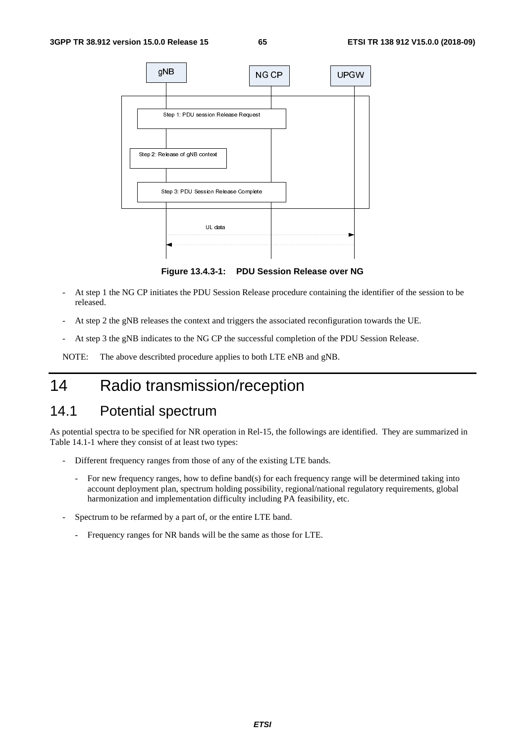Figure 13.4.3-1: PDU Session Release over NG

- At step 1 the NG CP initiates the PDU Session Release procedure containing the identifier of the session to be released.
- At step 2 the gNB releases the context and triggers the associated reconfiguration towards the UE.
- At step 3 the gNB indicates to the NG CP the successful completion of the PDU Session Release.

NOTE: The above describted procedure applies to both LTE eNB and gNB.

# 14 Radio transmission/reception

## 14.1 Potential spectrum

As potential spectra to be specified for NR operation in Rel-15, the followings are identified. They are summarized in Table 14.1-1 where they consist of at least two types:

- Different frequency ranges from those of any of the existing LTE bands.
  - For new frequency ranges, how to define band(s) for each frequency range will be determined taking into account deployment plan, spectrum holding possibility, regional/national regulatory requirements, global harmonization and implementation difficulty including PA feasibility, etc.
- Spectrum to be refarmed by a part of, or the entire LTE band.
  - Frequency ranges for NR bands will be the same as those for LTE.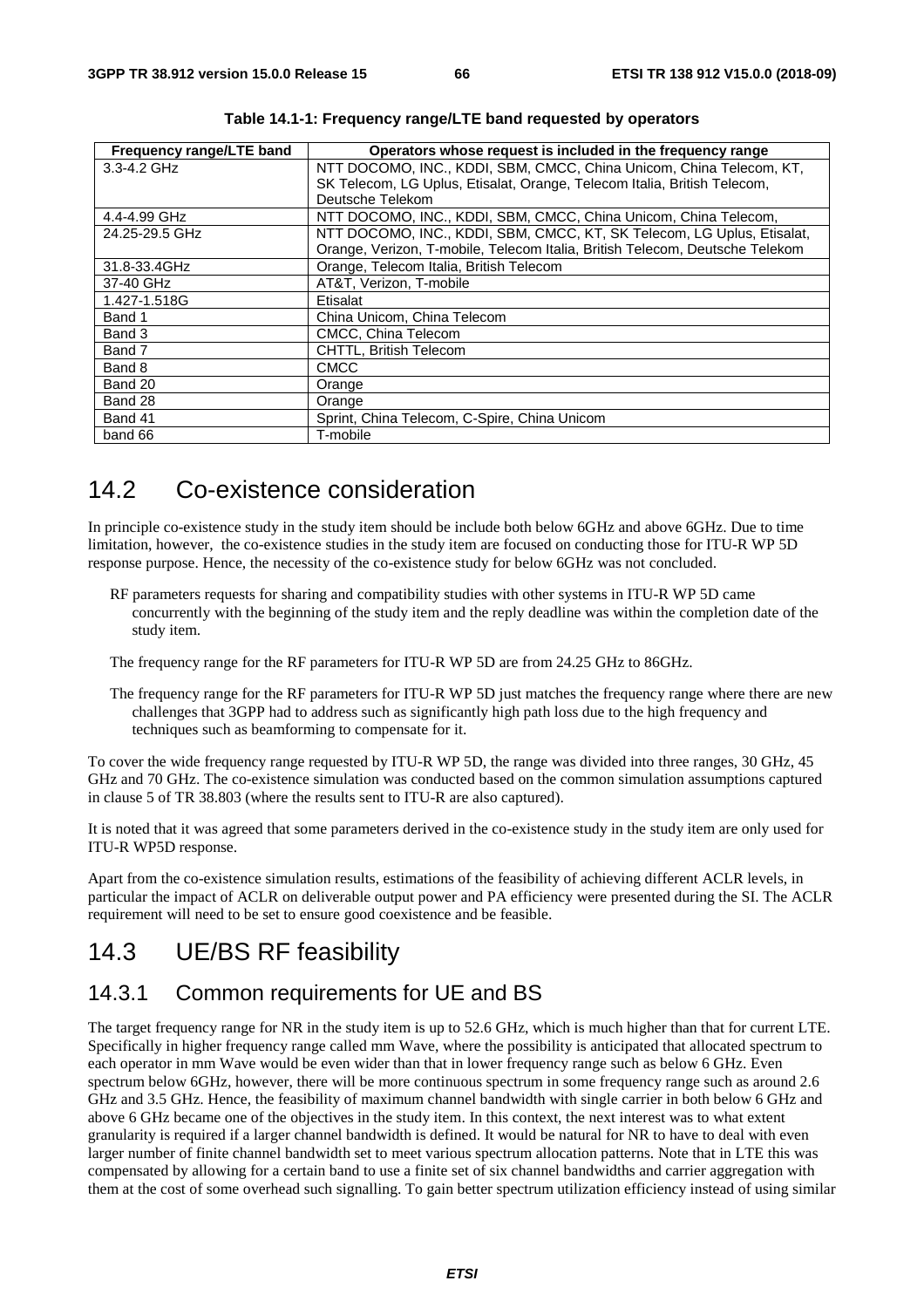**Table 14.1-1: Frequency range/LTE band requested by operators**

| Frequency range/LTE band | Operators whose request is included in the frequency range |
|---|---|
| 3.3-4.2 GHz | NTT DOCOMO, INC., KDDI, SBM, CMCC, China Unicom, China Telecom, KT, SK Telecom, LG Uplus, Etisalat, Orange, Telecom Italia, British Telecom, Deutsche Telekom |
| 4.4-4.99 GHz | NTT DOCOMO, INC., KDDI, SBM, CMCC, China Unicom, China Telecom, |
| 24.25-29.5 GHz | NTT DOCOMO, INC., KDDI, SBM, CMCC, KT, SK Telecom, LG Uplus, Etisalat, Orange, Verizon, T-mobile, Telecom Italia, British Telecom, Deutsche Telekom |
| 31.8-33.4GHz | Orange, Telecom Italia, British Telecom |
| 37-40 GHz | AT&T, Verizon, T-mobile |
| 1.427-1.518G | Etisalat |
| Band 1 | China Unicom, China Telecom |
| Band 3 | CMCC, China Telecom |
| Band 7 | CHTTL, British Telecom |
| Band 8 | CMCC |
| Band 20 | Orange |
| Band 28 | Orange |
| Band 41 | Sprint, China Telecom, C-Spire, China Unicom |
| band 66 | T-mobile |

## 14.2 Co-existence consideration

In principle co-existence study in the study item should be include both below 6GHz and above 6GHz. Due to time limitation, however, the co-existence studies in the study item are focused on conducting those for ITU-R WP 5D response purpose. Hence, the necessity of the co-existence study for below 6GHz was not concluded.

RF parameters requests for sharing and compatibility studies with other systems in ITU-R WP 5D came concurrently with the beginning of the study item and the reply deadline was within the completion date of the study item.

The frequency range for the RF parameters for ITU-R WP 5D are from 24.25 GHz to 86GHz.

The frequency range for the RF parameters for ITU-R WP 5D just matches the frequency range where there are new challenges that 3GPP had to address such as significantly high path loss due to the high frequency and techniques such as beamforming to compensate for it.

To cover the wide frequency range requested by ITU-R WP 5D, the range was divided into three ranges, 30 GHz, 45 GHz and 70 GHz. The co-existence simulation was conducted based on the common simulation assumptions captured in clause 5 of TR 38.803 (where the results sent to ITU-R are also captured).

It is noted that it was agreed that some parameters derived in the co-existence study in the study item are only used for ITU-R WP5D response.

Apart from the co-existence simulation results, estimations of the feasibility of achieving different ACLR levels, in particular the impact of ACLR on deliverable output power and PA efficiency were presented during the SI. The ACLR requirement will need to be set to ensure good coexistence and be feasible.

## 14.3 UE/BS RF feasibility

### 14.3.1 Common requirements for UE and BS

The target frequency range for NR in the study item is up to 52.6 GHz, which is much higher than that for current LTE. Specifically in higher frequency range called mm Wave, where the possibility is anticipated that allocated spectrum to each operator in mm Wave would be even wider than that in lower frequency range such as below 6 GHz. Even spectrum below 6GHz, however, there will be more continuous spectrum in some frequency range such as around 2.6 GHz and 3.5 GHz. Hence, the feasibility of maximum channel bandwidth with single carrier in both below 6 GHz and above 6 GHz became one of the objectives in the study item. In this context, the next interest was to what extent granularity is required if a larger channel bandwidth is defined. It would be natural for NR to have to deal with even larger number of finite channel bandwidth set to meet various spectrum allocation patterns. Note that in LTE this was compensated by allowing for a certain band to use a finite set of six channel bandwidths and carrier aggregation with them at the cost of some overhead such signalling. To gain better spectrum utilization efficiency instead of using similar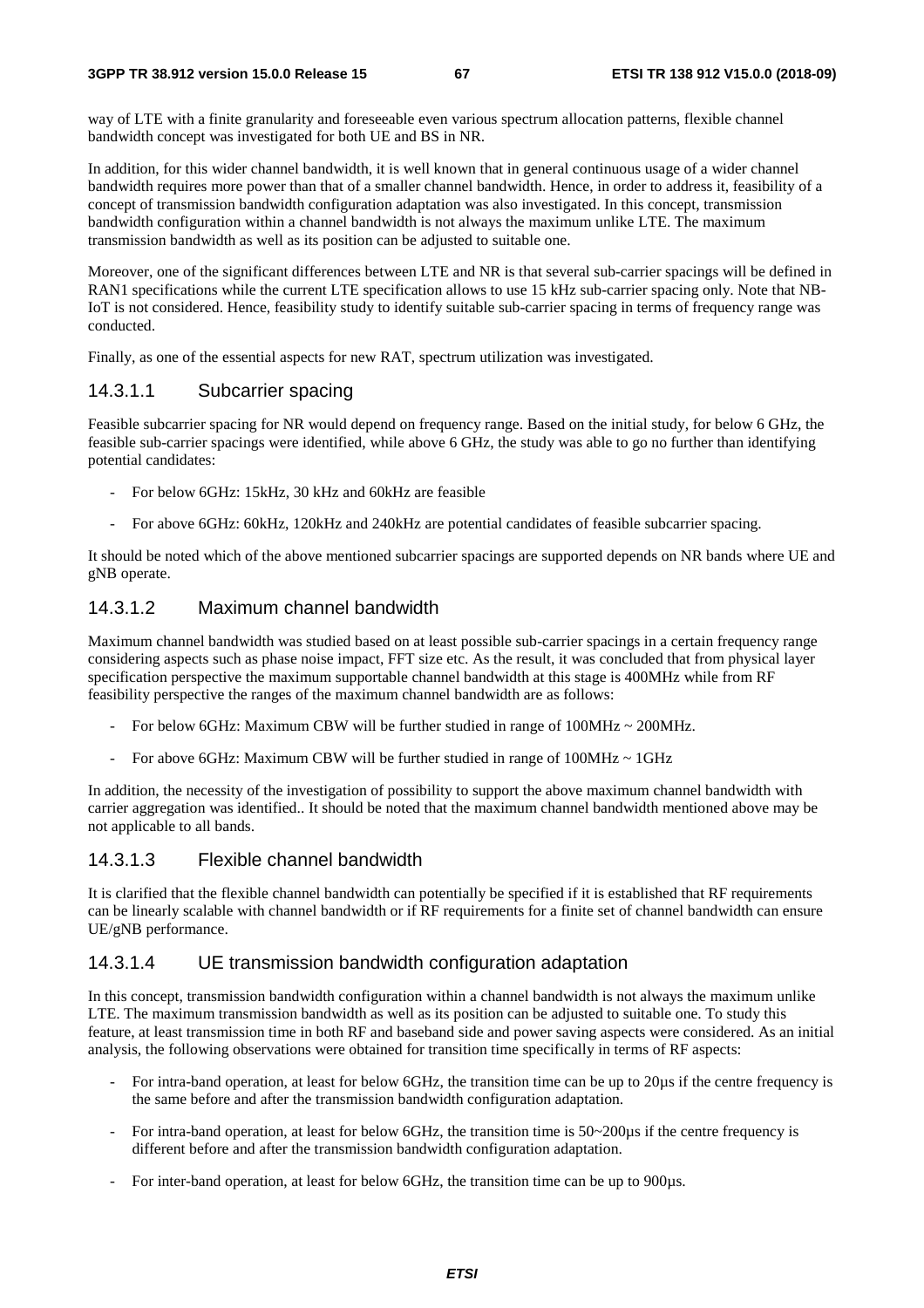way of LTE with a finite granularity and foreseeable even various spectrum allocation patterns, flexible channel bandwidth concept was investigated for both UE and BS in NR.

In addition, for this wider channel bandwidth, it is well known that in general continuous usage of a wider channel bandwidth requires more power than that of a smaller channel bandwidth. Hence, in order to address it, feasibility of a concept of transmission bandwidth configuration adaptation was also investigated. In this concept, transmission bandwidth configuration within a channel bandwidth is not always the maximum unlike LTE. The maximum transmission bandwidth as well as its position can be adjusted to suitable one.

Moreover, one of the significant differences between LTE and NR is that several sub-carrier spacings will be defined in RAN1 specifications while the current LTE specification allows to use 15 kHz sub-carrier spacing only. Note that NB-IoT is not considered. Hence, feasibility study to identify suitable sub-carrier spacing in terms of frequency range was conducted.

Finally, as one of the essential aspects for new RAT, spectrum utilization was investigated.

#### 14.3.1.1 Subcarrier spacing

Feasible subcarrier spacing for NR would depend on frequency range. Based on the initial study, for below 6 GHz, the feasible sub-carrier spacings were identified, while above 6 GHz, the study was able to go no further than identifying potential candidates:

- For below 6GHz: 15kHz, 30 kHz and 60kHz are feasible
- For above 6GHz: 60kHz, 120kHz and 240kHz are potential candidates of feasible subcarrier spacing.

It should be noted which of the above mentioned subcarrier spacings are supported depends on NR bands where UE and gNB operate.

#### 14.3.1.2 Maximum channel bandwidth

Maximum channel bandwidth was studied based on at least possible sub-carrier spacings in a certain frequency range considering aspects such as phase noise impact, FFT size etc. As the result, it was concluded that from physical layer specification perspective the maximum supportable channel bandwidth at this stage is 400MHz while from RF feasibility perspective the ranges of the maximum channel bandwidth are as follows:

- For below 6GHz: Maximum CBW will be further studied in range of 100MHz ~ 200MHz.
- For above 6GHz: Maximum CBW will be further studied in range of 100MHz ~ 1GHz

In addition, the necessity of the investigation of possibility to support the above maximum channel bandwidth with carrier aggregation was identified.. It should be noted that the maximum channel bandwidth mentioned above may be not applicable to all bands.

#### 14.3.1.3 Flexible channel bandwidth

It is clarified that the flexible channel bandwidth can potentially be specified if it is established that RF requirements can be linearly scalable with channel bandwidth or if RF requirements for a finite set of channel bandwidth can ensure UE/gNB performance.

#### 14.3.1.4 UE transmission bandwidth configuration adaptation

In this concept, transmission bandwidth configuration within a channel bandwidth is not always the maximum unlike LTE. The maximum transmission bandwidth as well as its position can be adjusted to suitable one. To study this feature, at least transmission time in both RF and baseband side and power saving aspects were considered. As an initial analysis, the following observations were obtained for transition time specifically in terms of RF aspects:

- For intra-band operation, at least for below 6GHz, the transition time can be up to 20μs if the centre frequency is the same before and after the transmission bandwidth configuration adaptation.
- For intra-band operation, at least for below 6GHz, the transition time is 50~200μs if the centre frequency is different before and after the transmission bandwidth configuration adaptation.
- For inter-band operation, at least for below 6GHz, the transition time can be up to 900μs.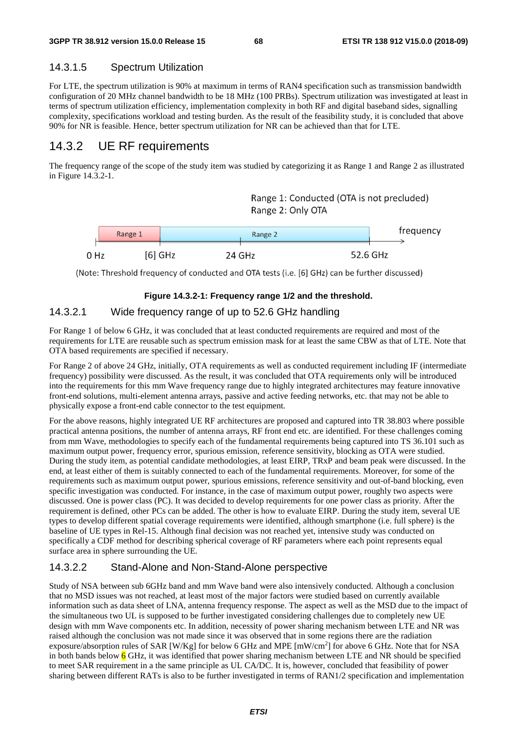#### 14.3.1.5 Spectrum Utilization

For LTE, the spectrum utilization is 90% at maximum in terms of RAN4 specification such as transmission bandwidth configuration of 20 MHz channel bandwidth to be 18 MHz (100 PRBs). Spectrum utilization was investigated at least in terms of spectrum utilization efficiency, implementation complexity in both RF and digital baseband sides, signalling complexity, specifications workload and testing burden. As the result of the feasibility study, it is concluded that above 90% for NR is feasible. Hence, better spectrum utilization for NR can be achieved than that for LTE.

## 14.3.2 UE RF requirements

The frequency range of the scope of the study item was studied by categorizing it as Range 1 and Range 2 as illustrated in Figure 14.3.2-1.

Range 1: Conducted (OTA is not precluded)
Range 2: Only OTA

Range 1 | Range 2 | frequency

0 Hz | [6] GHz | 24 GHz | 52.6 GHz

(Note: Threshold frequency of conducted and OTA tests (i.e. [6] GHz) can be further discussed)

**Figure 14.3.2-1: Frequency range 1/2 and the threshold.**

### 14.3.2.1 Wide frequency range of up to 52.6 GHz handling

For Range 1 of below 6 GHz, it was concluded that at least conducted requirements are required and most of the requirements for LTE are reusable such as spectrum emission mask for at least the same CBW as that of LTE. Note that OTA based requirements are specified if necessary.

For Range 2 of above 24 GHz, initially, OTA requirements as well as conducted requirement including IF (intermediate frequency) possibility were discussed. As the result, it was concluded that OTA requirements only will be introduced into the requirements for this mm Wave frequency range due to highly integrated architectures may feature innovative front-end solutions, multi-element antenna arrays, passive and active feeding networks, etc. that may not be able to physically expose a front-end cable connector to the test equipment.

For the above reasons, highly integrated UE RF architectures are proposed and captured into TR 38.803 where possible practical antenna positions, the number of antenna arrays, RF front end etc. are identified. For these challenges coming from mm Wave, methodologies to specify each of the fundamental requirements being captured into TS 36.101 such as maximum output power, frequency error, spurious emission, reference sensitivity, blocking as OTA were studied. During the study item, as potential candidate methodologies, at least EIRP, TRxP and beam peak were discussed. In the end, at least either of them is suitably connected to each of the fundamental requirements. Moreover, for some of the requirements such as maximum output power, spurious emissions, reference sensitivity and out-of-band blocking, even specific investigation was conducted. For instance, in the case of maximum output power, roughly two aspects were discussed. One is power class (PC). It was decided to develop requirements for one power class as priority. After the requirement is defined, other PCs can be added. The other is how to evaluate EIRP. During the study item, several UE types to develop different spatial coverage requirements were identified, although smartphone (i.e. full sphere) is the baseline of UE types in Rel-15. Although final decision was not reached yet, intensive study was conducted on specifically a CDF method for describing spherical coverage of RF parameters where each point represents equal surface area in sphere surrounding the UE.

### 14.3.2.2 Stand-Alone and Non-Stand-Alone perspective

Study of NSA between sub 6GHz band and mm Wave band were also intensively conducted. Although a conclusion that no MSD issues was not reached, at least most of the major factors were studied based on currently available information such as data sheet of LNA, antenna frequency response. The aspect as well as the MSD due to the impact of the simultaneous two UL is supposed to be further investigated considering challenges due to completely new UE design with mm Wave components etc. In addition, necessity of power sharing mechanism between LTE and NR was raised although the conclusion was not made since it was observed that in some regions there are the radiation exposure/absorption rules of SAR [W/Kg] for below 6 GHz and MPE [mW/cm$^2$] for above 6 GHz. Note that for NSA in both bands below 6 GHz, it was identified that power sharing mechanism between LTE and NR should be specified to meet SAR requirement in a the same principle as UL CA/DC. It is, however, concluded that feasibility of power sharing between different RATs is also to be further investigated in terms of RAN1/2 specification and implementation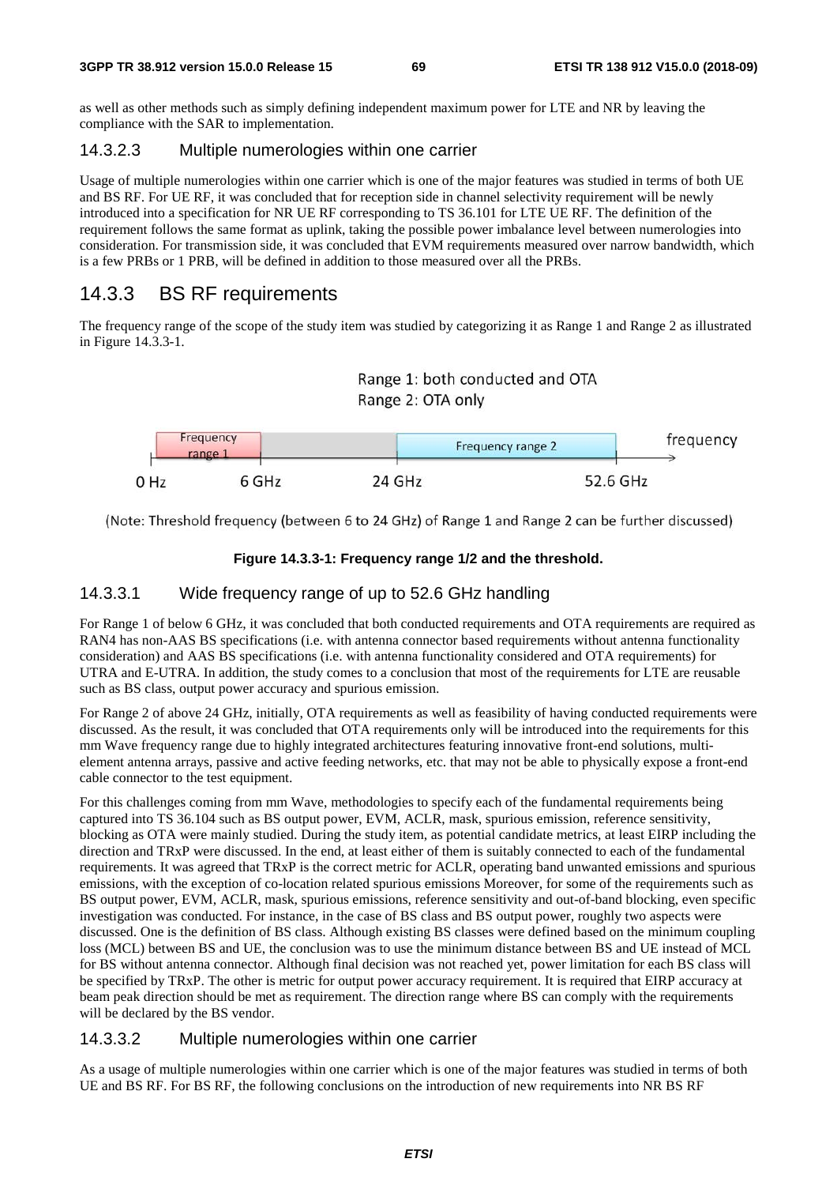as well as other methods such as simply defining independent maximum power for LTE and NR by leaving the compliance with the SAR to implementation.

#### 14.3.2.3 Multiple numerologies within one carrier

Usage of multiple numerologies within one carrier which is one of the major features was studied in terms of both UE and BS RF. For UE RF, it was concluded that for reception side in channel selectivity requirement will be newly introduced into a specification for NR UE RF corresponding to TS 36.101 for LTE UE RF. The definition of the requirement follows the same format as uplink, taking the possible power imbalance level between numerologies into consideration. For transmission side, it was concluded that EVM requirements measured over narrow bandwidth, which is a few PRBs or 1 PRB, will be defined in addition to those measured over all the PRBs.

## 14.3.3 BS RF requirements

The frequency range of the scope of the study item was studied by categorizing it as Range 1 and Range 2 as illustrated in Figure 14.3.3-1.

Range 1: both conducted and OTA
Range 2: OTA only

Frequency range 1 | Frequency range 2 | frequency
0 Hz | 6 GHz | 24 GHz | 52.6 GHz

(Note: Threshold frequency (between 6 to 24 GHz) of Range 1 and Range 2 can be further discussed)

**Figure 14.3.3-1: Frequency range 1/2 and the threshold.**

#### 14.3.3.1 Wide frequency range of up to 52.6 GHz handling

For Range 1 of below 6 GHz, it was concluded that both conducted requirements and OTA requirements are required as RAN4 has non-AAS BS specifications (i.e. with antenna connector based requirements without antenna functionality consideration) and AAS BS specifications (i.e. with antenna functionality considered and OTA requirements) for UTRA and E-UTRA. In addition, the study comes to a conclusion that most of the requirements for LTE are reusable such as BS class, output power accuracy and spurious emission.

For Range 2 of above 24 GHz, initially, OTA requirements as well as feasibility of having conducted requirements were discussed. As the result, it was concluded that OTA requirements only will be introduced into the requirements for this mm Wave frequency range due to highly integrated architectures featuring innovative front-end solutions, multi-element antenna arrays, passive and active feeding networks, etc. that may not be able to physically expose a front-end cable connector to the test equipment.

For this challenges coming from mm Wave, methodologies to specify each of the fundamental requirements being captured into TS 36.104 such as BS output power, EVM, ACLR, mask, spurious emission, reference sensitivity, blocking as OTA were mainly studied. During the study item, as potential candidate metrics, at least EIRP including the direction and TRxP were discussed. In the end, at least either of them is suitably connected to each of the fundamental requirements. It was agreed that TRxP is the correct metric for ACLR, operating band unwanted emissions and spurious emissions, with the exception of co-location related spurious emissions Moreover, for some of the requirements such as BS output power, EVM, ACLR, mask, spurious emissions, reference sensitivity and out-of-band blocking, even specific investigation was conducted. For instance, in the case of BS class and BS output power, roughly two aspects were discussed. One is the definition of BS class. Although existing BS classes were defined based on the minimum coupling loss (MCL) between BS and UE, the conclusion was to use the minimum distance between BS and UE instead of MCL for BS without antenna connector. Although final decision was not reached yet, power limitation for each BS class will be specified by TRxP. The other is metric for output power accuracy requirement. It is required that EIRP accuracy at beam peak direction should be met as requirement. The direction range where BS can comply with the requirements will be declared by the BS vendor.

#### 14.3.3.2 Multiple numerologies within one carrier

As a usage of multiple numerologies within one carrier which is one of the major features was studied in terms of both UE and BS RF. For BS RF, the following conclusions on the introduction of new requirements into NR BS RF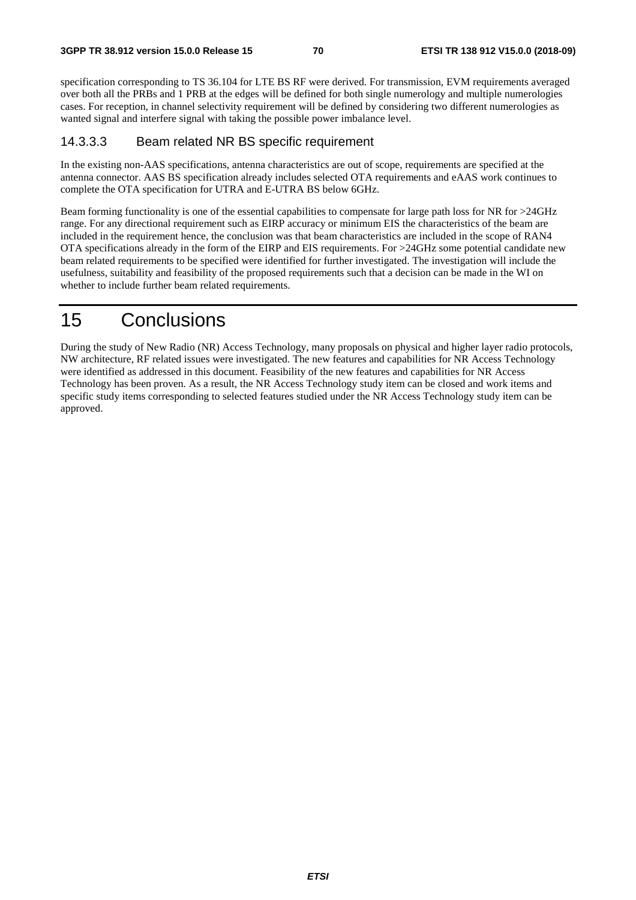specification corresponding to TS 36.104 for LTE BS RF were derived. For transmission, EVM requirements averaged over both all the PRBs and 1 PRB at the edges will be defined for both single numerology and multiple numerologies cases. For reception, in channel selectivity requirement will be defined by considering two different numerologies as wanted signal and interfere signal with taking the possible power imbalance level.

#### 14.3.3.3 Beam related NR BS specific requirement

In the existing non-AAS specifications, antenna characteristics are out of scope, requirements are specified at the antenna connector. AAS BS specification already includes selected OTA requirements and eAAS work continues to complete the OTA specification for UTRA and E-UTRA BS below 6GHz.

Beam forming functionality is one of the essential capabilities to compensate for large path loss for NR for >24GHz range. For any directional requirement such as EIRP accuracy or minimum EIS the characteristics of the beam are included in the requirement hence, the conclusion was that beam characteristics are included in the scope of RAN4 OTA specifications already in the form of the EIRP and EIS requirements. For >24GHz some potential candidate new beam related requirements to be specified were identified for further investigated. The investigation will include the usefulness, suitability and feasibility of the proposed requirements such that a decision can be made in the WI on whether to include further beam related requirements.

# 15 Conclusions

During the study of New Radio (NR) Access Technology, many proposals on physical and higher layer radio protocols, NW architecture, RF related issues were investigated. The new features and capabilities for NR Access Technology were identified as addressed in this document. Feasibility of the new features and capabilities for NR Access Technology has been proven. As a result, the NR Access Technology study item can be closed and work items and specific study items corresponding to selected features studied under the NR Access Technology study item can be approved.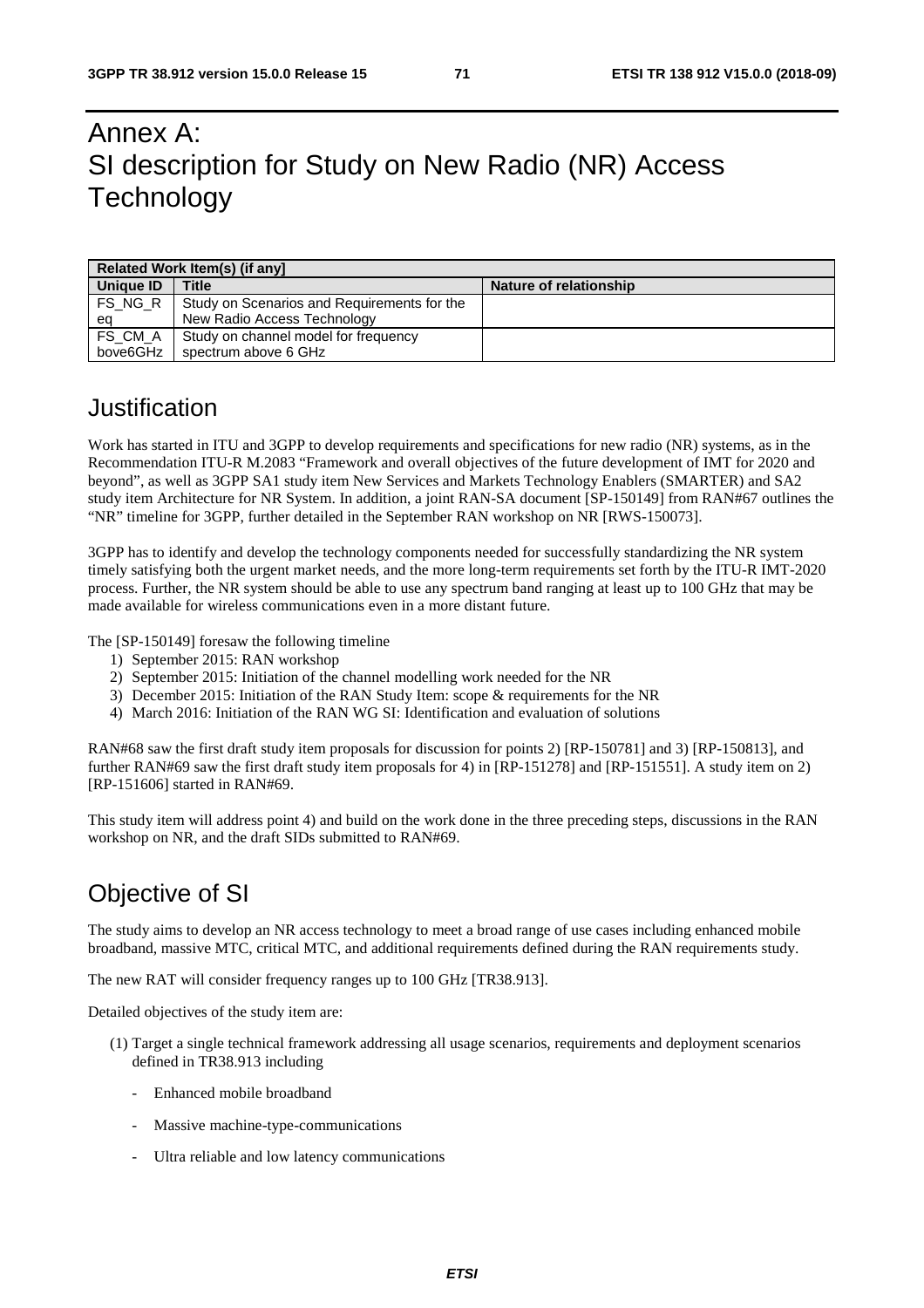# Annex A: SI description for Study on New Radio (NR) Access Technology

| Related Work Item(s) (if any) | | |
|---|---|---|
| **Unique ID** | **Title** | **Nature of relationship** |
| FS_NG_Req | Study on Scenarios and Requirements for the New Radio Access Technology | |
| FS_CM_Above6GHz | Study on channel model for frequency spectrum above 6 GHz | |

## Justification

Work has started in ITU and 3GPP to develop requirements and specifications for new radio (NR) systems, as in the Recommendation ITU-R M.2083 "Framework and overall objectives of the future development of IMT for 2020 and beyond", as well as 3GPP SA1 study item New Services and Markets Technology Enablers (SMARTER) and SA2 study item Architecture for NR System. In addition, a joint RAN-SA document [SP-150149] from RAN#67 outlines the "NR" timeline for 3GPP, further detailed in the September RAN workshop on NR [RWS-150073].

3GPP has to identify and develop the technology components needed for successfully standardizing the NR system timely satisfying both the urgent market needs, and the more long-term requirements set forth by the ITU-R IMT-2020 process. Further, the NR system should be able to use any spectrum band ranging at least up to 100 GHz that may be made available for wireless communications even in a more distant future.

The [SP-150149] foresaw the following timeline

1) September 2015: RAN workshop
2) September 2015: Initiation of the channel modelling work needed for the NR
3) December 2015: Initiation of the RAN Study Item: scope & requirements for the NR
4) March 2016: Initiation of the RAN WG SI: Identification and evaluation of solutions

RAN#68 saw the first draft study item proposals for discussion for points 2) [RP-150781] and 3) [RP-150813], and further RAN#69 saw the first draft study item proposals for 4) in [RP-151278] and [RP-151551]. A study item on 2) [RP-151606] started in RAN#69.

This study item will address point 4) and build on the work done in the three preceding steps, discussions in the RAN workshop on NR, and the draft SIDs submitted to RAN#69.

## Objective of SI

The study aims to develop an NR access technology to meet a broad range of use cases including enhanced mobile broadband, massive MTC, critical MTC, and additional requirements defined during the RAN requirements study.

The new RAT will consider frequency ranges up to 100 GHz [TR38.913].

Detailed objectives of the study item are:

(1) Target a single technical framework addressing all usage scenarios, requirements and deployment scenarios defined in TR38.913 including

- Enhanced mobile broadband
- Massive machine-type-communications
- Ultra reliable and low latency communications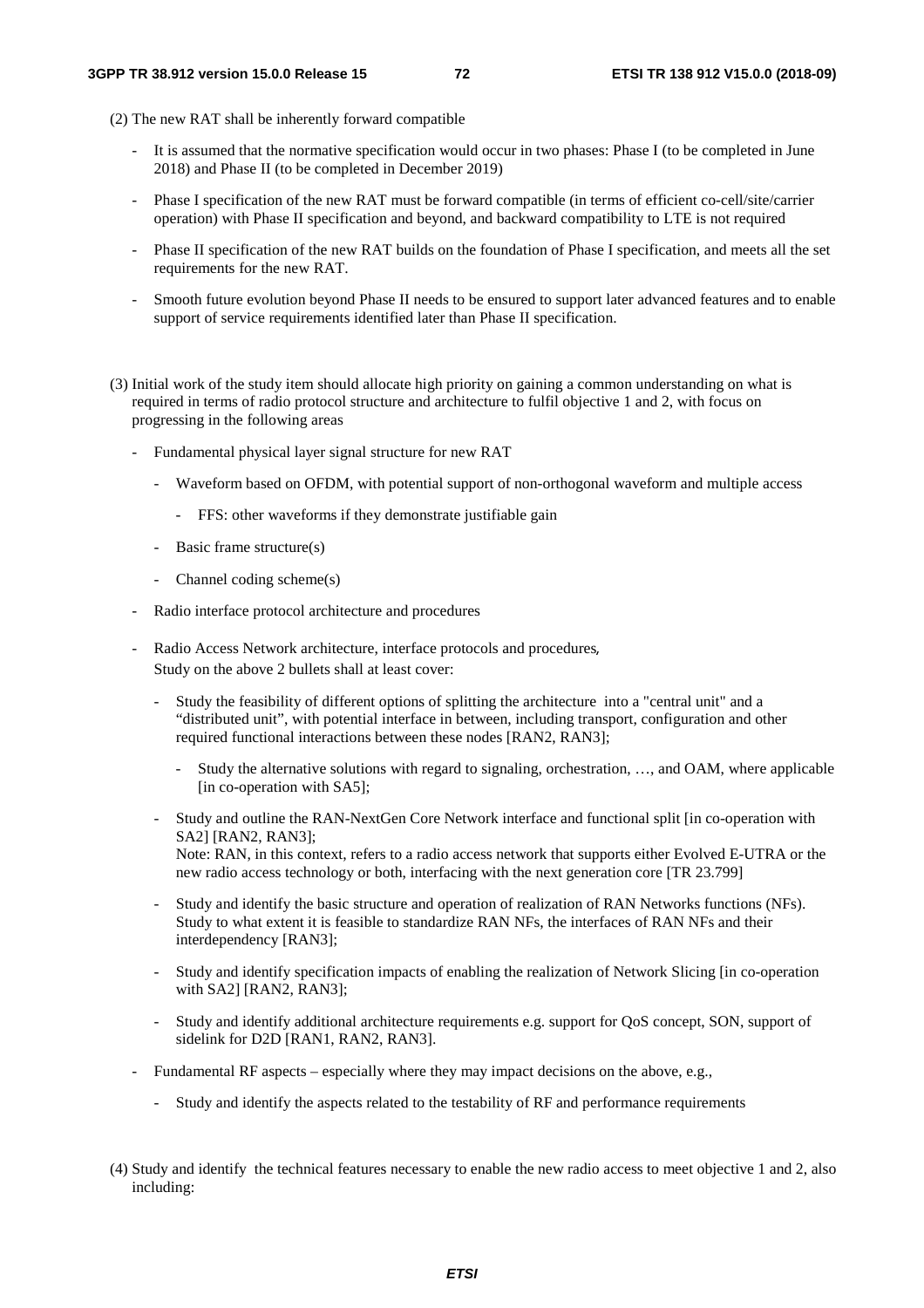(2) The new RAT shall be inherently forward compatible

- It is assumed that the normative specification would occur in two phases: Phase I (to be completed in June 2018) and Phase II (to be completed in December 2019)
- Phase I specification of the new RAT must be forward compatible (in terms of efficient co-cell/site/carrier operation) with Phase II specification and beyond, and backward compatibility to LTE is not required
- Phase II specification of the new RAT builds on the foundation of Phase I specification, and meets all the set requirements for the new RAT.
- Smooth future evolution beyond Phase II needs to be ensured to support later advanced features and to enable support of service requirements identified later than Phase II specification.

(3) Initial work of the study item should allocate high priority on gaining a common understanding on what is required in terms of radio protocol structure and architecture to fulfil objective 1 and 2, with focus on progressing in the following areas

- Fundamental physical layer signal structure for new RAT
    - Waveform based on OFDM, with potential support of non-orthogonal waveform and multiple access
        - FFS: other waveforms if they demonstrate justifiable gain
    - Basic frame structure(s)
    - Channel coding scheme(s)
- Radio interface protocol architecture and procedures
- Radio Access Network architecture, interface protocols and procedures,
  Study on the above 2 bullets shall at least cover:
    - Study the feasibility of different options of splitting the architecture into a "central unit" and a "distributed unit", with potential interface in between, including transport, configuration and other required functional interactions between these nodes [RAN2, RAN3];
        - Study the alternative solutions with regard to signaling, orchestration, …, and OAM, where applicable [in co-operation with SA5];
    - Study and outline the RAN-NextGen Core Network interface and functional split [in co-operation with SA2] [RAN2, RAN3];
      Note: RAN, in this context, refers to a radio access network that supports either Evolved E-UTRA or the new radio access technology or both, interfacing with the next generation core [TR 23.799]
    - Study and identify the basic structure and operation of realization of RAN Networks functions (NFs). Study to what extent it is feasible to standardize RAN NFs, the interfaces of RAN NFs and their interdependency [RAN3];
    - Study and identify specification impacts of enabling the realization of Network Slicing [in co-operation with SA2] [RAN2, RAN3];
    - Study and identify additional architecture requirements e.g. support for QoS concept, SON, support of sidelink for D2D [RAN1, RAN2, RAN3].
- Fundamental RF aspects – especially where they may impact decisions on the above, e.g.,
    - Study and identify the aspects related to the testability of RF and performance requirements

(4) Study and identify the technical features necessary to enable the new radio access to meet objective 1 and 2, also including: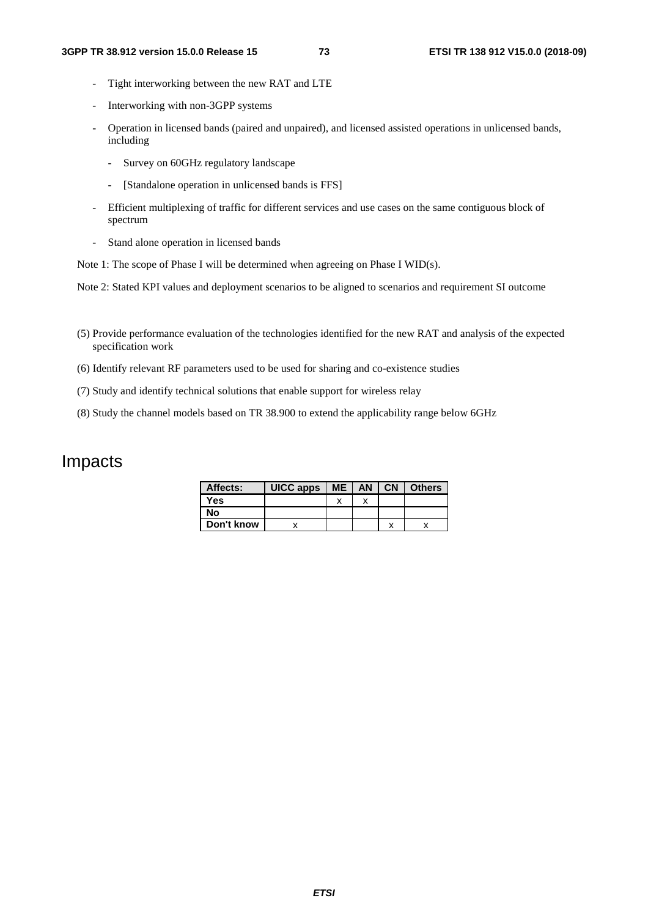- Tight interworking between the new RAT and LTE
- Interworking with non-3GPP systems
- Operation in licensed bands (paired and unpaired), and licensed assisted operations in unlicensed bands, including
    - Survey on 60GHz regulatory landscape
    - [Standalone operation in unlicensed bands is FFS]
- Efficient multiplexing of traffic for different services and use cases on the same contiguous block of spectrum
- Stand alone operation in licensed bands

Note 1: The scope of Phase I will be determined when agreeing on Phase I WID(s).

Note 2: Stated KPI values and deployment scenarios to be aligned to scenarios and requirement SI outcome

(5) Provide performance evaluation of the technologies identified for the new RAT and analysis of the expected specification work

(6) Identify relevant RF parameters used to be used for sharing and co-existence studies

(7) Study and identify technical solutions that enable support for wireless relay

(8) Study the channel models based on TR 38.900 to extend the applicability range below 6GHz

# Impacts

| Affects: | UICC apps | ME | AN | CN | Others |
|---|---|---|---|---|---|
| Yes | | x | x | | |
| No | | | | | |
| Don't know | x | | | x | x |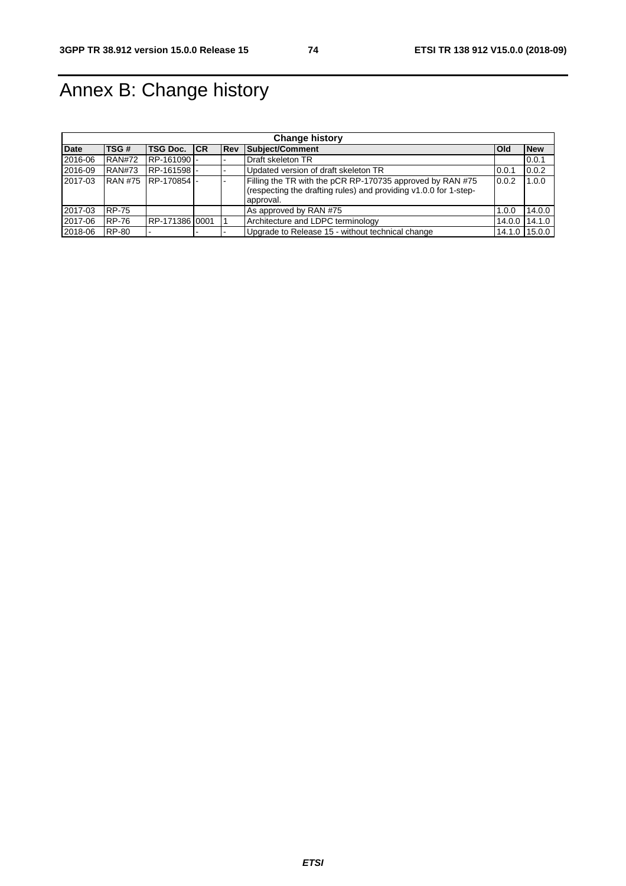# Annex B: Change history

| Change history | | | | | | | |
|---|---|---|---|---|---|---|---|
| **Date** | **TSG #** | **TSG Doc.** | **CR** | **Rev** | **Subject/Comment** | **Old** | **New** |
| 2016-06 | RAN#72 | RP-161090 | - | - | Draft skeleton TR | | 0.0.1 |
| 2016-09 | RAN#73 | RP-161598 | - | - | Updated version of draft skeleton TR | 0.0.1 | 0.0.2 |
| 2017-03 | RAN #75 | RP-170854 | - | - | Filling the TR with the pCR RP-170735 approved by RAN #75 (respecting the drafting rules) and providing v1.0.0 for 1-step-approval. | 0.0.2 | 1.0.0 |
| 2017-03 | RP-75 | | | | As approved by RAN #75 | 1.0.0 | 14.0.0 |
| 2017-06 | RP-76 | RP-171386 | 0001 | 1 | Architecture and LDPC terminology | 14.0.0 | 14.1.0 |
| 2018-06 | RP-80 | - | - | - | Upgrade to Release 15 - without technical change | 14.1.0 | 15.0.0 |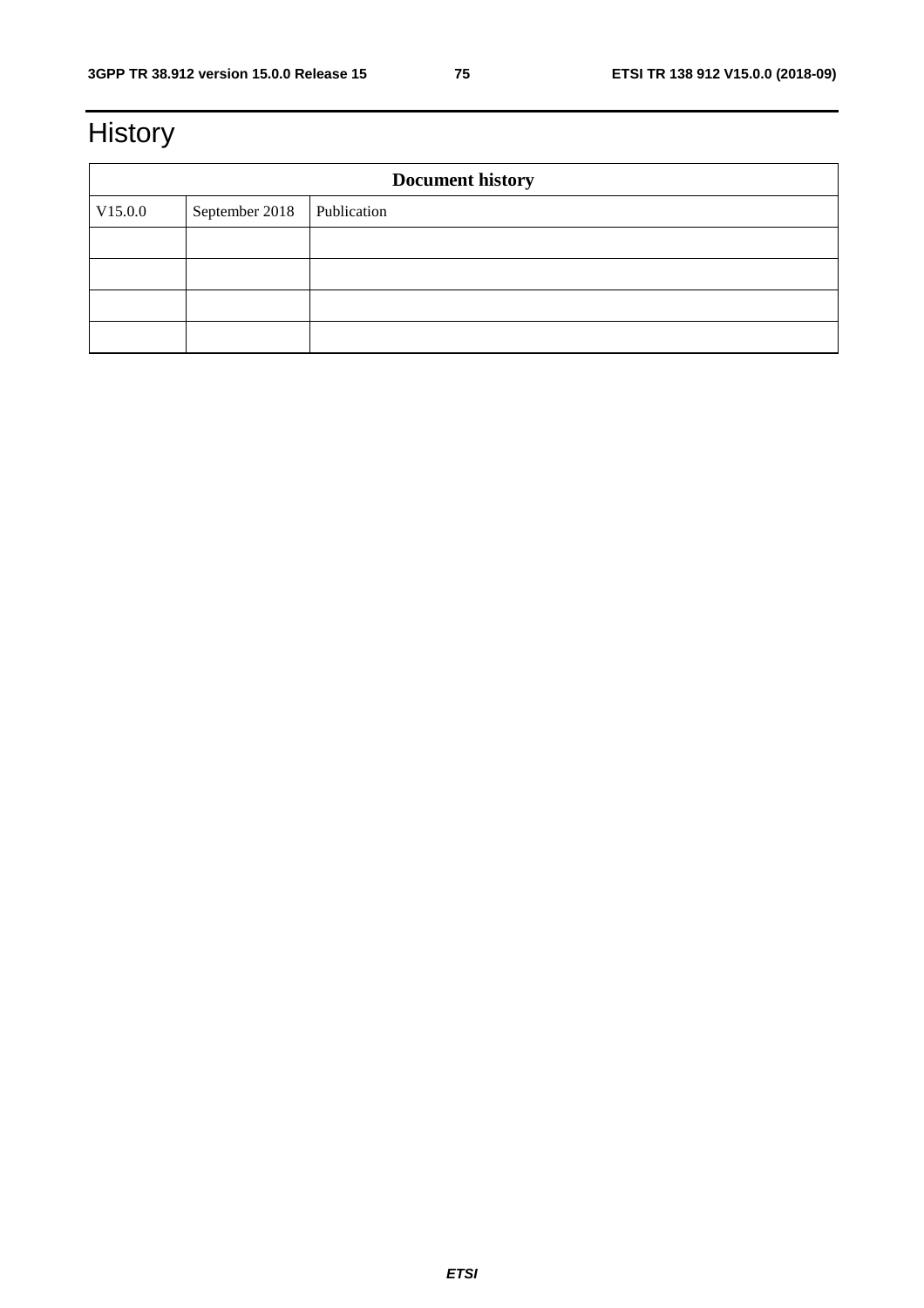# History

| Document history | | |
|---|---|---|
| V15.0.0 | September 2018 | Publication |
| | | |
| | | |
| | | |
| | | |